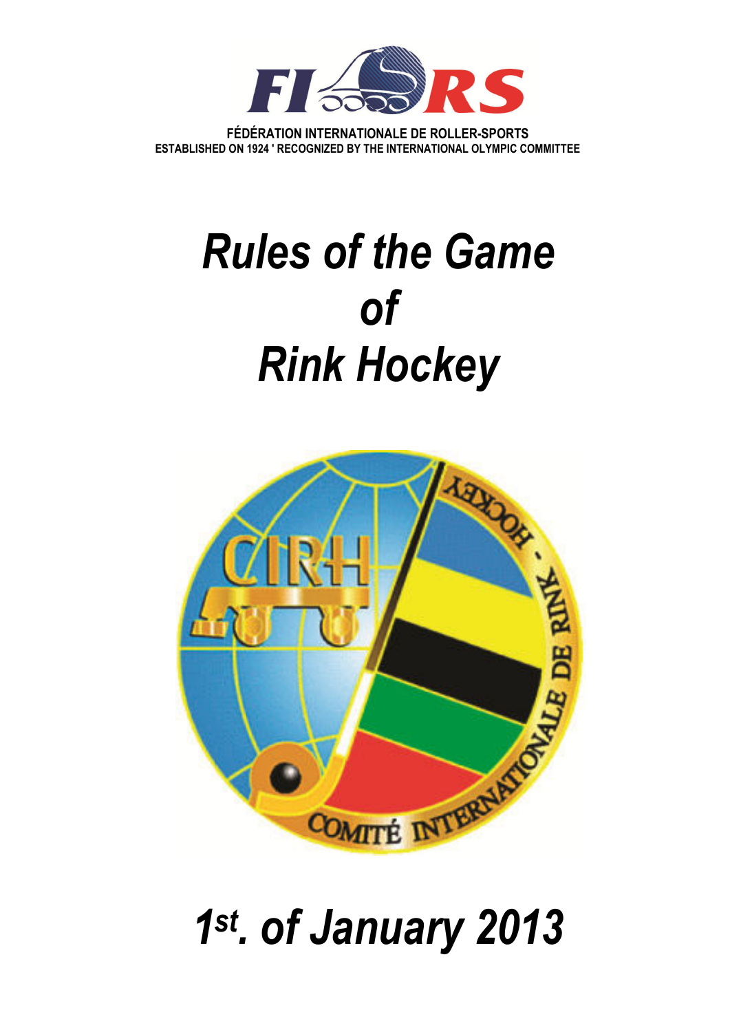FÉDÉRATION INTERNATIONALE DE ROLLER-SPORTS
ESTABLISHED ON 1924 ' RECOGNIZED BY THE INTERNATIONAL OLYMPIC COMMITTEE

# *Rules of the Game of Rink Hockey*

# *1st. of January 2013*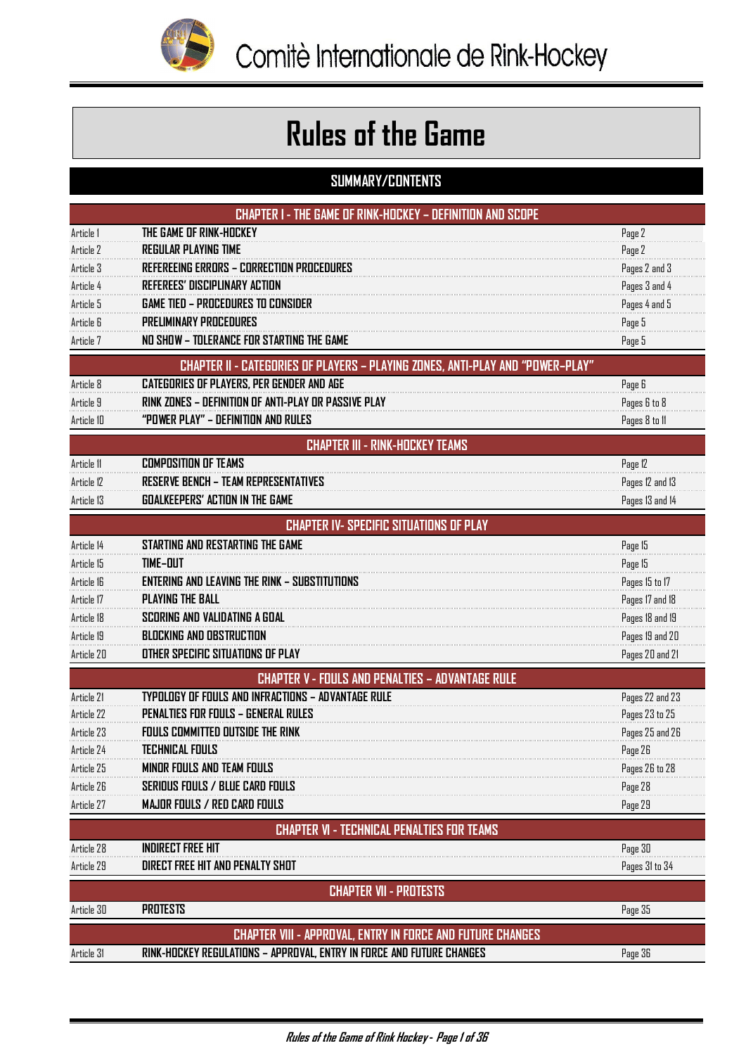# Comitè Internationale de Rink-Hockey

# Rules of the Game

## SUMMARY/CONTENTS

| CHAPTER I - THE GAME OF RINK-HOCKEY – DEFINITION AND SCOPE | | |
|---|---|---|
| Article 1 | THE GAME OF RINK-HOCKEY | Page 2 |
| Article 2 | REGULAR PLAYING TIME | Page 2 |
| Article 3 | REFEREEING ERRORS – CORRECTION PROCEDURES | Pages 2 and 3 |
| Article 4 | REFEREES' DISCIPLINARY ACTION | Pages 3 and 4 |
| Article 5 | GAME TIED – PROCEDURES TO CONSIDER | Pages 4 and 5 |
| Article 6 | PRELIMINARY PROCEDURES | Page 5 |
| Article 7 | NO SHOW – TOLERANCE FOR STARTING THE GAME | Page 5 |
| **CHAPTER II - CATEGORIES OF PLAYERS – PLAYING ZONES, ANTI-PLAY AND "POWER-PLAY"** | | |
| Article 8 | CATEGORIES OF PLAYERS, PER GENDER AND AGE | Page 6 |
| Article 9 | RINK ZONES – DEFINITION OF ANTI-PLAY OR PASSIVE PLAY | Pages 6 to 8 |
| Article 10 | "POWER PLAY" – DEFINITION AND RULES | Pages 8 to 11 |
| **CHAPTER III - RINK-HOCKEY TEAMS** | | |
| Article 11 | COMPOSITION OF TEAMS | Page 12 |
| Article 12 | RESERVE BENCH – TEAM REPRESENTATIVES | Pages 12 and 13 |
| Article 13 | GOALKEEPERS' ACTION IN THE GAME | Pages 13 and 14 |
| **CHAPTER IV- SPECIFIC SITUATIONS OF PLAY** | | |
| Article 14 | STARTING AND RESTARTING THE GAME | Page 15 |
| Article 15 | TIME-OUT | Page 15 |
| Article 16 | ENTERING AND LEAVING THE RINK – SUBSTITUTIONS | Pages 15 to 17 |
| Article 17 | PLAYING THE BALL | Pages 17 and 18 |
| Article 18 | SCORING AND VALIDATING A GOAL | Pages 18 and 19 |
| Article 19 | BLOCKING AND OBSTRUCTION | Pages 19 and 20 |
| Article 20 | OTHER SPECIFIC SITUATIONS OF PLAY | Pages 20 and 21 |
| **CHAPTER V - FOULS AND PENALTIES – ADVANTAGE RULE** | | |
| Article 21 | TYPOLOGY OF FOULS AND INFRACTIONS – ADVANTAGE RULE | Pages 22 and 23 |
| Article 22 | PENALTIES FOR FOULS – GENERAL RULES | Pages 23 to 25 |
| Article 23 | FOULS COMMITTED OUTSIDE THE RINK | Pages 25 and 26 |
| Article 24 | TECHNICAL FOULS | Page 26 |
| Article 25 | MINOR FOULS AND TEAM FOULS | Pages 26 to 28 |
| Article 26 | SERIOUS FOULS / BLUE CARD FOULS | Page 28 |
| Article 27 | MAJOR FOULS / RED CARD FOULS | Page 29 |
| **CHAPTER VI - TECHNICAL PENALTIES FOR TEAMS** | | |
| Article 28 | INDIRECT FREE HIT | Page 30 |
| Article 29 | DIRECT FREE HIT AND PENALTY SHOT | Pages 31 to 34 |
| **CHAPTER VII - PROTESTS** | | |
| Article 30 | PROTESTS | Page 35 |
| **CHAPTER VIII - APPROVAL, ENTRY IN FORCE AND FUTURE CHANGES** | | |
| Article 31 | RINK-HOCKEY REGULATIONS – APPROVAL, ENTRY IN FORCE AND FUTURE CHANGES | Page 36 |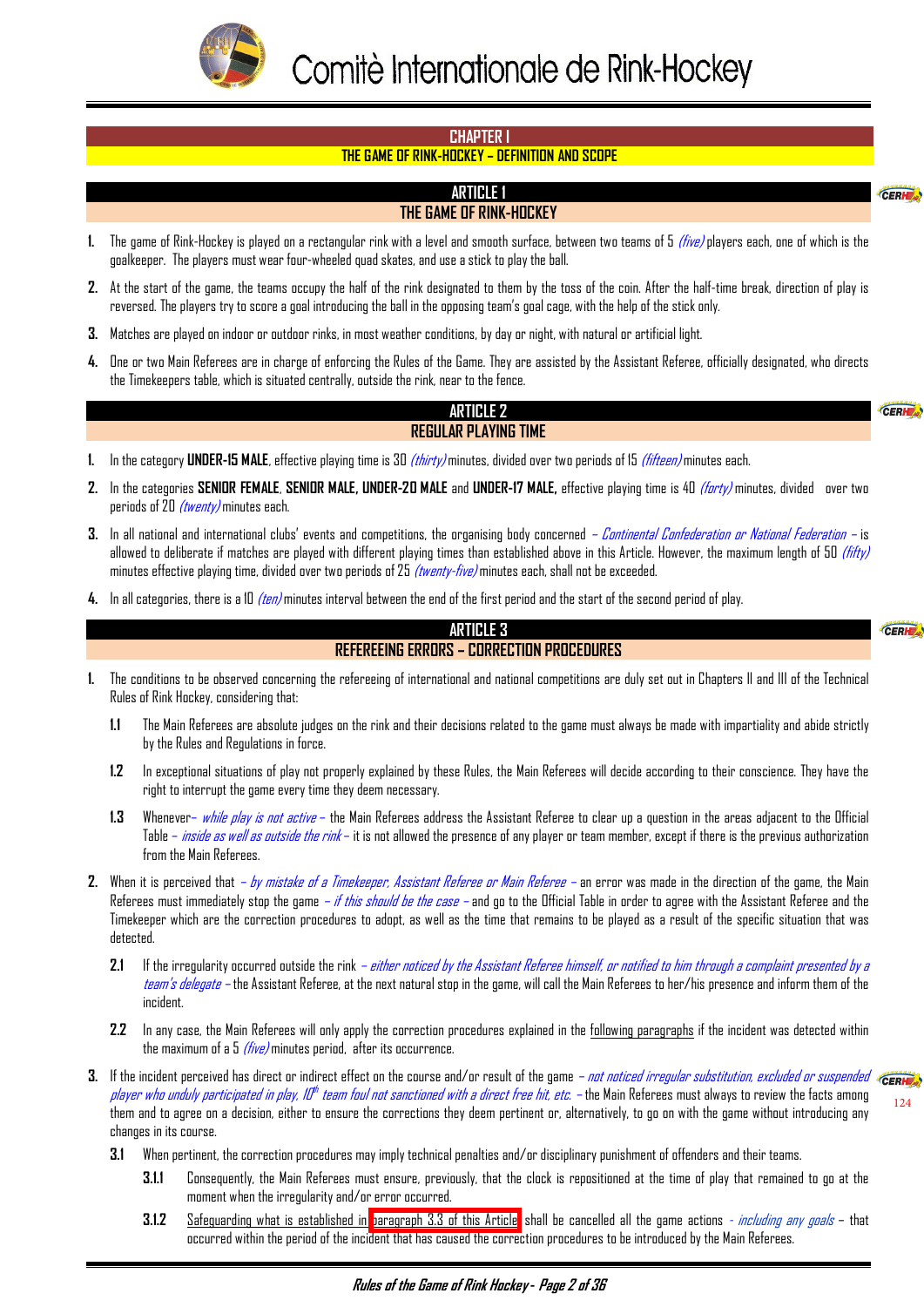# CHAPTER I

## THE GAME OF RINK-HOCKEY – DEFINITION AND SCOPE

## ARTICLE 1

### THE GAME OF RINK-HOCKEY

1. The game of Rink-Hockey is played on a rectangular rink with a level and smooth surface, between two teams of 5 *(five)* players each, one of which is the goalkeeper. The players must wear four-wheeled quad skates, and use a stick to play the ball.

2. At the start of the game, the teams occupy the half of the rink designated to them by the toss of the coin. After the half-time break, direction of play is reversed. The players try to score a goal introducing the ball in the opposing team's goal cage, with the help of the stick only.

3. Matches are played on indoor or outdoor rinks, in most weather conditions, by day or night, with natural or artificial light.

4. One or two Main Referees are in charge of enforcing the Rules of the Game. They are assisted by the Assistant Referee, officially designated, who directs the Timekeepers table, which is situated centrally, outside the rink, near to the fence.

## ARTICLE 2

### REGULAR PLAYING TIME

1. In the category **UNDER-15 MALE**, effective playing time is 30 *(thirty)* minutes, divided over two periods of 15 *(fifteen)* minutes each.

2. In the categories **SENIOR FEMALE**, **SENIOR MALE, UNDER-20 MALE** and **UNDER-17 MALE,** effective playing time is 40 *(forty)* minutes, divided over two periods of 20 *(twenty)* minutes each.

3. In all national and international clubs' events and competitions, the organising body concerned *– Continental Confederation or National Federation –* is allowed to deliberate if matches are played with different playing times than established above in this Article. However, the maximum length of 50 *(fifty)* minutes effective playing time, divided over two periods of 25 *(twenty-five)* minutes each, shall not be exceeded.

4. In all categories, there is a 10 *(ten)* minutes interval between the end of the first period and the start of the second period of play.

## ARTICLE 3

### REFEREEING ERRORS – CORRECTION PROCEDURES

1. The conditions to be observed concerning the refereeing of international and national competitions are duly set out in Chapters II and III of the Technical Rules of Rink Hockey, considering that:

   1.1 The Main Referees are absolute judges on the rink and their decisions related to the game must always be made with impartiality and abide strictly by the Rules and Regulations in force.

   1.2 In exceptional situations of play not properly explained by these Rules, the Main Referees will decide according to their conscience. They have the right to interrupt the game every time they deem necessary.

   1.3 Whenever*– while play is not active –* the Main Referees address the Assistant Referee to clear up a question in the areas adjacent to the Official Table *– inside as well as outside the rink –* it is not allowed the presence of any player or team member, except if there is the previous authorization from the Main Referees.

2. When it is perceived that *– by mistake of a Timekeeper, Assistant Referee or Main Referee –* an error was made in the direction of the game, the Main Referees must immediately stop the game *– if this should be the case –* and go to the Official Table in order to agree with the Assistant Referee and the Timekeeper which are the correction procedures to adopt, as well as the time that remains to be played as a result of the specific situation that was detected.

   2.1 If the irregularity occurred outside the rink *– either noticed by the Assistant Referee himself, or notified to him through a complaint presented by a team's delegate –* the Assistant Referee, at the next natural stop in the game, will call the Main Referees to her/his presence and inform them of the incident.

   2.2 In any case, the Main Referees will only apply the correction procedures explained in the <u>following paragraphs</u> if the incident was detected within the maximum of a 5 *(five)* minutes period, after its occurrence.

3. If the incident perceived has direct or indirect effect on the course and/or result of the game *– not noticed irregular substitution, excluded or suspended player who unduly participated in play, 10th team foul not sanctioned with a direct free hit, etc. –* the Main Referees must always to review the facts among them and to agree on a decision, either to ensure the corrections they deem pertinent or, alternatively, to go on with the game without introducing any changes in its course.

   3.1 When pertinent, the correction procedures may imply technical penalties and/or disciplinary punishment of offenders and their teams.

      3.1.1 Consequently, the Main Referees must ensure, previously, that the clock is repositioned at the time of play that remained to go at the moment when the irregularity and/or error occurred.

      3.1.2 <u>Safeguarding what is established in paragraph 3.3 of this Article</u> shall be cancelled all the game actions *- including any goals –* that occurred within the period of the incident that has caused the correction procedures to be introduced by the Main Referees.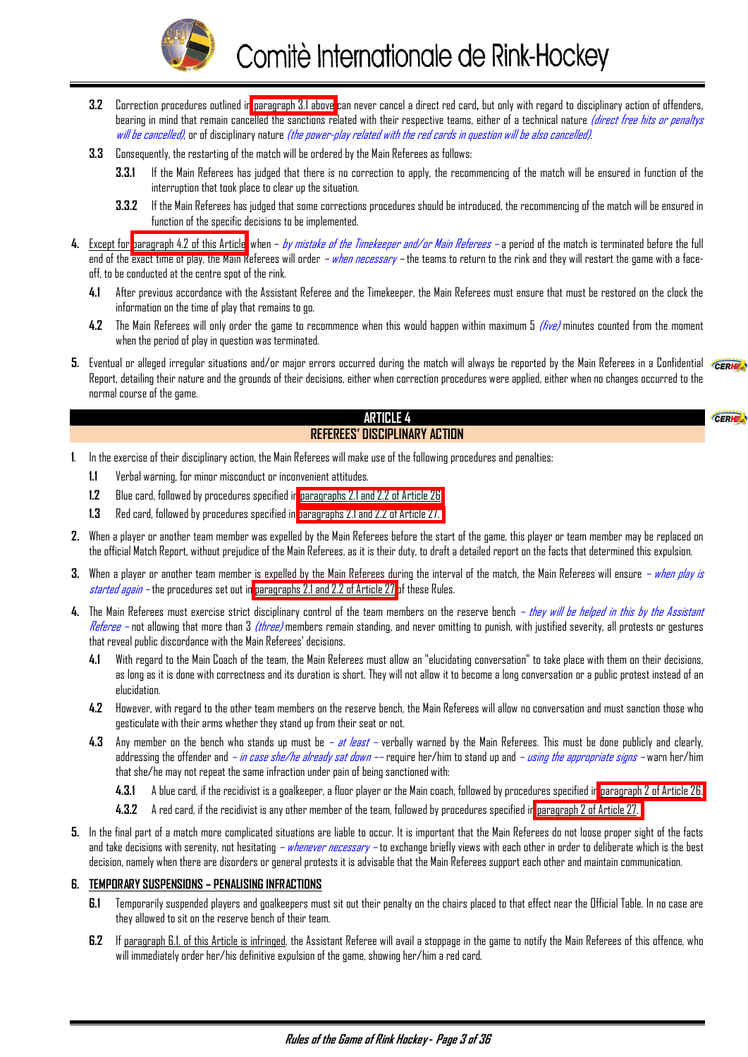**3.2** Correction procedures outlined in paragraph 3.1 above can never cancel a direct red card, but only with regard to disciplinary action of offenders, bearing in mind that remain cancelled the sanctions related with their respective teams, either of a technical nature *(direct free hits or penaltys will be cancelled)*, or of disciplinary nature *(the power-play related with the red cards in question will be also cancelled)*.

**3.3** Consequently, the restarting of the match will be ordered by the Main Referees as follows:

**3.3.1** If the Main Referees has judged that there is no correction to apply, the recommencing of the match will be ensured in function of the interruption that took place to clear up the situation.

**3.3.2** If the Main Referees has judged that some corrections procedures should be introduced, the recommencing of the match will be ensured in function of the specific decisions to be implemented.

**4.** Except for paragraph 4.2 of this Article when – *by mistake of the Timekeeper and/or Main Referees* – a period of the match is terminated before the full end of the exact time of play, the Main Referees will order – *when necessary* – the teams to return to the rink and they will restart the game with a face-off, to be conducted at the centre spot of the rink.

**4.1** After previous accordance with the Assistant Referee and the Timekeeper, the Main Referees must ensure that must be restored on the clock the information on the time of play that remains to go.

**4.2** The Main Referees will only order the game to recommence when this would happen within maximum 5 *(five)* minutes counted from the moment when the period of play in question was terminated.

**5.** Eventual or alleged irregular situations and/or major errors occurred during the match will always be reported by the Main Referees in a Confidential Report, detailing their nature and the grounds of their decisions, either when correction procedures were applied, either when no changes occurred to the normal course of the game.

## ARTICLE 4
## REFEREES' DISCIPLINARY ACTION

**1.** In the exercise of their disciplinary action, the Main Referees will make use of the following procedures and penalties:

**1.1** Verbal warning, for minor misconduct or inconvenient attitudes.

**1.2** Blue card, followed by procedures specified in paragraphs 2.1 and 2.2 of Article 26

**1.3** Red card, followed by procedures specified in paragraphs 2.1 and 2.2 of Article 27.

**2.** When a player or another team member was expelled by the Main Referees before the start of the game, this player or team member may be replaced on the official Match Report, without prejudice of the Main Referees, as it is their duty, to draft a detailed report on the facts that determined this expulsion.

**3.** When a player or another team member is expelled by the Main Referees during the interval of the match, the Main Referees will ensure – *when play is started again* – the procedures set out in paragraphs 2.1 and 2.2 of Article 27 of these Rules.

**4.** The Main Referees must exercise strict disciplinary control of the team members on the reserve bench – *they will be helped in this by the Assistant Referee* – not allowing that more than 3 *(three)* members remain standing, and never omitting to punish, with justified severity, all protests or gestures that reveal public discordance with the Main Referees' decisions.

**4.1** With regard to the Main Coach of the team, the Main Referees must allow an "elucidating conversation" to take place with them on their decisions, as long as it is done with correctness and its duration is short. They will not allow it to become a long conversation or a public protest instead of an elucidation.

**4.2** However, with regard to the other team members on the reserve bench, the Main Referees will allow no conversation and must sanction those who gesticulate with their arms whether they stand up from their seat or not.

**4.3** Any member on the bench who stands up must be – *at least* – verbally warned by the Main Referees. This must be done publicly and clearly, addressing the offender and – *in case she/he already sat down* –– require her/him to stand up and – *using the appropriate signs* – warn her/him that she/he may not repeat the same infraction under pain of being sanctioned with:

**4.3.1** A blue card, if the recidivist is a goalkeeper, a floor player or the Main coach, followed by procedures specified in paragraph 2 of Article 26.

**4.3.2** A red card, if the recidivist is any other member of the team, followed by procedures specified in paragraph 2 of Article 27.

**5.** In the final part of a match more complicated situations are liable to occur. It is important that the Main Referees do not loose proper sight of the facts and take decisions with serenity, not hesitating – *whenever necessary* – to exchange briefly views with each other in order to deliberate which is the best decision, namely when there are disorders or general protests it is advisable that the Main Referees support each other and maintain communication.

**6. TEMPORARY SUSPENSIONS – PENALISING INFRACTIONS**

**6.1** Temporarily suspended players and goalkeepers must sit out their penalty on the chairs placed to that effect near the Official Table. In no case are they allowed to sit on the reserve bench of their team.

**6.2** If paragraph 6.1. of this Article is infringed, the Assistant Referee will avail a stoppage in the game to notify the Main Referees of this offence, who will immediately order her/his definitive expulsion of the game, showing her/him a red card.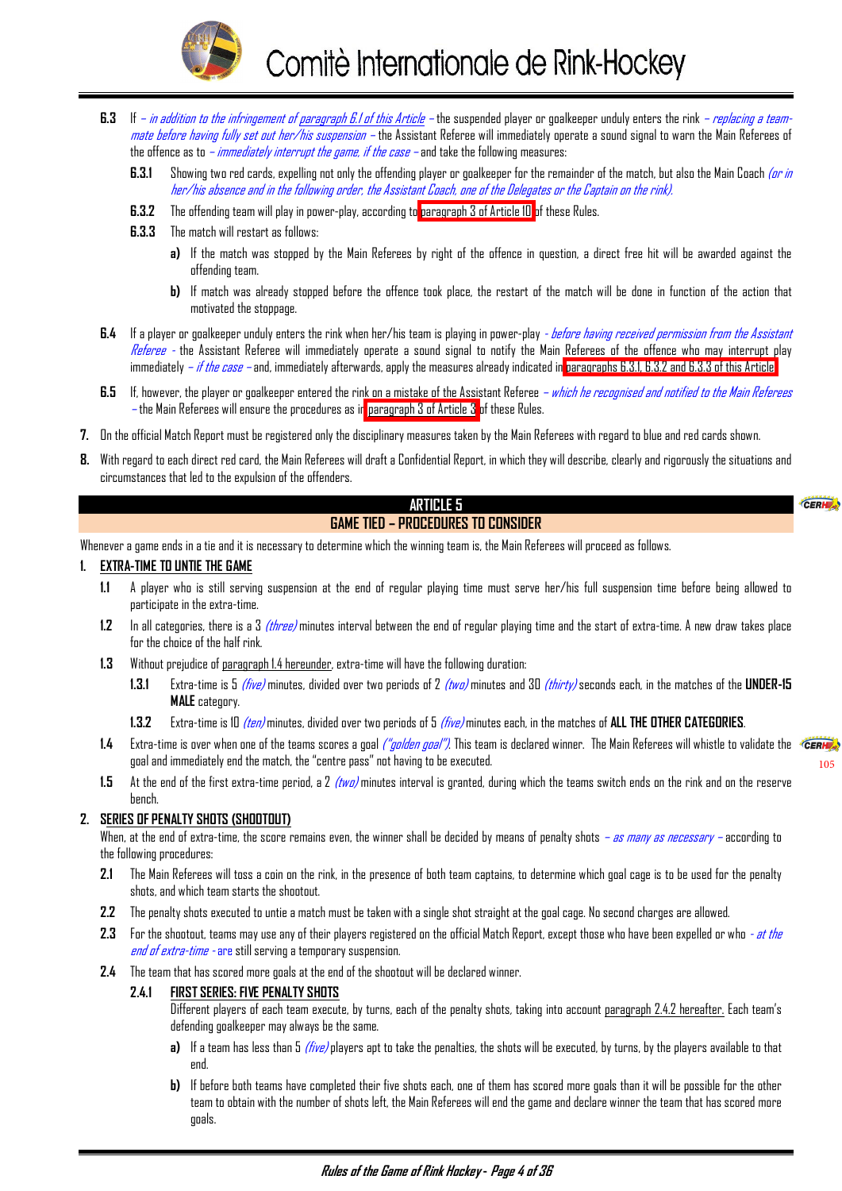**6.3** If *– in addition to the infringement of paragraph 6.1 of this Article –* the suspended player or goalkeeper unduly enters the rink *– replacing a team-mate before having fully set out her/his suspension –* the Assistant Referee will immediately operate a sound signal to warn the Main Referees of the offence as to *– immediately interrupt the game, if the case –* and take the following measures:

**6.3.1** Showing two red cards, expelling not only the offending player or goalkeeper for the remainder of the match, but also the Main Coach *(or in her/his absence and in the following order, the Assistant Coach, one of the Delegates or the Captain on the rink).*

**6.3.2** The offending team will play in power-play, according to paragraph 3 of Article 10 of these Rules.

**6.3.3** The match will restart as follows:

- **a)** If the match was stopped by the Main Referees by right of the offence in question, a direct free hit will be awarded against the offending team.
- **b)** If match was already stopped before the offence took place, the restart of the match will be done in function of the action that motivated the stoppage.

**6.4** If a player or goalkeeper unduly enters the rink when her/his team is playing in power-play *- before having received permission from the Assistant Referee -* the Assistant Referee will immediately operate a sound signal to notify the Main Referees of the offence who may interrupt play immediately *– if the case –* and, immediately afterwards, apply the measures already indicated in paragraphs 6.3.1, 6.3.2 and 6.3.3 of this Article.

**6.5** If, however, the player or goalkeeper entered the rink on a mistake of the Assistant Referee *– which he recognised and notified to the Main Referees –* the Main Referees will ensure the procedures as in paragraph 3 of Article 3 of these Rules.

**7.** On the official Match Report must be registered only the disciplinary measures taken by the Main Referees with regard to blue and red cards shown.

**8.** With regard to each direct red card, the Main Referees will draft a Confidential Report, in which they will describe, clearly and rigorously the situations and circumstances that led to the expulsion of the offenders.

## ARTICLE 5
## GAME TIED – PROCEDURES TO CONSIDER

Whenever a game ends in a tie and it is necessary to determine which the winning team is, the Main Referees will proceed as follows.

### 1. EXTRA-TIME TO UNTIE THE GAME

**1.1** A player who is still serving suspension at the end of regular playing time must serve her/his full suspension time before being allowed to participate in the extra-time.

**1.2** In all categories, there is a 3 *(three)* minutes interval between the end of regular playing time and the start of extra-time. A new draw takes place for the choice of the half rink.

**1.3** Without prejudice of paragraph 1.4 hereunder, extra-time will have the following duration:

**1.3.1** Extra-time is 5 *(five)* minutes, divided over two periods of 2 *(two)* minutes and 30 *(thirty)* seconds each, in the matches of the **UNDER-15 MALE** category.

**1.3.2** Extra-time is 10 *(ten)* minutes, divided over two periods of 5 *(five)* minutes each, in the matches of **ALL THE OTHER CATEGORIES**.

**1.4** Extra-time is over when one of the teams scores a goal *("golden goal")*. This team is declared winner. The Main Referees will whistle to validate the goal and immediately end the match, the "centre pass" not having to be executed.

**1.5** At the end of the first extra-time period, a 2 *(two)* minutes interval is granted, during which the teams switch ends on the rink and on the reserve bench.

### 2. SERIES OF PENALTY SHOTS (SHOOTOUT)

When, at the end of extra-time, the score remains even, the winner shall be decided by means of penalty shots *– as many as necessary –* according to the following procedures:

**2.1** The Main Referees will toss a coin on the rink, in the presence of both team captains, to determine which goal cage is to be used for the penalty shots, and which team starts the shootout.

**2.2** The penalty shots executed to untie a match must be taken with a single shot straight at the goal cage. No second charges are allowed.

**2.3** For the shootout, teams may use any of their players registered on the official Match Report, except those who have been expelled or who *- at the end of extra-time -* are still serving a temporary suspension.

**2.4** The team that has scored more goals at the end of the shootout will be declared winner.

**2.4.1** FIRST SERIES: FIVE PENALTY SHOTS

Different players of each team execute, by turns, each of the penalty shots, taking into account paragraph 2.4.2 hereafter. Each team's defending goalkeeper may always be the same.

- **a)** If a team has less than 5 *(five)* players apt to take the penalties, the shots will be executed, by turns, by the players available to that end.
- **b)** If before both teams have completed their five shots each, one of them has scored more goals than it will be possible for the other team to obtain with the number of shots left, the Main Referees will end the game and declare winner the team that has scored more goals.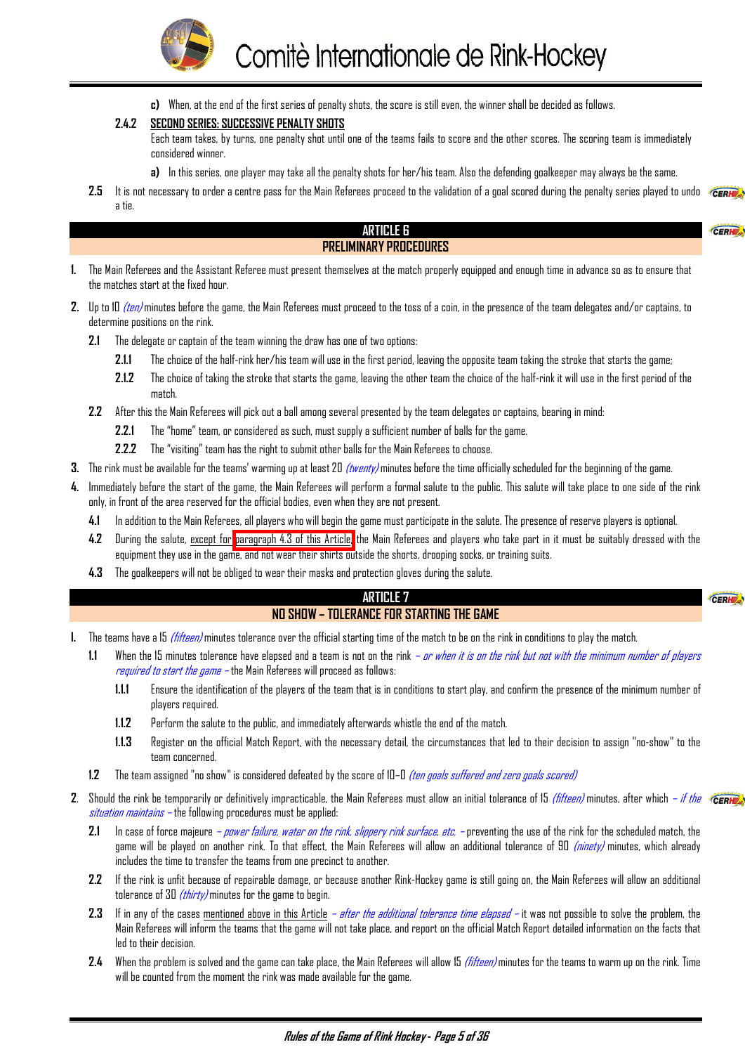**c)** When, at the end of the first series of penalty shots, the score is still even, the winner shall be decided as follows.

**2.4.2** SECOND SERIES: SUCCESSIVE PENALTY SHOTS

Each team takes, by turns, one penalty shot until one of the teams fails to score and the other scores. The scoring team is immediately considered winner.

**a)** In this series, one player may take all the penalty shots for her/his team. Also the defending goalkeeper may always be the same.

**2.5** It is not necessary to order a centre pass for the Main Referees proceed to the validation of a goal scored during the penalty series played to undo a tie.

## ARTICLE 6
## PRELIMINARY PROCEDURES

**1.** The Main Referees and the Assistant Referee must present themselves at the match properly equipped and enough time in advance so as to ensure that the matches start at the fixed hour.

**2.** Up to 10 *(ten)* minutes before the game, the Main Referees must proceed to the toss of a coin, in the presence of the team delegates and/or captains, to determine positions on the rink.

**2.1** The delegate or captain of the team winning the draw has one of two options:

**2.1.1** The choice of the half-rink her/his team will use in the first period, leaving the opposite team taking the stroke that starts the game;

**2.1.2** The choice of taking the stroke that starts the game, leaving the other team the choice of the half-rink it will use in the first period of the match.

**2.2** After this the Main Referees will pick out a ball among several presented by the team delegates or captains, bearing in mind:

**2.2.1** The "home" team, or considered as such, must supply a sufficient number of balls for the game.

**2.2.2** The "visiting" team has the right to submit other balls for the Main Referees to choose.

**3.** The rink must be available for the teams' warming up at least 20 *(twenty)* minutes before the time officially scheduled for the beginning of the game.

**4.** Immediately before the start of the game, the Main Referees will perform a formal salute to the public. This salute will take place to one side of the rink only, in front of the area reserved for the official bodies, even when they are not present.

**4.1** In addition to the Main Referees, all players who will begin the game must participate in the salute. The presence of reserve players is optional.

**4.2** During the salute, except for paragraph 4.3 of this Article, the Main Referees and players who take part in it must be suitably dressed with the equipment they use in the game, and not wear their shirts outside the shorts, drooping socks, or training suits.

**4.3** The goalkeepers will not be obliged to wear their masks and protection gloves during the salute.

## ARTICLE 7
## NO SHOW – TOLERANCE FOR STARTING THE GAME

**1.** The teams have a 15 *(fifteen)* minutes tolerance over the official starting time of the match to be on the rink in conditions to play the match.

**1.1** When the 15 minutes tolerance have elapsed and a team is not on the rink *– or when it is on the rink but not with the minimum number of players required to start the game –* the Main Referees will proceed as follows:

**1.1.1** Ensure the identification of the players of the team that is in conditions to start play, and confirm the presence of the minimum number of players required.

**1.1.2** Perform the salute to the public, and immediately afterwards whistle the end of the match.

**1.1.3** Register on the official Match Report, with the necessary detail, the circumstances that led to their decision to assign "no-show" to the team concerned.

**1.2** The team assigned "no show" is considered defeated by the score of 10–0 *(ten goals suffered and zero goals scored)*

**2.** Should the rink be temporarily or definitively impracticable, the Main Referees must allow an initial tolerance of 15 *(fifteen)* minutes, after which *– if the situation maintains –* the following procedures must be applied:

**2.1** In case of force majeure *– power failure, water on the rink, slippery rink surface, etc. –* preventing the use of the rink for the scheduled match, the game will be played on another rink. To that effect, the Main Referees will allow an additional tolerance of 90 *(ninety)* minutes, which already includes the time to transfer the teams from one precinct to another.

**2.2** If the rink is unfit because of repairable damage, or because another Rink-Hockey game is still going on, the Main Referees will allow an additional tolerance of 30 *(thirty)* minutes for the game to begin.

**2.3** If in any of the cases mentioned above in this Article *– after the additional tolerance time elapsed –* it was not possible to solve the problem, the Main Referees will inform the teams that the game will not take place, and report on the official Match Report detailed information on the facts that led to their decision.

**2.4** When the problem is solved and the game can take place, the Main Referees will allow 15 *(fifteen)* minutes for the teams to warm up on the rink. Time will be counted from the moment the rink was made available for the game.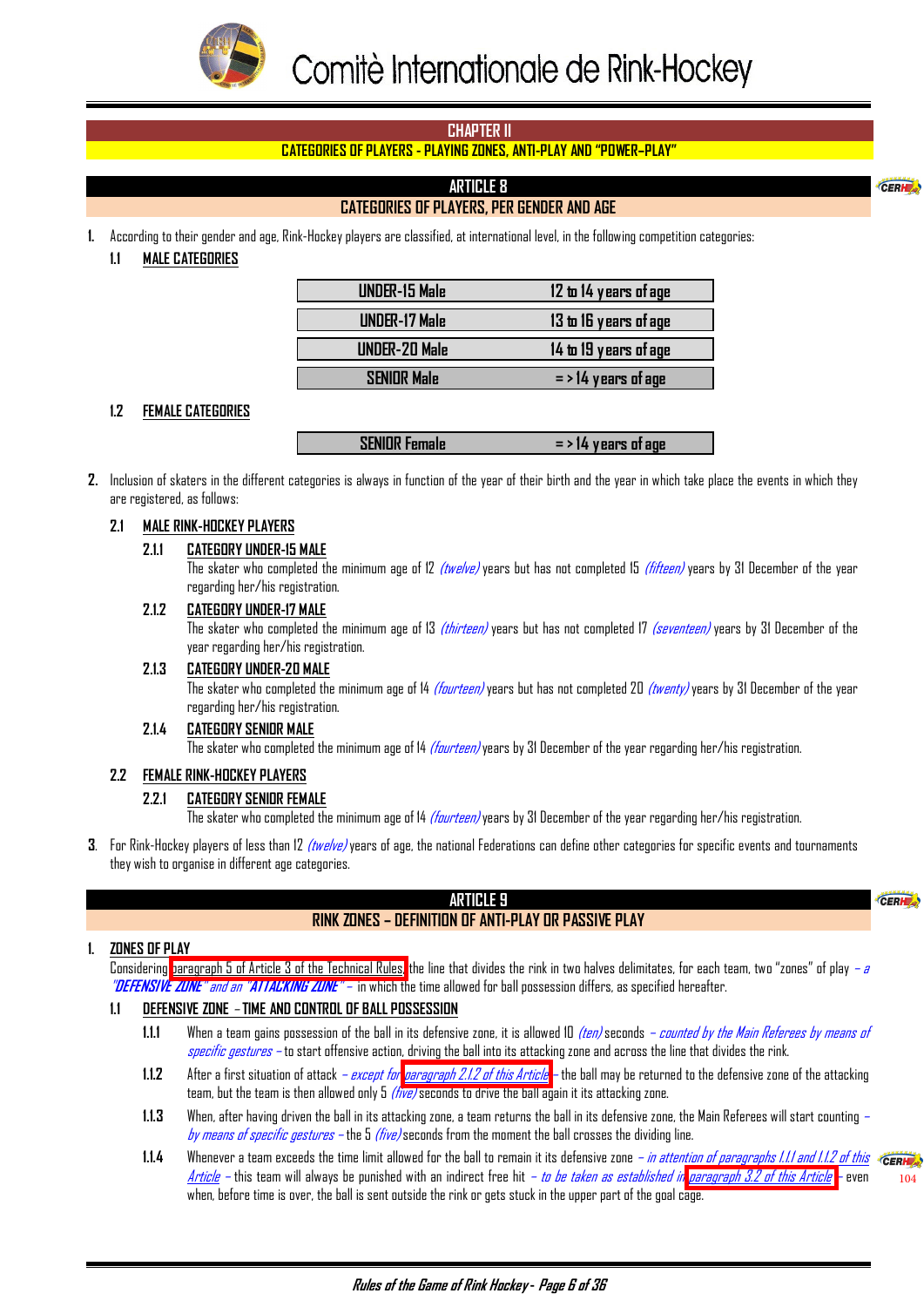# CHAPTER II

## CATEGORIES OF PLAYERS - PLAYING ZONES, ANTI-PLAY AND "POWER–PLAY"

### ARTICLE 8
### CATEGORIES OF PLAYERS, PER GENDER AND AGE

1. According to their gender and age, Rink-Hockey players are classified, at international level, in the following competition categories:

   1.1 MALE CATEGORIES

| | |
|---|---|
| UNDER-15 Male | 12 to 14 years of age |
| UNDER-17 Male | 13 to 16 years of age |
| UNDER-20 Male | 14 to 19 years of age |
| SENIOR Male | = > 14 years of age |

   1.2 FEMALE CATEGORIES

| | |
|---|---|
| SENIOR Female | = > 14 years of age |

2. Inclusion of skaters in the different categories is always in function of the year of their birth and the year in which take place the events in which they are registered, as follows:

   2.1 MALE RINK-HOCKEY PLAYERS

   2.1.1 CATEGORY UNDER-15 MALE
   The skater who completed the minimum age of 12 *(twelve)* years but has not completed 15 *(fifteen)* years by 31 December of the year regarding her/his registration.

   2.1.2 CATEGORY UNDER-17 MALE
   The skater who completed the minimum age of 13 *(thirteen)* years but has not completed 17 *(seventeen)* years by 31 December of the year regarding her/his registration.

   2.1.3 CATEGORY UNDER-20 MALE
   The skater who completed the minimum age of 14 *(fourteen)* years but has not completed 20 *(twenty)* years by 31 December of the year regarding her/his registration.

   2.1.4 CATEGORY SENIOR MALE
   The skater who completed the minimum age of 14 *(fourteen)* years by 31 December of the year regarding her/his registration.

   2.2 FEMALE RINK-HOCKEY PLAYERS

   2.2.1 CATEGORY SENIOR FEMALE
   The skater who completed the minimum age of 14 *(fourteen)* years by 31 December of the year regarding her/his registration.

3. For Rink-Hockey players of less than 12 *(twelve)* years of age, the national Federations can define other categories for specific events and tournaments they wish to organise in different age categories.

### ARTICLE 9
### RINK ZONES – DEFINITION OF ANTI-PLAY OR PASSIVE PLAY

1. ZONES OF PLAY

   Considering paragraph 5 of Article 3 of the Technical Rules, the line that divides the rink in two halves delimitates, for each team, two "zones" of play *– a "DEFENSIVE ZONE" and an "ATTACKING ZONE" –* in which the time allowed for ball possession differs, as specified hereafter.

   1.1 DEFENSIVE ZONE – TIME AND CONTROL OF BALL POSSESSION

   1.1.1 When a team gains possession of the ball in its defensive zone, it is allowed 10 *(ten)* seconds *– counted by the Main Referees by means of specific gestures –* to start offensive action, driving the ball into its attacking zone and across the line that divides the rink.

   1.1.2 After a first situation of attack *– except for paragraph 2.1.2 of this Article –* the ball may be returned to the defensive zone of the attacking team, but the team is then allowed only 5 *(five)* seconds to drive the ball again it its attacking zone.

   1.1.3 When, after having driven the ball in its attacking zone, a team returns the ball in its defensive zone, the Main Referees will start counting *– by means of specific gestures –* the 5 *(five)* seconds from the moment the ball crosses the dividing line.

   1.1.4 Whenever a team exceeds the time limit allowed for the ball to remain it its defensive zone *– in attention of paragraphs 1.1.1 and 1.1.2 of this Article –* this team will always be punished with an indirect free hit *– to be taken as established in paragraph 3.2 of this Article –* even when, before time is over, the ball is sent outside the rink or gets stuck in the upper part of the goal cage.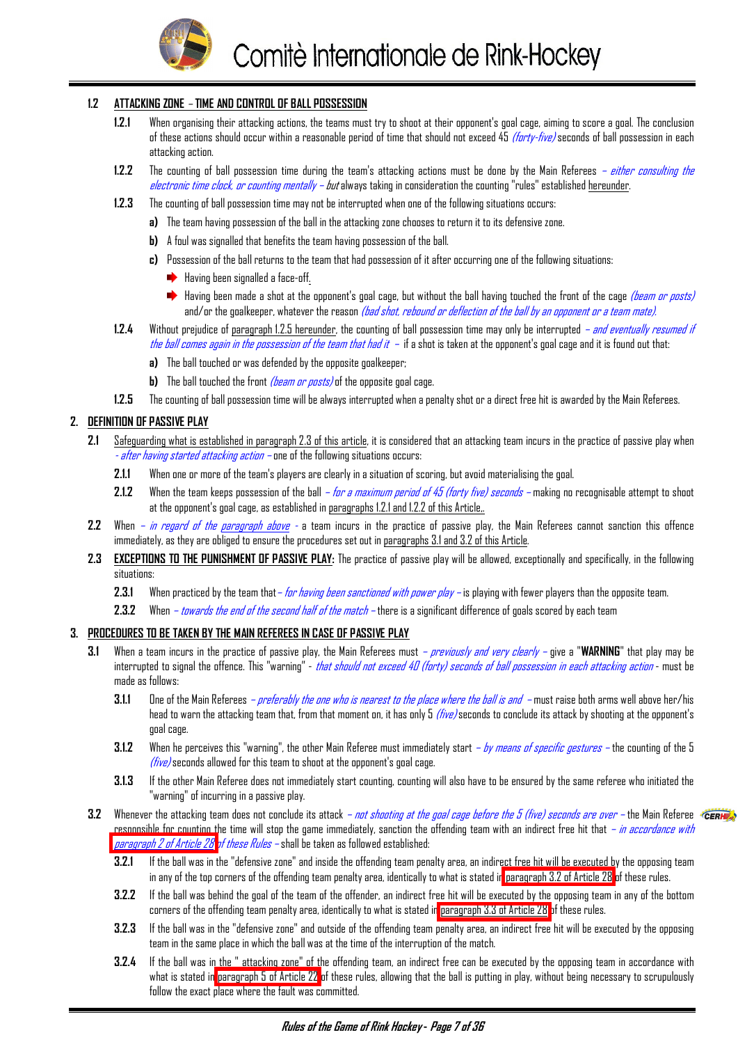### 1.2 ATTACKING ZONE – TIME AND CONTROL OF BALL POSSESSION

**1.2.1** When organising their attacking actions, the teams must try to shoot at their opponent's goal cage, aiming to score a goal. The conclusion of these actions should occur within a reasonable period of time that should not exceed 45 *(forty-five)* seconds of ball possession in each attacking action.

**1.2.2** The counting of ball possession time during the team's attacking actions must be done by the Main Referees *– either consulting the electronic time clock, or counting mentally – but* always taking in consideration the counting "rules" established hereunder.

**1.2.3** The counting of ball possession time may not be interrupted when one of the following situations occurs:

**a)** The team having possession of the ball in the attacking zone chooses to return it to its defensive zone.

**b)** A foul was signalled that benefits the team having possession of the ball.

**c)** Possession of the ball returns to the team that had possession of it after occurring one of the following situations:

- Having been signalled a face-off.
- Having been made a shot at the opponent's goal cage, but without the ball having touched the front of the cage *(beam or posts)* and/or the goalkeeper, whatever the reason *(bad shot, rebound or deflection of the ball by an opponent or a team mate).*

**1.2.4** Without prejudice of paragraph 1.2.5 hereunder, the counting of ball possession time may only be interrupted *– and eventually resumed if the ball comes again in the possession of the team that had it –* if a shot is taken at the opponent's goal cage and it is found out that:

**a)** The ball touched or was defended by the opposite goalkeeper;

**b)** The ball touched the front *(beam or posts)* of the opposite goal cage.

**1.2.5** The counting of ball possession time will be always interrupted when a penalty shot or a direct free hit is awarded by the Main Referees.

## 2. DEFINITION OF PASSIVE PLAY

**2.1** Safeguarding what is established in paragraph 2.3 of this article, it is considered that an attacking team incurs in the practice of passive play when *- after having started attacking action –* one of the following situations occurs:

**2.1.1** When one or more of the team's players are clearly in a situation of scoring, but avoid materialising the goal.

**2.1.2** When the team keeps possession of the ball *– for a maximum period of 45 (forty five) seconds –* making no recognisable attempt to shoot at the opponent's goal cage, as established in paragraphs 1.2.1 and 1.2.2 of this Article,.

**2.2** When *– in regard of the paragraph above -* a team incurs in the practice of passive play, the Main Referees cannot sanction this offence immediately, as they are obliged to ensure the procedures set out in paragraphs 3.1 and 3.2 of this Article.

**2.3** **EXCEPTIONS TO THE PUNISHMENT OF PASSIVE PLAY:** The practice of passive play will be allowed, exceptionally and specifically, in the following situations:

**2.3.1** When practiced by the team that *– for having been sanctioned with power play –* is playing with fewer players than the opposite team.

**2.3.2** When *– towards the end of the second half of the match –* there is a significant difference of goals scored by each team

## 3. PROCEDURES TO BE TAKEN BY THE MAIN REFEREES IN CASE OF PASSIVE PLAY

**3.1** When a team incurs in the practice of passive play, the Main Referees must *– previously and very clearly –* give a "**WARNING**" that play may be interrupted to signal the offence. This "warning" - *that should not exceed 40 (forty) seconds of ball possession in each attacking action -* must be made as follows:

**3.1.1** One of the Main Referees *– preferably the one who is nearest to the place where the ball is and –* must raise both arms well above her/his head to warn the attacking team that, from that moment on, it has only 5 *(five)* seconds to conclude its attack by shooting at the opponent's goal cage.

**3.1.2** When he perceives this "warning", the other Main Referee must immediately start *– by means of specific gestures –* the counting of the 5 *(five)* seconds allowed for this team to shoot at the opponent's goal cage.

**3.1.3** If the other Main Referee does not immediately start counting, counting will also have to be ensured by the same referee who initiated the "warning" of incurring in a passive play.

**3.2** Whenever the attacking team does not conclude its attack *– not shooting at the goal cage before the 5 (five) seconds are over –* the Main Referee responsible for counting the time will stop the game immediately, sanction the offending team with an indirect free hit that *– in accordance with paragraph 2 of Article 28 of these Rules –* shall be taken as followed established:

**3.2.1** If the ball was in the "defensive zone" and inside the offending team penalty area, an indirect free hit will be executed by the opposing team in any of the top corners of the offending team penalty area, identically to what is stated in paragraph 3.2 of Article 28 of these rules.

**3.2.2** If the ball was behind the goal of the team of the offender, an indirect free hit will be executed by the opposing team in any of the bottom corners of the offending team penalty area, identically to what is stated in paragraph 3.3 of Article 28 of these rules.

**3.2.3** If the ball was in the "defensive zone" and outside of the offending team penalty area, an indirect free hit will be executed by the opposing team in the same place in which the ball was at the time of the interruption of the match.

**3.2.4** If the ball was in the " attacking zone" of the offending team, an indirect free can be executed by the opposing team in accordance with what is stated in paragraph 5 of Article 22 of these rules, allowing that the ball is putting in play, without being necessary to scrupulously follow the exact place where the fault was committed.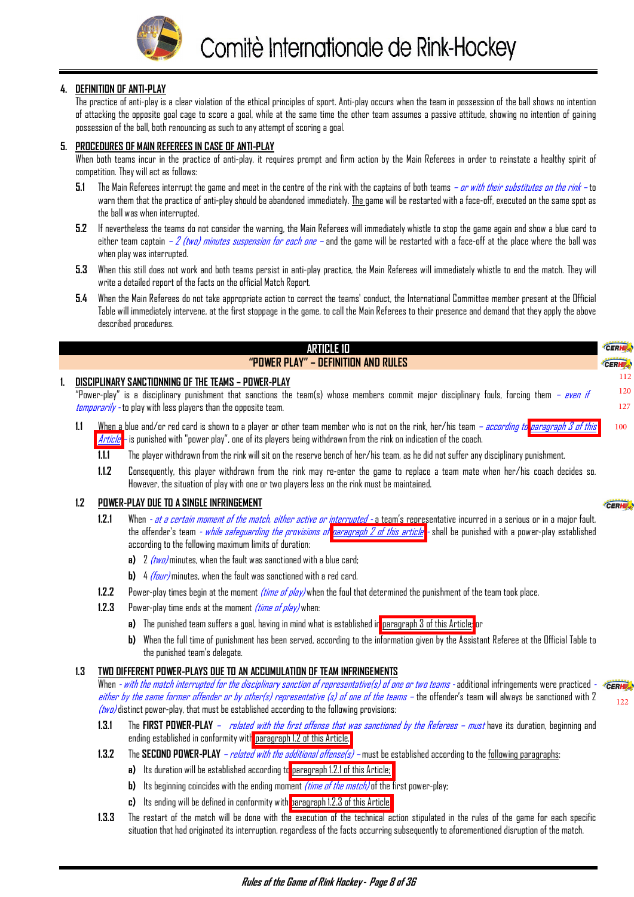**4. DEFINITION OF ANTI-PLAY**

The practice of anti-play is a clear violation of the ethical principles of sport. Anti-play occurs when the team in possession of the ball shows no intention of attacking the opposite goal cage to score a goal, while at the same time the other team assumes a passive attitude, showing no intention of gaining possession of the ball, both renouncing as such to any attempt of scoring a goal.

**5. PROCEDURES OF MAIN REFEREES IN CASE OF ANTI-PLAY**

When both teams incur in the practice of anti-play, it requires prompt and firm action by the Main Referees in order to reinstate a healthy spirit of competition. They will act as follows:

**5.1** The Main Referees interrupt the game and meet in the centre of the rink with the captains of both teams *– or with their substitutes on the rink –* to warn them that the practice of anti-play should be abandoned immediately. The game will be restarted with a face-off, executed on the same spot as the ball was when interrupted.

**5.2** If nevertheless the teams do not consider the warning, the Main Referees will immediately whistle to stop the game again and show a blue card to either team captain *– 2 (two) minutes suspension for each one –* and the game will be restarted with a face-off at the place where the ball was when play was interrupted.

**5.3** When this still does not work and both teams persist in anti-play practice, the Main Referees will immediately whistle to end the match. They will write a detailed report of the facts on the official Match Report.

**5.4** When the Main Referees do not take appropriate action to correct the teams' conduct, the International Committee member present at the Official Table will immediately intervene, at the first stoppage in the game, to call the Main Referees to their presence and demand that they apply the above described procedures.

## ARTICLE 10
## "POWER PLAY" – DEFINITION AND RULES

**1. DISCIPLINARY SANCTIONNING OF THE TEAMS – POWER-PLAY**

"Power-play" is a disciplinary punishment that sanctions the team(s) whose members commit major disciplinary fouls, forcing them *– even if temporarily* - to play with less players than the opposite team.

**1.1** When a blue and/or red card is shown to a player or other team member who is not on the rink, her/his team *– according to paragraph 3 of this Article* - is punished with "power play", one of its players being withdrawn from the rink on indication of the coach.

**1.1.1** The player withdrawn from the rink will sit on the reserve bench of her/his team, as he did not suffer any disciplinary punishment.

**1.1.2** Consequently, this player withdrawn from the rink may re-enter the game to replace a team mate when her/his coach decides so. However, the situation of play with one or two players less on the rink must be maintained.

**1.2 POWER-PLAY DUE TO A SINGLE INFRINGEMENT**

**1.2.1** When *- at a certain moment of the match, either active or interrupted -* a team's representative incurred in a serious or in a major fault, the offender's team *- while safeguarding the provisions of paragraph 2 of this article* - shall be punished with a power-play established according to the following maximum limits of duration:

- **a)** 2 *(two)* minutes, when the fault was sanctioned with a blue card;
- **b)** 4 *(four)* minutes, when the fault was sanctioned with a red card.

**1.2.2** Power-play times begin at the moment *(time of play)* when the foul that determined the punishment of the team took place.

**1.2.3** Power-play time ends at the moment *(time of play)* when:

- **a)** The punished team suffers a goal, having in mind what is established in paragraph 3 of this Article; or
- **b)** When the full time of punishment has been served, according to the information given by the Assistant Referee at the Official Table to the punished team's delegate.

**1.3 TWO DIFFERENT POWER-PLAYS DUE TO AN ACCUMULATION OF TEAM INFRINGEMENTS**

When *- with the match interrupted for the disciplinary sanction of representative(s) of one or two teams -* additional infringements were practiced *- either by the same former offender or by other(s) representative (s) of one of the teams –* the offender's team will always be sanctioned with 2 *(two)* distinct power-play, that must be established according to the following provisions:

**1.3.1** The **FIRST POWER-PLAY** *– related with the first offense that was sanctioned by the Referees – must* have its duration, beginning and ending established in conformity with paragraph 1.2 of this Article.

**1.3.2** The **SECOND POWER-PLAY** *– related with the additional offense(s) –* must be established according to the following paragraphs:

- **a)** Its duration will be established according to paragraph 1.2.1 of this Article;
- **b)** Its beginning coincides with the ending moment *(time of the match)* of the first power-play;
- **c)** Its ending will be defined in conformity with paragraph 1.2.3 of this Article.

**1.3.3** The restart of the match will be done with the execution of the technical action stipulated in the rules of the game for each specific situation that had originated its interruption, regardless of the facts occurring subsequently to aforementioned disruption of the match.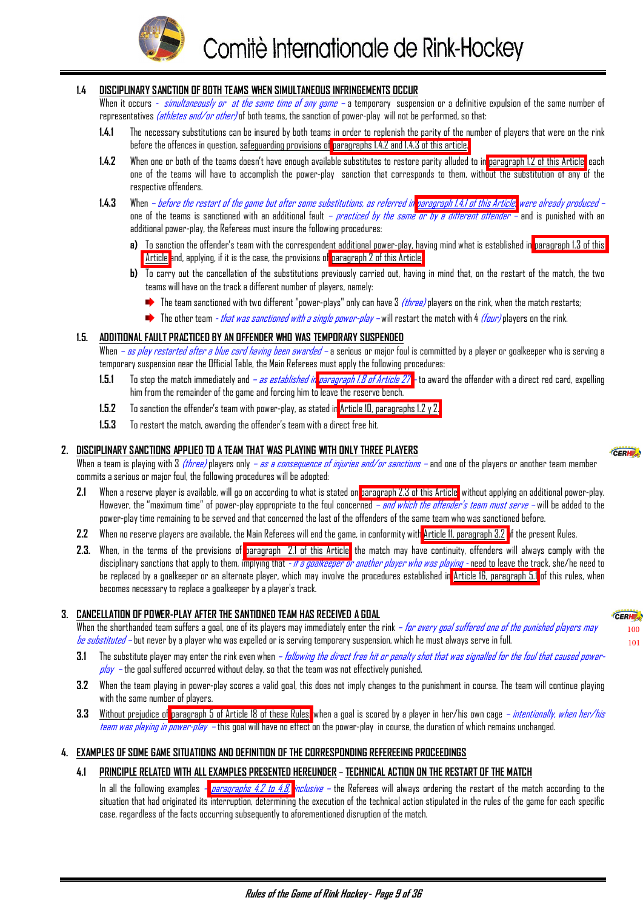### 1.4 DISCIPLINARY SANCTION OF BOTH TEAMS WHEN SIMULTANEOUS INFRINGEMENTS OCCUR

When it occurs - *simultaneously or at the same time of any game* – a temporary suspension or a definitive expulsion of the same number of representatives *(athletes and/or other)* of both teams, the sanction of power-play will not be performed, so that:

**1.4.1** The necessary substitutions can be insured by both teams in order to replenish the parity of the number of players that were on the rink before the offences in question, safeguarding provisions of paragraphs 1.4.2 and 1.4.3 of this article.

**1.4.2** When one or both of the teams doesn't have enough available substitutes to restore parity alluded to in paragraph 1.2 of this Article, each one of the teams will have to accomplish the power-play sanction that corresponds to them, without the substitution of any of the respective offenders.

**1.4.3** When – *before the restart of the game but after some substitutions, as referred in paragraph 1.4.1 of this Article, were already produced* – one of the teams is sanctioned with an additional fault – *practiced by the same or by a different offender* – and is punished with an additional power-play, the Referees must insure the following procedures:

**a)** To sanction the offender's team with the correspondent additional power-play, having mind what is established in paragraph 1.3 of this Article and, applying, if it is the case, the provisions of paragraph 2 of this Article.

**b)** To carry out the cancellation of the substitutions previously carried out, having in mind that, on the restart of the match, the two teams will have on the track a different number of players, namely:

- The team sanctioned with two different "power-plays" only can have 3 *(three)* players on the rink, when the match restarts;
- The other team - *that was sanctioned with a single power-play* – will restart the match with 4 *(four)* players on the rink.

### 1.5. ADDITIONAL FAULT PRACTICED BY AN OFFENDER WHO WAS TEMPORARY SUSPENDED

When – *as play restarted after a blue card having been awarded* – a serious or major foul is committed by a player or goalkeeper who is serving a temporary suspension near the Official Table, the Main Referees must apply the following procedures:

**1.5.1** To stop the match immediately and – *as established in paragraph 1.8 of Article 27* – to award the offender with a direct red card, expelling him from the remainder of the game and forcing him to leave the reserve bench.

**1.5.2** To sanction the offender's team with power-play, as stated in Article 10, paragraphs 1.2 y 2.

**1.5.3** To restart the match, awarding the offender's team with a direct free hit.

## 2. DISCIPLINARY SANCTIONS APPLIED TO A TEAM THAT WAS PLAYING WITH ONLY THREE PLAYERS

When a team is playing with 3 *(three)* players only – *as a consequence of injuries and/or sanctions* – and one of the players or another team member commits a serious or major foul, the following procedures will be adopted:

**2.1** When a reserve player is available, will go on according to what is stated on paragraph 2.3 of this Article without applying an additional power-play. However, the "maximum time" of power-play appropriate to the foul concerned – *and which the offender's team must serve* – will be added to the power-play time remaining to be served and that concerned the last of the offenders of the same team who was sanctioned before.

**2.2** When no reserve players are available, the Main Referees will end the game, in conformity with Article 11, paragraph 3.2 of the present Rules.

**2.3.** When, in the terms of the provisions of paragraph 2.1 of this Article the match may have continuity, offenders will always comply with the disciplinary sanctions that apply to them, implying that - *if a goalkeeper or another player who was playing* - need to leave the track, she/he need to be replaced by a goalkeeper or an alternate player, which may involve the procedures established in Article 16, paragraph 5.1 of this rules, when becomes necessary to replace a goalkeeper by a player's track.

## 3. CANCELLATION OF POWER-PLAY AFTER THE SANTIONED TEAM HAS RECEIVED A GOAL

When the shorthanded team suffers a goal, one of its players may immediately enter the rink – *for every goal suffered one of the punished players may be substituted* – but never by a player who was expelled or is serving temporary suspension, which he must always serve in full.

**3.1** The substitute player may enter the rink even when – *following the direct free hit or penalty shot that was signalled for the foul that caused power-play* – the goal suffered occurred without delay, so that the team was not effectively punished.

**3.2** When the team playing in power-play scores a valid goal, this does not imply changes to the punishment in course. The team will continue playing with the same number of players.

**3.3** Without prejudice of paragraph 5 of Article 18 of these Rules when a goal is scored by a player in her/his own cage – *intentionally, when her/his team was playing in power-play* – this goal will have no effect on the power-play in course, the duration of which remains unchanged.

## 4. EXAMPLES OF SOME GAME SITUATIONS AND DEFINITION OF THE CORRESPONDING REFEREEING PROCEEDINGS

### 4.1 PRINCIPLE RELATED WITH ALL EXAMPLES PRESENTED HEREUNDER – TECHNICAL ACTION ON THE RESTART OF THE MATCH

In all the following examples – *paragraphs 4.2 to 4.8, inclusive* – the Referees will always ordering the restart of the match according to the situation that had originated its interruption, determining the execution of the technical action stipulated in the rules of the game for each specific case, regardless of the facts occurring subsequently to aforementioned disruption of the match.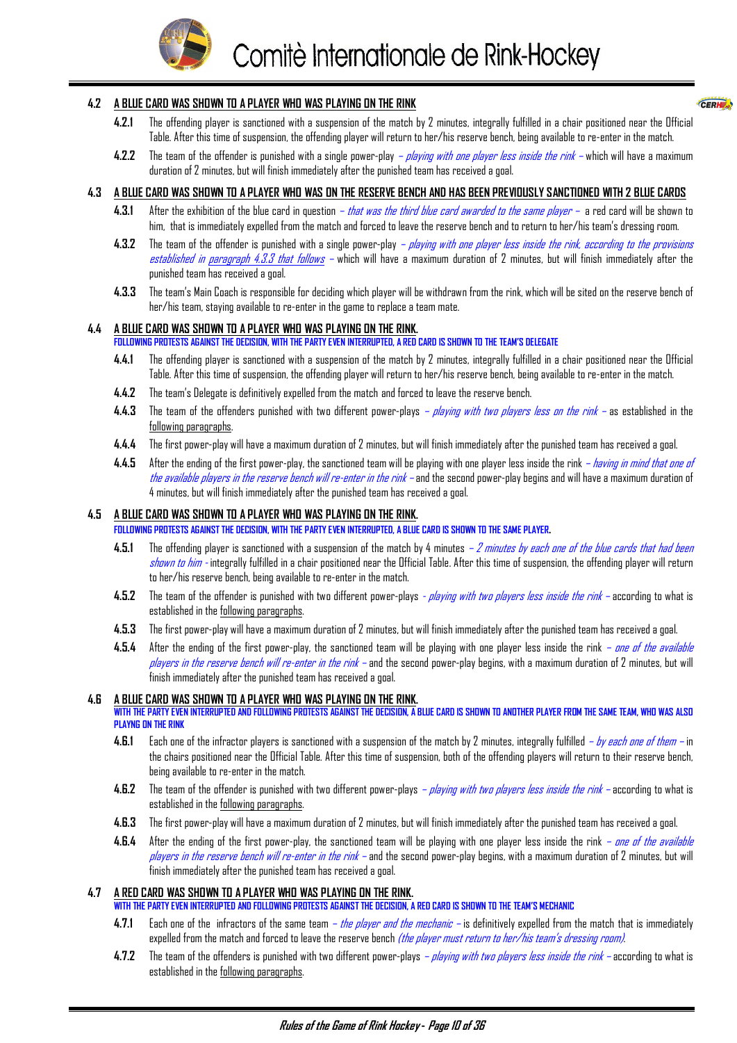### 4.2 A BLUE CARD WAS SHOWN TO A PLAYER WHO WAS PLAYING ON THE RINK

**4.2.1** The offending player is sanctioned with a suspension of the match by 2 minutes, integrally fulfilled in a chair positioned near the Official Table. After this time of suspension, the offending player will return to her/his reserve bench, being available to re-enter in the match.

**4.2.2** The team of the offender is punished with a single power-play *– playing with one player less inside the rink –* which will have a maximum duration of 2 minutes, but will finish immediately after the punished team has received a goal.

### 4.3 A BLUE CARD WAS SHOWN TO A PLAYER WHO WAS ON THE RESERVE BENCH AND HAS BEEN PREVIOUSLY SANCTIONED WITH 2 BLUE CARDS

**4.3.1** After the exhibition of the blue card in question *– that was the third blue card awarded to the same player –* a red card will be shown to him, that is immediately expelled from the match and forced to leave the reserve bench and to return to her/his team's dressing room.

**4.3.2** The team of the offender is punished with a single power-play *– playing with one player less inside the rink, according to the provisions established in paragraph 4.3.3 that follows –* which will have a maximum duration of 2 minutes, but will finish immediately after the punished team has received a goal.

**4.3.3** The team's Main Coach is responsible for deciding which player will be withdrawn from the rink, which will be sited on the reserve bench of her/his team, staying available to re-enter in the game to replace a team mate.

### 4.4 A BLUE CARD WAS SHOWN TO A PLAYER WHO WAS PLAYING ON THE RINK.
**FOLLOWING PROTESTS AGAINST THE DECISION, WITH THE PARTY EVEN INTERRUPTED, A RED CARD IS SHOWN TO THE TEAM'S DELEGATE**

**4.4.1** The offending player is sanctioned with a suspension of the match by 2 minutes, integrally fulfilled in a chair positioned near the Official Table. After this time of suspension, the offending player will return to her/his reserve bench, being available to re-enter in the match.

**4.4.2** The team's Delegate is definitively expelled from the match and forced to leave the reserve bench.

**4.4.3** The team of the offenders punished with two different power-plays *– playing with two players less on the rink –* as established in the following paragraphs.

**4.4.4** The first power-play will have a maximum duration of 2 minutes, but will finish immediately after the punished team has received a goal.

**4.4.5** After the ending of the first power-play, the sanctioned team will be playing with one player less inside the rink *– having in mind that one of the available players in the reserve bench will re-enter in the rink –* and the second power-play begins and will have a maximum duration of 4 minutes, but will finish immediately after the punished team has received a goal.

### 4.5 A BLUE CARD WAS SHOWN TO A PLAYER WHO WAS PLAYING ON THE RINK.
**FOLLOWING PROTESTS AGAINST THE DECISION, WITH THE PARTY EVEN INTERRUPTED, A BLUE CARD IS SHOWN TO THE SAME PLAYER.**

**4.5.1** The offending player is sanctioned with a suspension of the match by 4 minutes *– 2 minutes by each one of the blue cards that had been shown to him -* integrally fulfilled in a chair positioned near the Official Table. After this time of suspension, the offending player will return to her/his reserve bench, being available to re-enter in the match.

**4.5.2** The team of the offender is punished with two different power-plays *- playing with two players less inside the rink –* according to what is established in the following paragraphs.

**4.5.3** The first power-play will have a maximum duration of 2 minutes, but will finish immediately after the punished team has received a goal.

**4.5.4** After the ending of the first power-play, the sanctioned team will be playing with one player less inside the rink *– one of the available players in the reserve bench will re-enter in the rink –* and the second power-play begins, with a maximum duration of 2 minutes, but will finish immediately after the punished team has received a goal.

### 4.6 A BLUE CARD WAS SHOWN TO A PLAYER WHO WAS PLAYING ON THE RINK.
**WITH THE PARTY EVEN INTERRUPTED AND FOLLOWING PROTESTS AGAINST THE DECISION, A BLUE CARD IS SHOWN TO ANOTHER PLAYER FROM THE SAME TEAM, WHO WAS ALSO PLAYNG ON THE RINK**

**4.6.1** Each one of the infractor players is sanctioned with a suspension of the match by 2 minutes, integrally fulfilled *– by each one of them –* in the chairs positioned near the Official Table. After this time of suspension, both of the offending players will return to their reserve bench, being available to re-enter in the match.

**4.6.2** The team of the offender is punished with two different power-plays *– playing with two players less inside the rink –* according to what is established in the following paragraphs.

**4.6.3** The first power-play will have a maximum duration of 2 minutes, but will finish immediately after the punished team has received a goal.

**4.6.4** After the ending of the first power-play, the sanctioned team will be playing with one player less inside the rink *– one of the available players in the reserve bench will re-enter in the rink –* and the second power-play begins, with a maximum duration of 2 minutes, but will finish immediately after the punished team has received a goal.

### 4.7 A RED CARD WAS SHOWN TO A PLAYER WHO WAS PLAYING ON THE RINK.
**WITH THE PARTY EVEN INTERRUPTED AND FOLLOWING PROTESTS AGAINST THE DECISION, A RED CARD IS SHOWN TO THE TEAM'S MECHANIC**

**4.7.1** Each one of the infractors of the same team *– the player and the mechanic –* is definitively expelled from the match that is immediately expelled from the match and forced to leave the reserve bench *(the player must return to her/his team's dressing room).*

**4.7.2** The team of the offenders is punished with two different power-plays *– playing with two players less inside the rink –* according to what is established in the following paragraphs.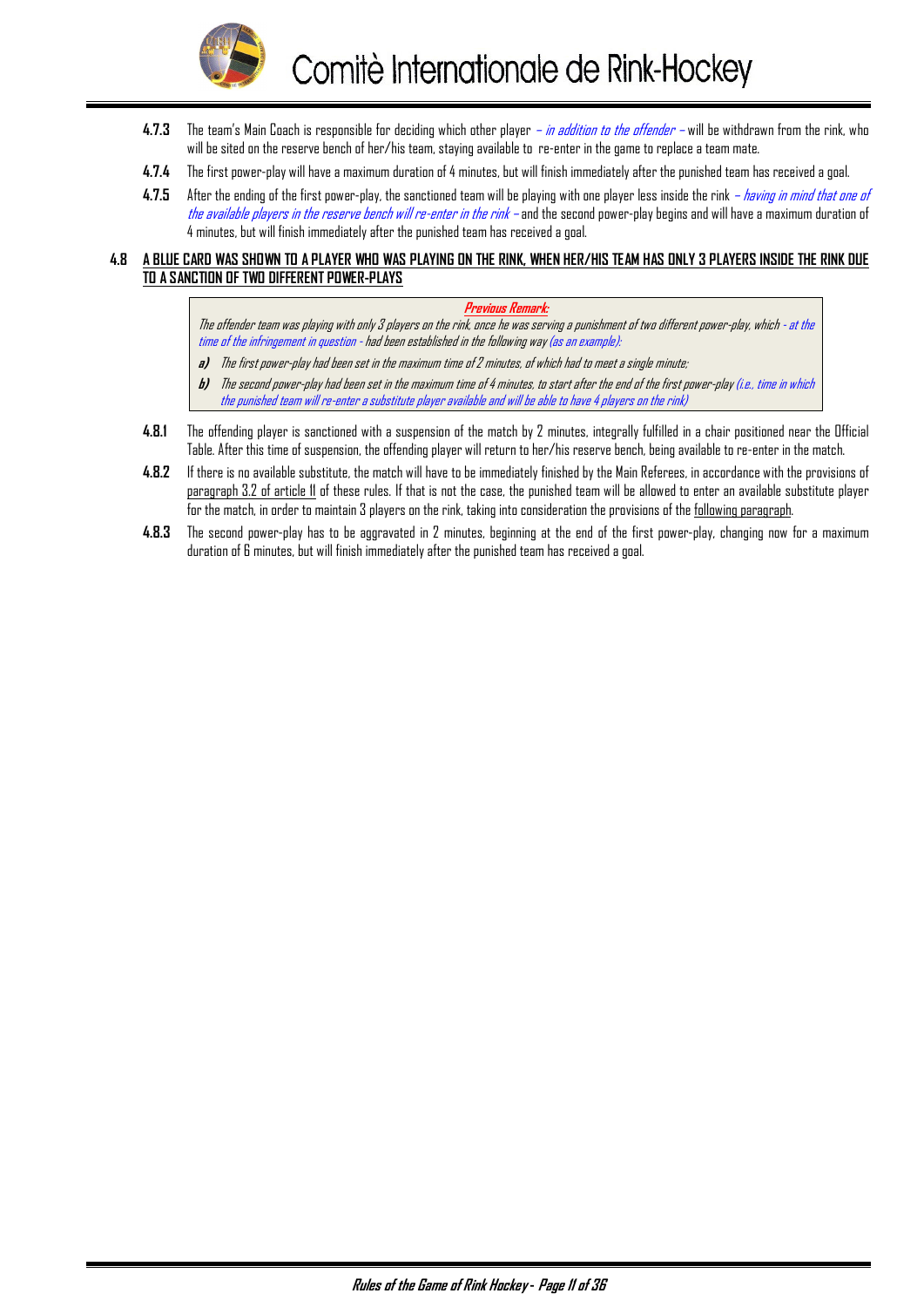**4.7.3** The team's Main Coach is responsible for deciding which other player *– in addition to the offender –* will be withdrawn from the rink, who will be sited on the reserve bench of her/his team, staying available to re-enter in the game to replace a team mate.

**4.7.4** The first power-play will have a maximum duration of 4 minutes, but will finish immediately after the punished team has received a goal.

**4.7.5** After the ending of the first power-play, the sanctioned team will be playing with one player less inside the rink *– having in mind that one of the available players in the reserve bench will re-enter in the rink –* and the second power-play begins and will have a maximum duration of 4 minutes, but will finish immediately after the punished team has received a goal.

## 4.8 A BLUE CARD WAS SHOWN TO A PLAYER WHO WAS PLAYING ON THE RINK, WHEN HER/HIS TEAM HAS ONLY 3 PLAYERS INSIDE THE RINK DUE TO A SANCTION OF TWO DIFFERENT POWER-PLAYS

> ***Previous Remark:***
>
> *The offender team was playing with only 3 players on the rink, once he was serving a punishment of two different power-play, which - at the time of the infringement in question - had been established in the following way (as an example):*
>
> ***a)*** *The first power-play had been set in the maximum time of 2 minutes, of which had to meet a single minute;*
>
> ***b)*** *The second power-play had been set in the maximum time of 4 minutes, to start after the end of the first power-play (i.e., time in which the punished team will re-enter a substitute player available and will be able to have 4 players on the rink)*

**4.8.1** The offending player is sanctioned with a suspension of the match by 2 minutes, integrally fulfilled in a chair positioned near the Official Table. After this time of suspension, the offending player will return to her/his reserve bench, being available to re-enter in the match.

**4.8.2** If there is no available substitute, the match will have to be immediately finished by the Main Referees, in accordance with the provisions of paragraph 3.2 of article 11 of these rules. If that is not the case, the punished team will be allowed to enter an available substitute player for the match, in order to maintain 3 players on the rink, taking into consideration the provisions of the following paragraph.

**4.8.3** The second power-play has to be aggravated in 2 minutes, beginning at the end of the first power-play, changing now for a maximum duration of 6 minutes, but will finish immediately after the punished team has received a goal.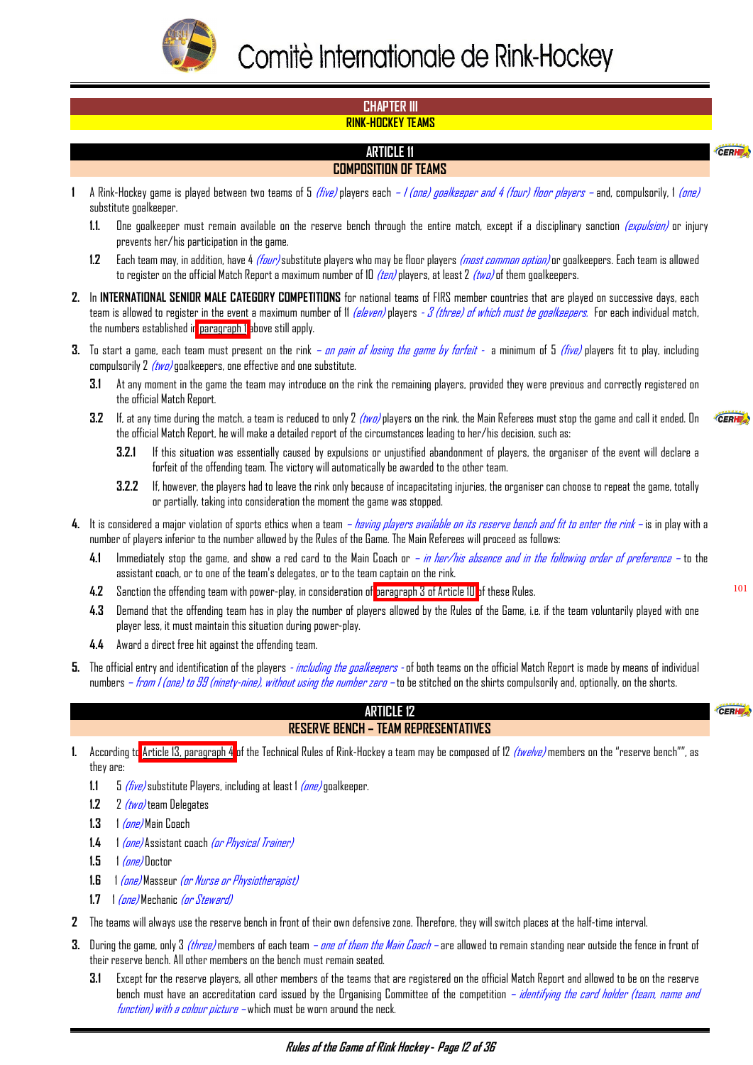# Comitè Internationale de Rink-Hockey

## CHAPTER III
## RINK-HOCKEY TEAMS

### ARTICLE 11
### COMPOSITION OF TEAMS

**1** A Rink-Hockey game is played between two teams of 5 *(five)* players each *– 1 (one) goalkeeper and 4 (four) floor players –* and, compulsorily, 1 *(one)* substitute goalkeeper.

**1.1.** One goalkeeper must remain available on the reserve bench through the entire match, except if a disciplinary sanction *(expulsion)* or injury prevents her/his participation in the game.

**1.2** Each team may, in addition, have 4 *(four)* substitute players who may be floor players *(most common option)* or goalkeepers. Each team is allowed to register on the official Match Report a maximum number of 10 *(ten)* players, at least 2 *(two)* of them goalkeepers.

**2.** In **INTERNATIONAL SENIOR MALE CATEGORY COMPETITIONS** for national teams of FIRS member countries that are played on successive days, each team is allowed to register in the event a maximum number of 11 *(eleven)* players *- 3 (three) of which must be goalkeepers.* For each individual match, the numbers established in paragraph 1 above still apply.

**3.** To start a game, each team must present on the rink *– on pain of losing the game by forfeit -* a minimum of 5 *(five)* players fit to play, including compulsorily 2 *(two)* goalkeepers, one effective and one substitute.

**3.1** At any moment in the game the team may introduce on the rink the remaining players, provided they were previous and correctly registered on the official Match Report.

**3.2** If, at any time during the match, a team is reduced to only 2 *(two)* players on the rink, the Main Referees must stop the game and call it ended. On the official Match Report, he will make a detailed report of the circumstances leading to her/his decision, such as:

**3.2.1** If this situation was essentially caused by expulsions or unjustified abandonment of players, the organiser of the event will declare a forfeit of the offending team. The victory will automatically be awarded to the other team.

**3.2.2** If, however, the players had to leave the rink only because of incapacitating injuries, the organiser can choose to repeat the game, totally or partially, taking into consideration the moment the game was stopped.

**4.** It is considered a major violation of sports ethics when a team *– having players available on its reserve bench and fit to enter the rink –* is in play with a number of players inferior to the number allowed by the Rules of the Game. The Main Referees will proceed as follows:

**4.1** Immediately stop the game, and show a red card to the Main Coach or *– in her/his absence and in the following order of preference –* to the assistant coach, or to one of the team's delegates, or to the team captain on the rink.

**4.2** Sanction the offending team with power-play, in consideration of paragraph 3 of Article 10 of these Rules.

**4.3** Demand that the offending team has in play the number of players allowed by the Rules of the Game, i.e. if the team voluntarily played with one player less, it must maintain this situation during power-play.

**4.4** Award a direct free hit against the offending team.

**5.** The official entry and identification of the players *- including the goalkeepers -* of both teams on the official Match Report is made by means of individual numbers *– from 1 (one) to 99 (ninety-nine), without using the number zero –* to be stitched on the shirts compulsorily and, optionally, on the shorts.

### ARTICLE 12
### RESERVE BENCH – TEAM REPRESENTATIVES

**1.** According to Article 13, paragraph 4 of the Technical Rules of Rink-Hockey a team may be composed of 12 *(twelve)* members on the "reserve bench"", as they are:

**1.1** 5 *(five)* substitute Players, including at least 1 *(one)* goalkeeper.

**1.2** 2 *(two)* team Delegates

**1.3** 1 *(one)* Main Coach

**1.4** 1 *(one)* Assistant coach *(or Physical Trainer)*

**1.5** 1 *(one)* Doctor

**1.6** 1 *(one)* Masseur *(or Nurse or Physiotherapist)*

**1.7** 1 *(one)* Mechanic *(or Steward)*

**2** The teams will always use the reserve bench in front of their own defensive zone. Therefore, they will switch places at the half-time interval.

**3.** During the game, only 3 *(three)* members of each team *– one of them the Main Coach –* are allowed to remain standing near outside the fence in front of their reserve bench. All other members on the bench must remain seated.

**3.1** Except for the reserve players, all other members of the teams that are registered on the official Match Report and allowed to be on the reserve bench must have an accreditation card issued by the Organising Committee of the competition *– identifying the card holder (team, name and function) with a colour picture –* which must be worn around the neck.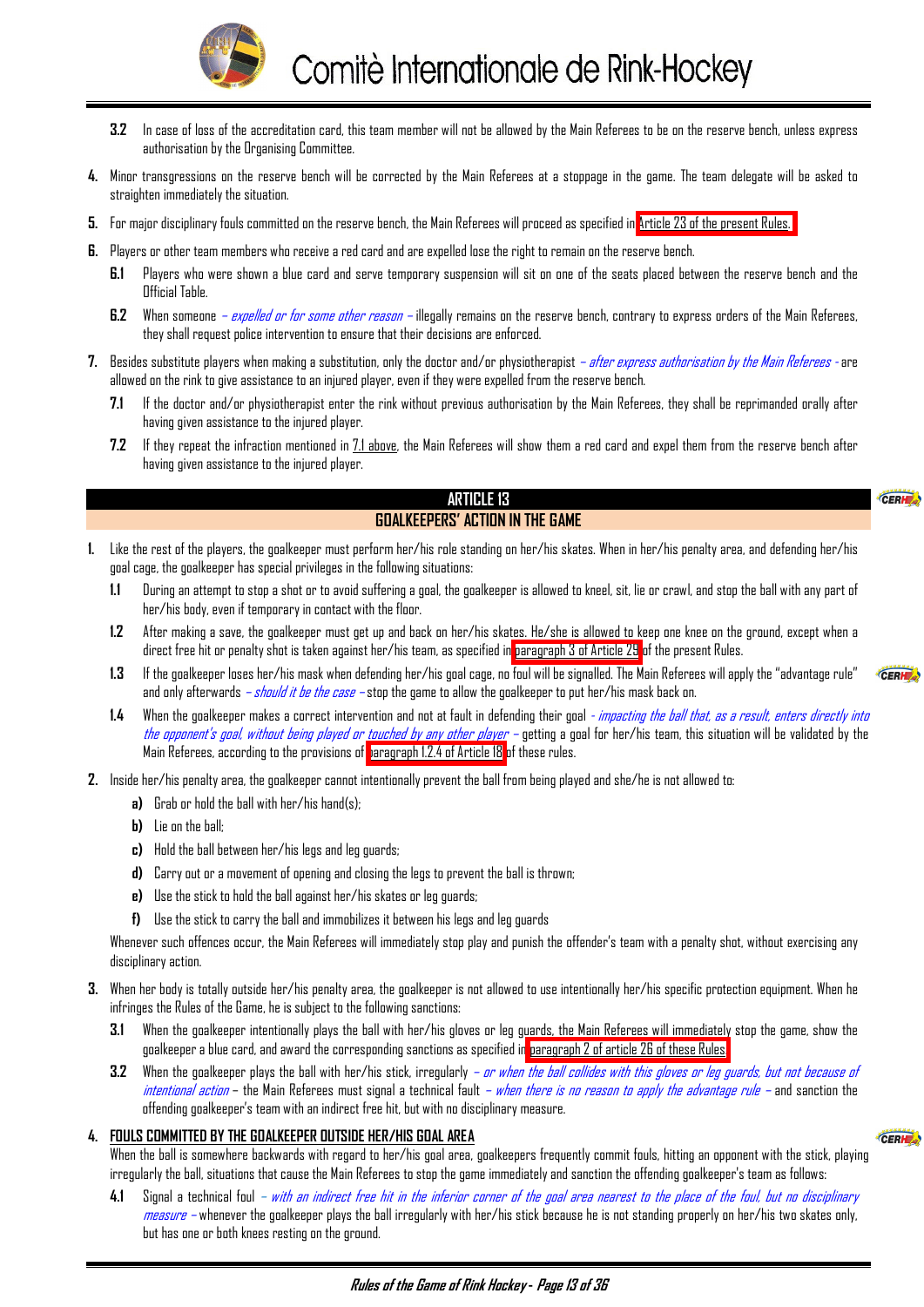**3.2** In case of loss of the accreditation card, this team member will not be allowed by the Main Referees to be on the reserve bench, unless express authorisation by the Organising Committee.

**4.** Minor transgressions on the reserve bench will be corrected by the Main Referees at a stoppage in the game. The team delegate will be asked to straighten immediately the situation.

**5.** For major disciplinary fouls committed on the reserve bench, the Main Referees will proceed as specified in Article 23 of the present Rules.

**6.** Players or other team members who receive a red card and are expelled lose the right to remain on the reserve bench.

**6.1** Players who were shown a blue card and serve temporary suspension will sit on one of the seats placed between the reserve bench and the Official Table.

**6.2** When someone *– expelled or for some other reason –* illegally remains on the reserve bench, contrary to express orders of the Main Referees, they shall request police intervention to ensure that their decisions are enforced.

**7.** Besides substitute players when making a substitution, only the doctor and/or physiotherapist *– after express authorisation by the Main Referees -* are allowed on the rink to give assistance to an injured player, even if they were expelled from the reserve bench.

**7.1** If the doctor and/or physiotherapist enter the rink without previous authorisation by the Main Referees, they shall be reprimanded orally after having given assistance to the injured player.

**7.2** If they repeat the infraction mentioned in 7.1 above, the Main Referees will show them a red card and expel them from the reserve bench after having given assistance to the injured player.

## ARTICLE 13
## GOALKEEPERS' ACTION IN THE GAME

**1.** Like the rest of the players, the goalkeeper must perform her/his role standing on her/his skates. When in her/his penalty area, and defending her/his goal cage, the goalkeeper has special privileges in the following situations:

**1.1** During an attempt to stop a shot or to avoid suffering a goal, the goalkeeper is allowed to kneel, sit, lie or crawl, and stop the ball with any part of her/his body, even if temporary in contact with the floor.

**1.2** After making a save, the goalkeeper must get up and back on her/his skates. He/she is allowed to keep one knee on the ground, except when a direct free hit or penalty shot is taken against her/his team, as specified in paragraph 3 of Article 29 of the present Rules.

**1.3** If the goalkeeper loses her/his mask when defending her/his goal cage, no foul will be signalled. The Main Referees will apply the "advantage rule" and only afterwards *– should it be the case –* stop the game to allow the goalkeeper to put her/his mask back on.

**1.4** When the goalkeeper makes a correct intervention and not at fault in defending their goal *- impacting the ball that, as a result, enters directly into the opponent's goal, without being played or touched by any other player –* getting a goal for her/his team, this situation will be validated by the Main Referees, according to the provisions of paragraph 1.2.4 of Article 18 of these rules.

**2.** Inside her/his penalty area, the goalkeeper cannot intentionally prevent the ball from being played and she/he is not allowed to:

- **a)** Grab or hold the ball with her/his hand(s);
- **b)** Lie on the ball;
- **c)** Hold the ball between her/his legs and leg guards;
- **d)** Carry out or a movement of opening and closing the legs to prevent the ball is thrown;
- **e)** Use the stick to hold the ball against her/his skates or leg guards;
- **f)** Use the stick to carry the ball and immobilizes it between his legs and leg guards

Whenever such offences occur, the Main Referees will immediately stop play and punish the offender's team with a penalty shot, without exercising any disciplinary action.

**3.** When her body is totally outside her/his penalty area, the goalkeeper is not allowed to use intentionally her/his specific protection equipment. When he infringes the Rules of the Game, he is subject to the following sanctions:

**3.1** When the goalkeeper intentionally plays the ball with her/his gloves or leg guards, the Main Referees will immediately stop the game, show the goalkeeper a blue card, and award the corresponding sanctions as specified in paragraph 2 of article 26 of these Rules.

**3.2** When the goalkeeper plays the ball with her/his stick, irregularly *– or when the ball collides with this gloves or leg guards, but not because of intentional action –* the Main Referees must signal a technical fault *– when there is no reason to apply the advantage rule –* and sanction the offending goalkeeper's team with an indirect free hit, but with no disciplinary measure.

**4. FOULS COMMITTED BY THE GOALKEEPER OUTSIDE HER/HIS GOAL AREA**

When the ball is somewhere backwards with regard to her/his goal area, goalkeepers frequently commit fouls, hitting an opponent with the stick, playing irregularly the ball, situations that cause the Main Referees to stop the game immediately and sanction the offending goalkeeper's team as follows:

**4.1** Signal a technical foul *– with an indirect free hit in the inferior corner of the goal area nearest to the place of the foul, but no disciplinary measure –* whenever the goalkeeper plays the ball irregularly with her/his stick because he is not standing properly on her/his two skates only, but has one or both knees resting on the ground.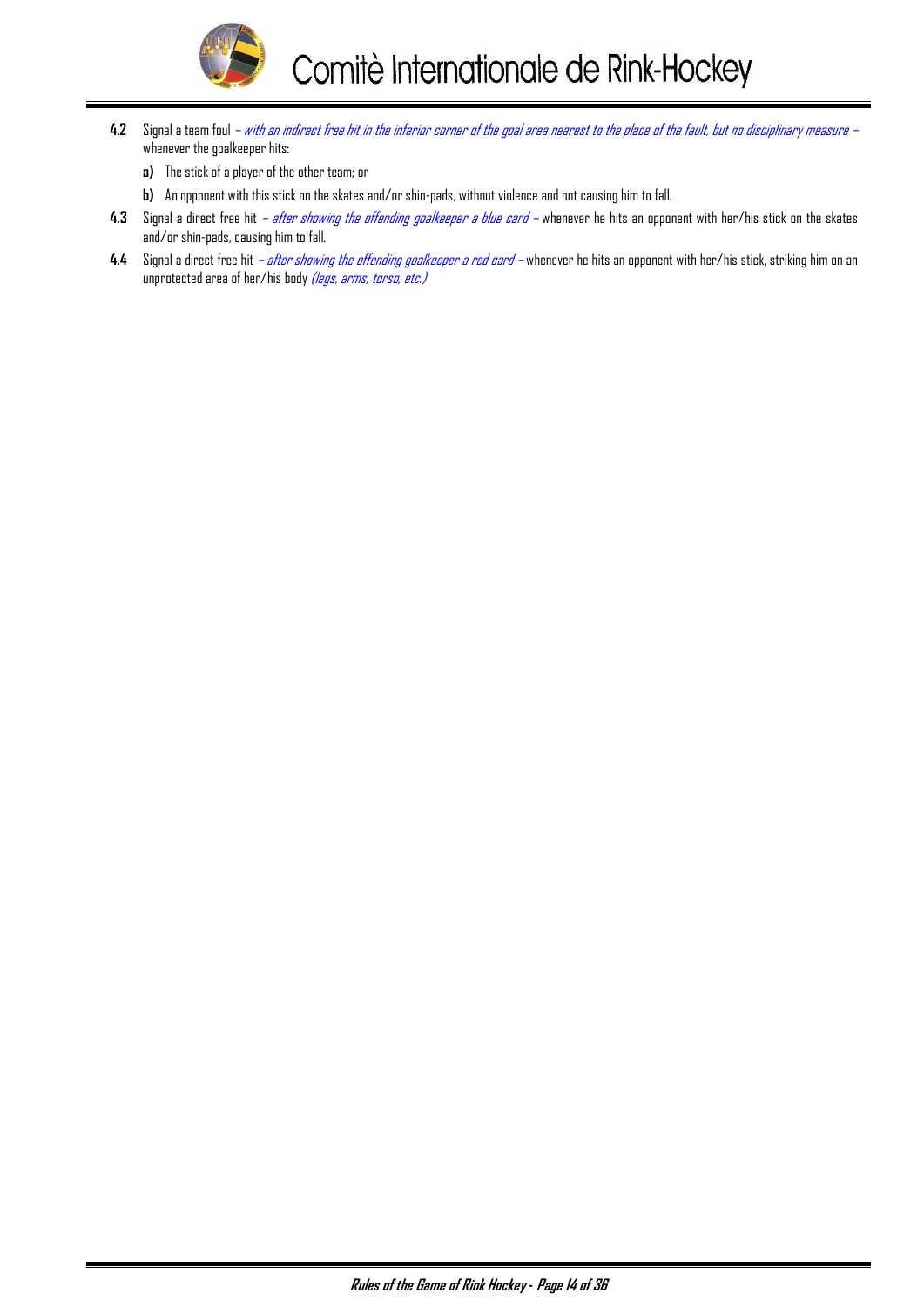**4.2** Signal a team foul *– with an indirect free hit in the inferior corner of the goal area nearest to the place of the fault, but no disciplinary measure –* whenever the goalkeeper hits:

**a)** The stick of a player of the other team; or

**b)** An opponent with this stick on the skates and/or shin-pads, without violence and not causing him to fall.

**4.3** Signal a direct free hit *– after showing the offending goalkeeper a blue card –* whenever he hits an opponent with her/his stick on the skates and/or shin-pads, causing him to fall.

**4.4** Signal a direct free hit *– after showing the offending goalkeeper a red card –* whenever he hits an opponent with her/his stick, striking him on an unprotected area of her/his body *(legs, arms, torso, etc.)*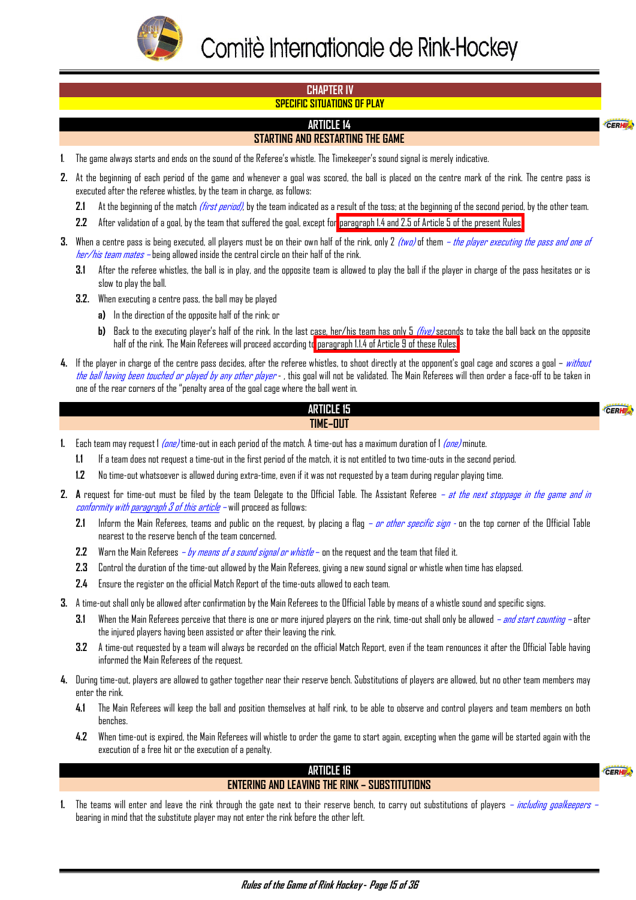## CHAPTER IV
### SPECIFIC SITUATIONS OF PLAY

### ARTICLE 14
### STARTING AND RESTARTING THE GAME

1. The game always starts and ends on the sound of the Referee's whistle. The Timekeeper's sound signal is merely indicative.

2. At the beginning of each period of the game and whenever a goal was scored, the ball is placed on the centre mark of the rink. The centre pass is executed after the referee whistles, by the team in charge, as follows:

   **2.1** At the beginning of the match *(first period)*, by the team indicated as a result of the toss; at the beginning of the second period, by the other team.

   **2.2** After validation of a goal, by the team that suffered the goal, except for paragraph 1.4 and 2.5 of Article 5 of the present Rules.

3. When a centre pass is being executed, all players must be on their own half of the rink, only 2 *(two)* of them *– the player executing the pass and one of her/his team mates –* being allowed inside the central circle on their half of the rink.

   **3.1** After the referee whistles, the ball is in play, and the opposite team is allowed to play the ball if the player in charge of the pass hesitates or is slow to play the ball.

   **3.2.** When executing a centre pass, the ball may be played

   **a)** In the direction of the opposite half of the rink; or

   **b)** Back to the executing player's half of the rink. In the last case, her/his team has only 5 *(five)* seconds to take the ball back on the opposite half of the rink. The Main Referees will proceed according to paragraph 1.1.4 of Article 9 of these Rules.

4. If the player in charge of the centre pass decides, after the referee whistles, to shoot directly at the opponent's goal cage and scores a goal – *without the ball having been touched or played by any other player* - , this goal will not be validated. The Main Referees will then order a face-off to be taken in one of the rear corners of the "penalty area of the goal cage where the ball went in.

### ARTICLE 15
### TIME-OUT

1. Each team may request 1 *(one)* time-out in each period of the match. A time-out has a maximum duration of 1 *(one)* minute.

   **1.1** If a team does not request a time-out in the first period of the match, it is not entitled to two time-outs in the second period.

   **1.2** No time-out whatsoever is allowed during extra-time, even if it was not requested by a team during regular playing time.

2. **A** request for time-out must be filed by the team Delegate to the Official Table. The Assistant Referee *– at the next stoppage in the game and in conformity with paragraph 3 of this article –* will proceed as follows:

   **2.1** Inform the Main Referees, teams and public on the request, by placing a flag *– or other specific sign -* on the top corner of the Official Table nearest to the reserve bench of the team concerned.

   **2.2** Warn the Main Referees *– by means of a sound signal or whistle –* on the request and the team that filed it.

   **2.3** Control the duration of the time-out allowed by the Main Referees, giving a new sound signal or whistle when time has elapsed.

   **2.4** Ensure the register on the official Match Report of the time-outs allowed to each team.

3. A time-out shall only be allowed after confirmation by the Main Referees to the Official Table by means of a whistle sound and specific signs.

   **3.1** When the Main Referees perceive that there is one or more injured players on the rink, time-out shall only be allowed *– and start counting –* after the injured players having been assisted or after their leaving the rink.

   **3.2** A time-out requested by a team will always be recorded on the official Match Report, even if the team renounces it after the Official Table having informed the Main Referees of the request.

4. During time-out, players are allowed to gather together near their reserve bench. Substitutions of players are allowed, but no other team members may enter the rink.

   **4.1** The Main Referees will keep the ball and position themselves at half rink, to be able to observe and control players and team members on both benches.

   **4.2** When time-out is expired, the Main Referees will whistle to order the game to start again, excepting when the game will be started again with the execution of a free hit or the execution of a penalty.

### ARTICLE 16
### ENTERING AND LEAVING THE RINK – SUBSTITUTIONS

1. The teams will enter and leave the rink through the gate next to their reserve bench, to carry out substitutions of players *– including goalkeepers –* bearing in mind that the substitute player may not enter the rink before the other left.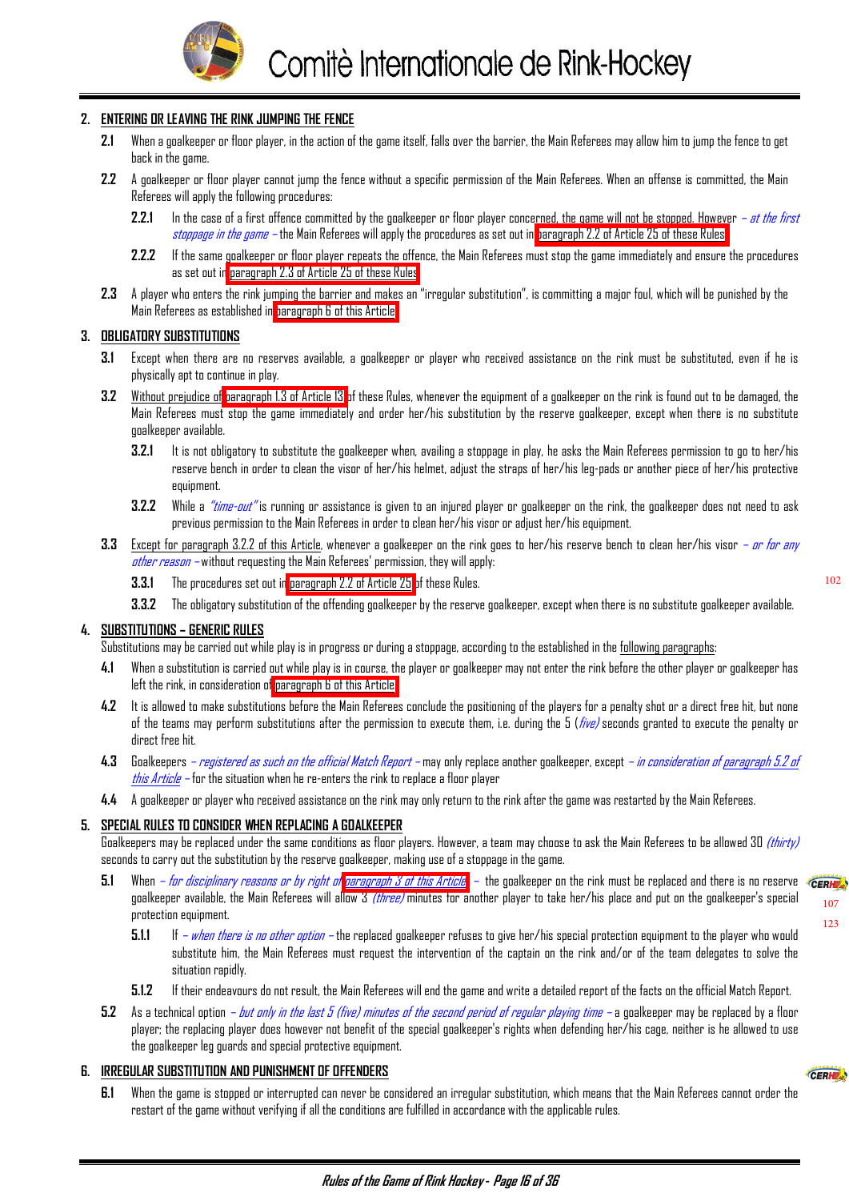## 2. ENTERING OR LEAVING THE RINK JUMPING THE FENCE

**2.1** When a goalkeeper or floor player, in the action of the game itself, falls over the barrier, the Main Referees may allow him to jump the fence to get back in the game.

**2.2** A goalkeeper or floor player cannot jump the fence without a specific permission of the Main Referees. When an offense is committed, the Main Referees will apply the following procedures:

**2.2.1** In the case of a first offence committed by the goalkeeper or floor player concerned, the game will not be stopped. However *– at the first stoppage in the game –* the Main Referees will apply the procedures as set out in paragraph 2.2 of Article 25 of these Rules.

**2.2.2** If the same goalkeeper or floor player repeats the offence, the Main Referees must stop the game immediately and ensure the procedures as set out in paragraph 2.3 of Article 25 of these Rules.

**2.3** A player who enters the rink jumping the barrier and makes an "irregular substitution", is committing a major foul, which will be punished by the Main Referees as established in paragraph 6 of this Article.

## 3. OBLIGATORY SUBSTITUTIONS

**3.1** Except when there are no reserves available, a goalkeeper or player who received assistance on the rink must be substituted, even if he is physically apt to continue in play.

**3.2** Without prejudice of paragraph 1.3 of Article 13 of these Rules, whenever the equipment of a goalkeeper on the rink is found out to be damaged, the Main Referees must stop the game immediately and order her/his substitution by the reserve goalkeeper, except when there is no substitute goalkeeper available.

**3.2.1** It is not obligatory to substitute the goalkeeper when, availing a stoppage in play, he asks the Main Referees permission to go to her/his reserve bench in order to clean the visor of her/his helmet, adjust the straps of her/his leg-pads or another piece of her/his protective equipment.

**3.2.2** While a *"time-out"* is running or assistance is given to an injured player or goalkeeper on the rink, the goalkeeper does not need to ask previous permission to the Main Referees in order to clean her/his visor or adjust her/his equipment.

**3.3** Except for paragraph 3.2.2 of this Article, whenever a goalkeeper on the rink goes to her/his reserve bench to clean her/his visor *– or for any other reason –* without requesting the Main Referees' permission, they will apply:

**3.3.1** The procedures set out in paragraph 2.2 of Article 25 of these Rules.

**3.3.2** The obligatory substitution of the offending goalkeeper by the reserve goalkeeper, except when there is no substitute goalkeeper available.

## 4. SUBSTITUTIONS – GENERIC RULES

Substitutions may be carried out while play is in progress or during a stoppage, according to the established in the following paragraphs:

**4.1** When a substitution is carried out while play is in course, the player or goalkeeper may not enter the rink before the other player or goalkeeper has left the rink, in consideration of paragraph 6 of this Article.

**4.2** It is allowed to make substitutions before the Main Referees conclude the positioning of the players for a penalty shot or a direct free hit, but none of the teams may perform substitutions after the permission to execute them, i.e. during the 5 (*five*) seconds granted to execute the penalty or direct free hit.

**4.3** Goalkeepers *– registered as such on the official Match Report –* may only replace another goalkeeper, except *– in consideration of paragraph 5.2 of this Article –* for the situation when he re-enters the rink to replace a floor player

**4.4** A goalkeeper or player who received assistance on the rink may only return to the rink after the game was restarted by the Main Referees.

## 5. SPECIAL RULES TO CONSIDER WHEN REPLACING A GOALKEEPER

Goalkeepers may be replaced under the same conditions as floor players. However, a team may choose to ask the Main Referees to be allowed 30 *(thirty)* seconds to carry out the substitution by the reserve goalkeeper, making use of a stoppage in the game.

**5.1** When *– for disciplinary reasons or by right of paragraph 3 of this Article –* the goalkeeper on the rink must be replaced and there is no reserve goalkeeper available, the Main Referees will allow 3 *(three)* minutes for another player to take her/his place and put on the goalkeeper's special protection equipment.

**5.1.1** If *– when there is no other option –* the replaced goalkeeper refuses to give her/his special protection equipment to the player who would substitute him, the Main Referees must request the intervention of the captain on the rink and/or of the team delegates to solve the situation rapidly.

**5.1.2** If their endeavours do not result, the Main Referees will end the game and write a detailed report of the facts on the official Match Report.

**5.2** As a technical option *– but only in the last 5 (five) minutes of the second period of regular playing time –* a goalkeeper may be replaced by a floor player; the replacing player does however not benefit of the special goalkeeper's rights when defending her/his cage, neither is he allowed to use the goalkeeper leg guards and special protective equipment.

## 6. IRREGULAR SUBSTITUTION AND PUNISHMENT OF OFFENDERS

**6.1** When the game is stopped or interrupted can never be considered an irregular substitution, which means that the Main Referees cannot order the restart of the game without verifying if all the conditions are fulfilled in accordance with the applicable rules.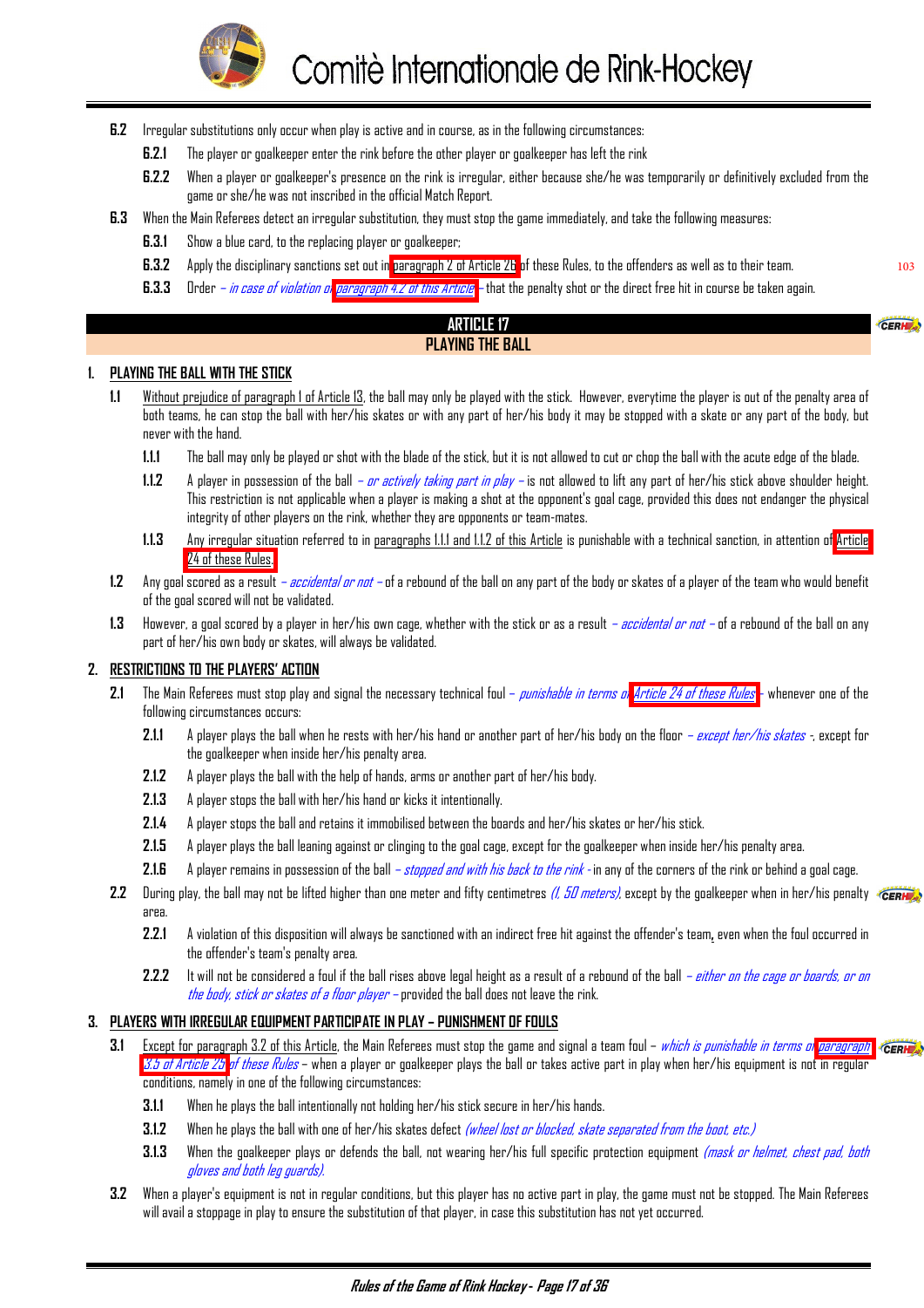**6.2** Irregular substitutions only occur when play is active and in course, as in the following circumstances:

**6.2.1** The player or goalkeeper enter the rink before the other player or goalkeeper has left the rink

**6.2.2** When a player or goalkeeper's presence on the rink is irregular, either because she/he was temporarily or definitively excluded from the game or she/he was not inscribed in the official Match Report.

**6.3** When the Main Referees detect an irregular substitution, they must stop the game immediately, and take the following measures:

**6.3.1** Show a blue card, to the replacing player or goalkeeper;

**6.3.2** Apply the disciplinary sanctions set out in paragraph 2 of Article 26 of these Rules, to the offenders as well as to their team.

**6.3.3** Order *– in case of violation of paragraph 4.2 of this Article* – that the penalty shot or the direct free hit in course be taken again.

## ARTICLE 17
## PLAYING THE BALL

### 1. PLAYING THE BALL WITH THE STICK

**1.1** Without prejudice of paragraph 1 of Article 13, the ball may only be played with the stick. However, everytime the player is out of the penalty area of both teams, he can stop the ball with her/his skates or with any part of her/his body it may be stopped with a skate or any part of the body, but never with the hand.

**1.1.1** The ball may only be played or shot with the blade of the stick, but it is not allowed to cut or chop the ball with the acute edge of the blade.

**1.1.2** A player in possession of the ball *– or actively taking part in play –* is not allowed to lift any part of her/his stick above shoulder height. This restriction is not applicable when a player is making a shot at the opponent's goal cage, provided this does not endanger the physical integrity of other players on the rink, whether they are opponents or team-mates.

**1.1.3** Any irregular situation referred to in paragraphs 1.1.1 and 1.1.2 of this Article is punishable with a technical sanction, in attention of Article 24 of these Rules.

**1.2** Any goal scored as a result *– accidental or not –* of a rebound of the ball on any part of the body or skates of a player of the team who would benefit of the goal scored will not be validated.

**1.3** However, a goal scored by a player in her/his own cage, whether with the stick or as a result *– accidental or not –* of a rebound of the ball on any part of her/his own body or skates, will always be validated.

### 2. RESTRICTIONS TO THE PLAYERS' ACTION

**2.1** The Main Referees must stop play and signal the necessary technical foul *– punishable in terms of Article 24 of these Rules –* whenever one of the following circumstances occurs:

**2.1.1** A player plays the ball when he rests with her/his hand or another part of her/his body on the floor *– except her/his skates –*, except for the goalkeeper when inside her/his penalty area.

**2.1.2** A player plays the ball with the help of hands, arms or another part of her/his body.

**2.1.3** A player stops the ball with her/his hand or kicks it intentionally.

**2.1.4** A player stops the ball and retains it immobilised between the boards and her/his skates or her/his stick.

**2.1.5** A player plays the ball leaning against or clinging to the goal cage, except for the goalkeeper when inside her/his penalty area.

**2.1.6** A player remains in possession of the ball *– stopped and with his back to the rink -* in any of the corners of the rink or behind a goal cage.

**2.2** During play, the ball may not be lifted higher than one meter and fifty centimetres *(1, 50 meters)*, except by the goalkeeper when in her/his penalty area.

**2.2.1** A violation of this disposition will always be sanctioned with an indirect free hit against the offender's team, even when the foul occurred in the offender's team's penalty area.

**2.2.2** It will not be considered a foul if the ball rises above legal height as a result of a rebound of the ball *– either on the cage or boards, or on the body, stick or skates of a floor player –* provided the ball does not leave the rink.

### 3. PLAYERS WITH IRREGULAR EQUIPMENT PARTICIPATE IN PLAY – PUNISHMENT OF FOULS

**3.1** Except for paragraph 3.2 of this Article, the Main Referees must stop the game and signal a team foul *– which is punishable in terms of paragraph 3.5 of Article 28 of these Rules –* when a player or goalkeeper plays the ball or takes active part in play when her/his equipment is not in regular conditions, namely in one of the following circumstances:

**3.1.1** When he plays the ball intentionally not holding her/his stick secure in her/his hands.

**3.1.2** When he plays the ball with one of her/his skates defect *(wheel lost or blocked, skate separated from the boot, etc.)*

**3.1.3** When the goalkeeper plays or defends the ball, not wearing her/his full specific protection equipment *(mask or helmet, chest pad, both gloves and both leg guards).*

**3.2** When a player's equipment is not in regular conditions, but this player has no active part in play, the game must not be stopped. The Main Referees will avail a stoppage in play to ensure the substitution of that player, in case this substitution has not yet occurred.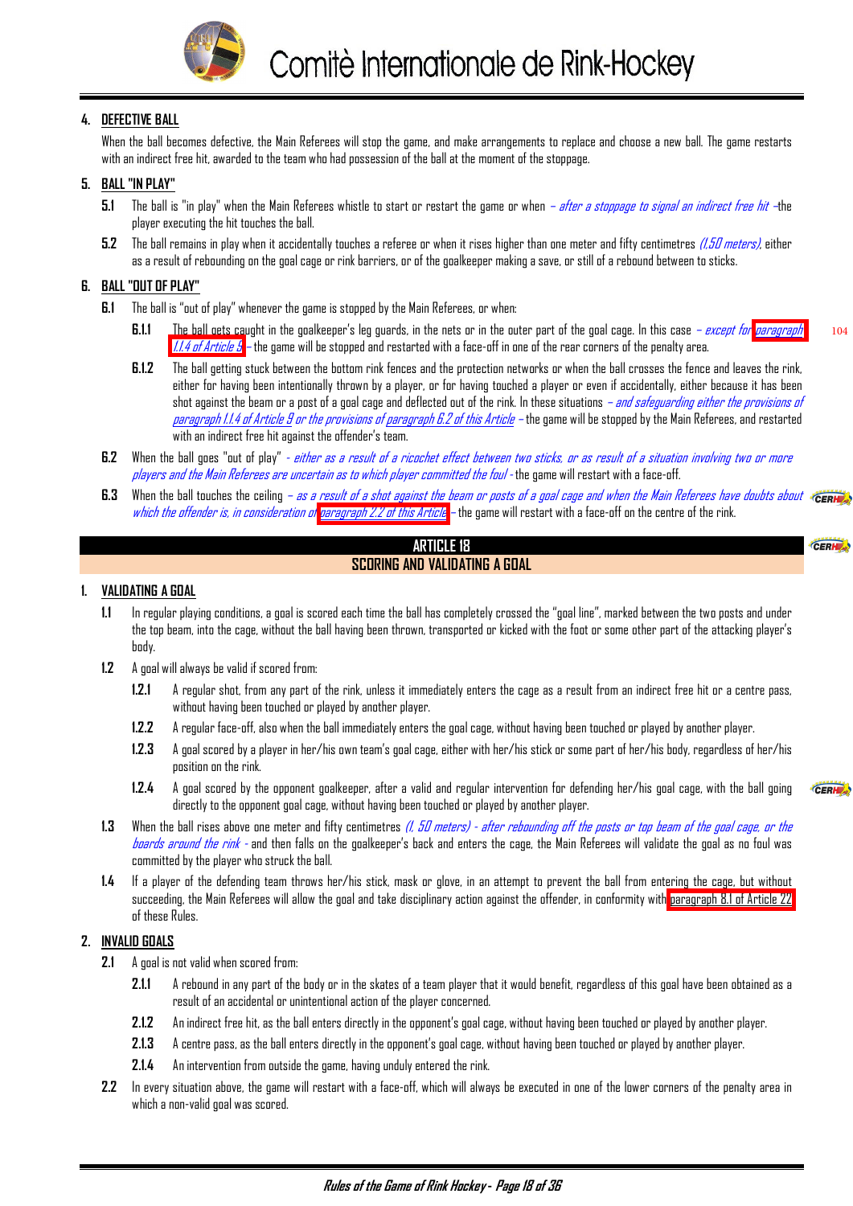4. **DEFECTIVE BALL**

When the ball becomes defective, the Main Referees will stop the game, and make arrangements to replace and choose a new ball. The game restarts with an indirect free hit, awarded to the team who had possession of the ball at the moment of the stoppage.

5. **BALL "IN PLAY"**

**5.1** The ball is "in play" when the Main Referees whistle to start or restart the game or when *– after a stoppage to signal an indirect free hit –* the player executing the hit touches the ball.

**5.2** The ball remains in play when it accidentally touches a referee or when it rises higher than one meter and fifty centimetres *(1,50 meters)*, either as a result of rebounding on the goal cage or rink barriers, or of the goalkeeper making a save, or still of a rebound between to sticks.

6. **BALL "OUT OF PLAY"**

**6.1** The ball is "out of play" whenever the game is stopped by the Main Referees, or when:

**6.1.1** The ball gets caught in the goalkeeper's leg guards, in the nets or in the outer part of the goal cage. In this case *– except for paragraph 1.1.4 of Article 9 –* the game will be stopped and restarted with a face-off in one of the rear corners of the penalty area.

**6.1.2** The ball getting stuck between the bottom rink fences and the protection networks or when the ball crosses the fence and leaves the rink, either for having been intentionally thrown by a player, or for having touched a player or even if accidentally, either because it has been shot against the beam or a post of a goal cage and deflected out of the rink. In these situations *– and safeguarding either the provisions of paragraph 1.1.4 of Article 9 or the provisions of paragraph 6.2 of this Article –* the game will be stopped by the Main Referees, and restarted with an indirect free hit against the offender's team.

**6.2** When the ball goes "out of play" *- either as a result of a ricochet effect between two sticks, or as result of a situation involving two or more players and the Main Referees are uncertain as to which player committed the foul -* the game will restart with a face-off.

**6.3** When the ball touches the ceiling *– as a result of a shot against the beam or posts of a goal cage and when the Main Referees have doubts about which the offender is, in consideration of paragraph 2.2 of this Article –* the game will restart with a face-off on the centre of the rink.

## ARTICLE 18
## SCORING AND VALIDATING A GOAL

1. **VALIDATING A GOAL**

**1.1** In regular playing conditions, a goal is scored each time the ball has completely crossed the "goal line", marked between the two posts and under the top beam, into the cage, without the ball having been thrown, transported or kicked with the foot or some other part of the attacking player's body.

**1.2** A goal will always be valid if scored from:

**1.2.1** A regular shot, from any part of the rink, unless it immediately enters the cage as a result from an indirect free hit or a centre pass, without having been touched or played by another player.

**1.2.2** A regular face-off, also when the ball immediately enters the goal cage, without having been touched or played by another player.

**1.2.3** A goal scored by a player in her/his own team's goal cage, either with her/his stick or some part of her/his body, regardless of her/his position on the rink.

**1.2.4** A goal scored by the opponent goalkeeper, after a valid and regular intervention for defending her/his goal cage, with the ball going directly to the opponent goal cage, without having been touched or played by another player.

**1.3** When the ball rises above one meter and fifty centimetres *(1, 50 meters) - after rebounding off the posts or top beam of the goal cage, or the boards around the rink -* and then falls on the goalkeeper's back and enters the cage, the Main Referees will validate the goal as no foul was committed by the player who struck the ball.

**1.4** If a player of the defending team throws her/his stick, mask or glove, in an attempt to prevent the ball from entering the cage, but without succeeding, the Main Referees will allow the goal and take disciplinary action against the offender, in conformity with paragraph 8.1 of Article 22 of these Rules.

2. **INVALID GOALS**

**2.1** A goal is not valid when scored from:

**2.1.1** A rebound in any part of the body or in the skates of a team player that it would benefit, regardless of this goal have been obtained as a result of an accidental or unintentional action of the player concerned.

**2.1.2** An indirect free hit, as the ball enters directly in the opponent's goal cage, without having been touched or played by another player.

**2.1.3** A centre pass, as the ball enters directly in the opponent's goal cage, without having been touched or played by another player.

**2.1.4** An intervention from outside the game, having unduly entered the rink.

**2.2** In every situation above, the game will restart with a face-off, which will always be executed in one of the lower corners of the penalty area in which a non-valid goal was scored.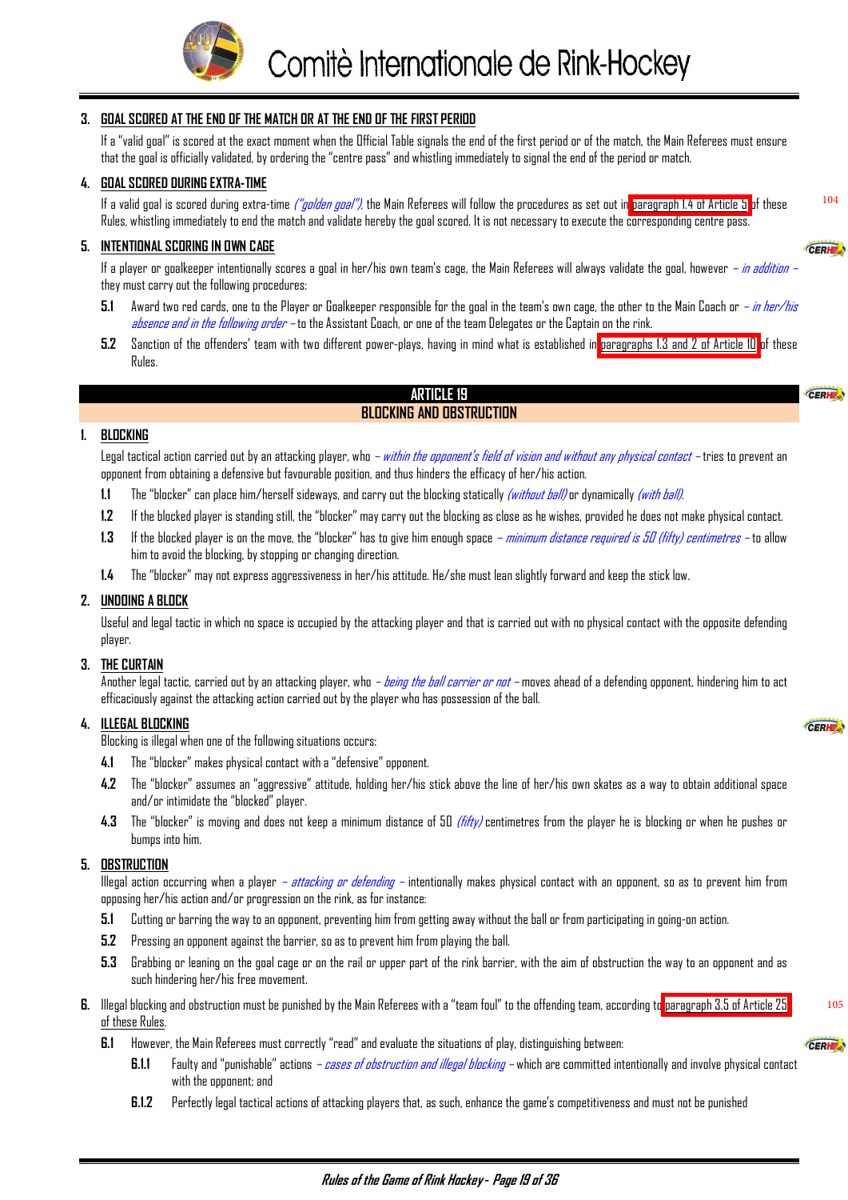### 3. GOAL SCORED AT THE END OF THE MATCH OR AT THE END OF THE FIRST PERIOD

If a "valid goal" is scored at the exact moment when the Official Table signals the end of the first period or of the match, the Main Referees must ensure that the goal is officially validated, by ordering the "centre pass" and whistling immediately to signal the end of the period or match.

### 4. GOAL SCORED DURING EXTRA-TIME

If a valid goal is scored during extra-time *("golden goal")*, the Main Referees will follow the procedures as set out in paragraph 1.4 of Article 5 of these Rules, whistling immediately to end the match and validate hereby the goal scored. It is not necessary to execute the corresponding centre pass.

### 5. INTENTIONAL SCORING IN OWN CAGE

If a player or goalkeeper intentionally scores a goal in her/his own team's cage, the Main Referees will always validate the goal, however *– in addition –* they must carry out the following procedures:

**5.1** Award two red cards, one to the Player or Goalkeeper responsible for the goal in the team's own cage, the other to the Main Coach or *– in her/his absence and in the following order –* to the Assistant Coach, or one of the team Delegates or the Captain on the rink.

**5.2** Sanction of the offenders' team with two different power-plays, having in mind what is established in paragraphs 1.3 and 2 of Article 10 of these Rules.

## ARTICLE 19
## BLOCKING AND OBSTRUCTION

### 1. BLOCKING

Legal tactical action carried out by an attacking player, who *– within the opponent's field of vision and without any physical contact –* tries to prevent an opponent from obtaining a defensive but favourable position, and thus hinders the efficacy of her/his action.

**1.1** The "blocker" can place him/herself sideways, and carry out the blocking statically *(without ball)* or dynamically *(with ball)*.

**1.2** If the blocked player is standing still, the "blocker" may carry out the blocking as close as he wishes, provided he does not make physical contact.

**1.3** If the blocked player is on the move, the "blocker" has to give him enough space *– minimum distance required is 50 (fifty) centimetres –* to allow him to avoid the blocking, by stopping or changing direction.

**1.4** The "blocker" may not express aggressiveness in her/his attitude. He/she must lean slightly forward and keep the stick low.

### 2. UNDOING A BLOCK

Useful and legal tactic in which no space is occupied by the attacking player and that is carried out with no physical contact with the opposite defending player.

### 3. THE CURTAIN

Another legal tactic, carried out by an attacking player, who *– being the ball carrier or not –* moves ahead of a defending opponent, hindering him to act efficaciously against the attacking action carried out by the player who has possession of the ball.

### 4. ILLEGAL BLOCKING

Blocking is illegal when one of the following situations occurs:

**4.1** The "blocker" makes physical contact with a "defensive" opponent.

**4.2** The "blocker" assumes an "aggressive" attitude, holding her/his stick above the line of her/his own skates as a way to obtain additional space and/or intimidate the "blocked" player.

**4.3** The "blocker" is moving and does not keep a minimum distance of 50 *(fifty)* centimetres from the player he is blocking or when he pushes or bumps into him.

### 5. OBSTRUCTION

Illegal action occurring when a player *– attacking or defending –* intentionally makes physical contact with an opponent, so as to prevent him from opposing her/his action and/or progression on the rink, as for instance:

**5.1** Cutting or barring the way to an opponent, preventing him from getting away without the ball or from participating in going-on action.

**5.2** Pressing an opponent against the barrier, so as to prevent him from playing the ball.

**5.3** Grabbing or leaning on the goal cage or on the rail or upper part of the rink barrier, with the aim of obstruction the way to an opponent and as such hindering her/his free movement.

**6.** Illegal blocking and obstruction must be punished by the Main Referees with a "team foul" to the offending team, according to paragraph 3.5 of Article 25 of these Rules.

**6.1** However, the Main Referees must correctly "read" and evaluate the situations of play, distinguishing between:

**6.1.1** Faulty and "punishable" actions *– cases of obstruction and illegal blocking –* which are committed intentionally and involve physical contact with the opponent; and

**6.1.2** Perfectly legal tactical actions of attacking players that, as such, enhance the game's competitiveness and must not be punished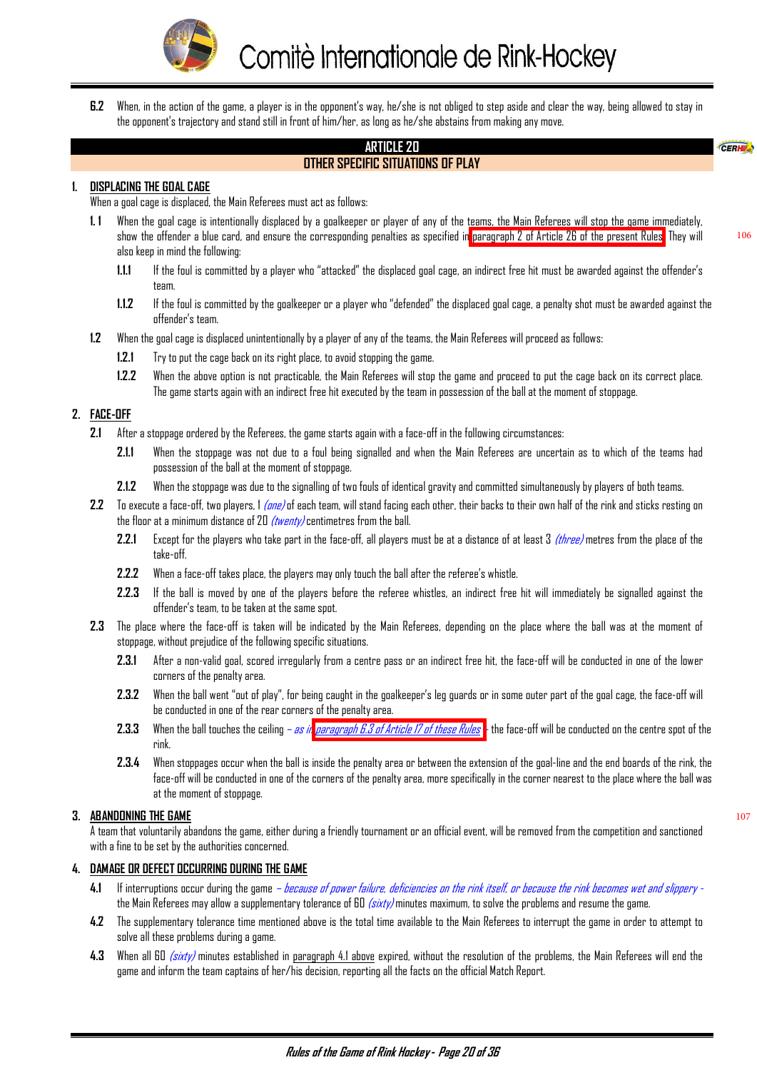**6.2** When, in the action of the game, a player is in the opponent's way, he/she is not obliged to step aside and clear the way, being allowed to stay in the opponent's trajectory and stand still in front of him/her, as long as he/she abstains from making any move.

## ARTICLE 20
## OTHER SPECIFIC SITUATIONS OF PLAY

### 1. DISPLACING THE GOAL CAGE

When a goal cage is displaced, the Main Referees must act as follows:

**1.1** When the goal cage is intentionally displaced by a goalkeeper or player of any of the teams, the Main Referees will stop the game immediately, show the offender a blue card, and ensure the corresponding penalties as specified in paragraph 2 of Article 26 of the present Rules. They will also keep in mind the following:

**1.1.1** If the foul is committed by a player who "attacked" the displaced goal cage, an indirect free hit must be awarded against the offender's team.

**1.1.2** If the foul is committed by the goalkeeper or a player who "defended" the displaced goal cage, a penalty shot must be awarded against the offender's team.

**1.2** When the goal cage is displaced unintentionally by a player of any of the teams, the Main Referees will proceed as follows:

**1.2.1** Try to put the cage back on its right place, to avoid stopping the game.

**1.2.2** When the above option is not practicable, the Main Referees will stop the game and proceed to put the cage back on its correct place. The game starts again with an indirect free hit executed by the team in possession of the ball at the moment of stoppage.

### 2. FACE-OFF

**2.1** After a stoppage ordered by the Referees, the game starts again with a face-off in the following circumstances:

**2.1.1** When the stoppage was not due to a foul being signalled and when the Main Referees are uncertain as to which of the teams had possession of the ball at the moment of stoppage.

**2.1.2** When the stoppage was due to the signalling of two fouls of identical gravity and committed simultaneously by players of both teams.

**2.2** To execute a face-off, two players, 1 *(one)* of each team, will stand facing each other, their backs to their own half of the rink and sticks resting on the floor at a minimum distance of 20 *(twenty)* centimetres from the ball.

**2.2.1** Except for the players who take part in the face-off, all players must be at a distance of at least 3 *(three)* metres from the place of the take-off.

**2.2.2** When a face-off takes place, the players may only touch the ball after the referee's whistle.

**2.2.3** If the ball is moved by one of the players before the referee whistles, an indirect free hit will immediately be signalled against the offender's team, to be taken at the same spot.

**2.3** The place where the face-off is taken will be indicated by the Main Referees, depending on the place where the ball was at the moment of stoppage, without prejudice of the following specific situations.

**2.3.1** After a non-valid goal, scored irregularly from a centre pass or an indirect free hit, the face-off will be conducted in one of the lower corners of the penalty area.

**2.3.2** When the ball went "out of play", for being caught in the goalkeeper's leg guards or in some outer part of the goal cage, the face-off will be conducted in one of the rear corners of the penalty area.

**2.3.3** When the ball touches the ceiling – *as in paragraph 6.3 of Article 17 of these Rules* - the face-off will be conducted on the centre spot of the rink.

**2.3.4** When stoppages occur when the ball is inside the penalty area or between the extension of the goal-line and the end boards of the rink, the face-off will be conducted in one of the corners of the penalty area, more specifically in the corner nearest to the place where the ball was at the moment of stoppage.

### 3. ABANDONING THE GAME

A team that voluntarily abandons the game, either during a friendly tournament or an official event, will be removed from the competition and sanctioned with a fine to be set by the authorities concerned.

### 4. DAMAGE OR DEFECT OCCURRING DURING THE GAME

**4.1** If interruptions occur during the game – *because of power failure, deficiencies on the rink itself, or because the rink becomes wet and slippery* - the Main Referees may allow a supplementary tolerance of 60 *(sixty)* minutes maximum, to solve the problems and resume the game.

**4.2** The supplementary tolerance time mentioned above is the total time available to the Main Referees to interrupt the game in order to attempt to solve all these problems during a game.

**4.3** When all 60 *(sixty)* minutes established in paragraph 4.1 above expired, without the resolution of the problems, the Main Referees will end the game and inform the team captains of her/his decision, reporting all the facts on the official Match Report.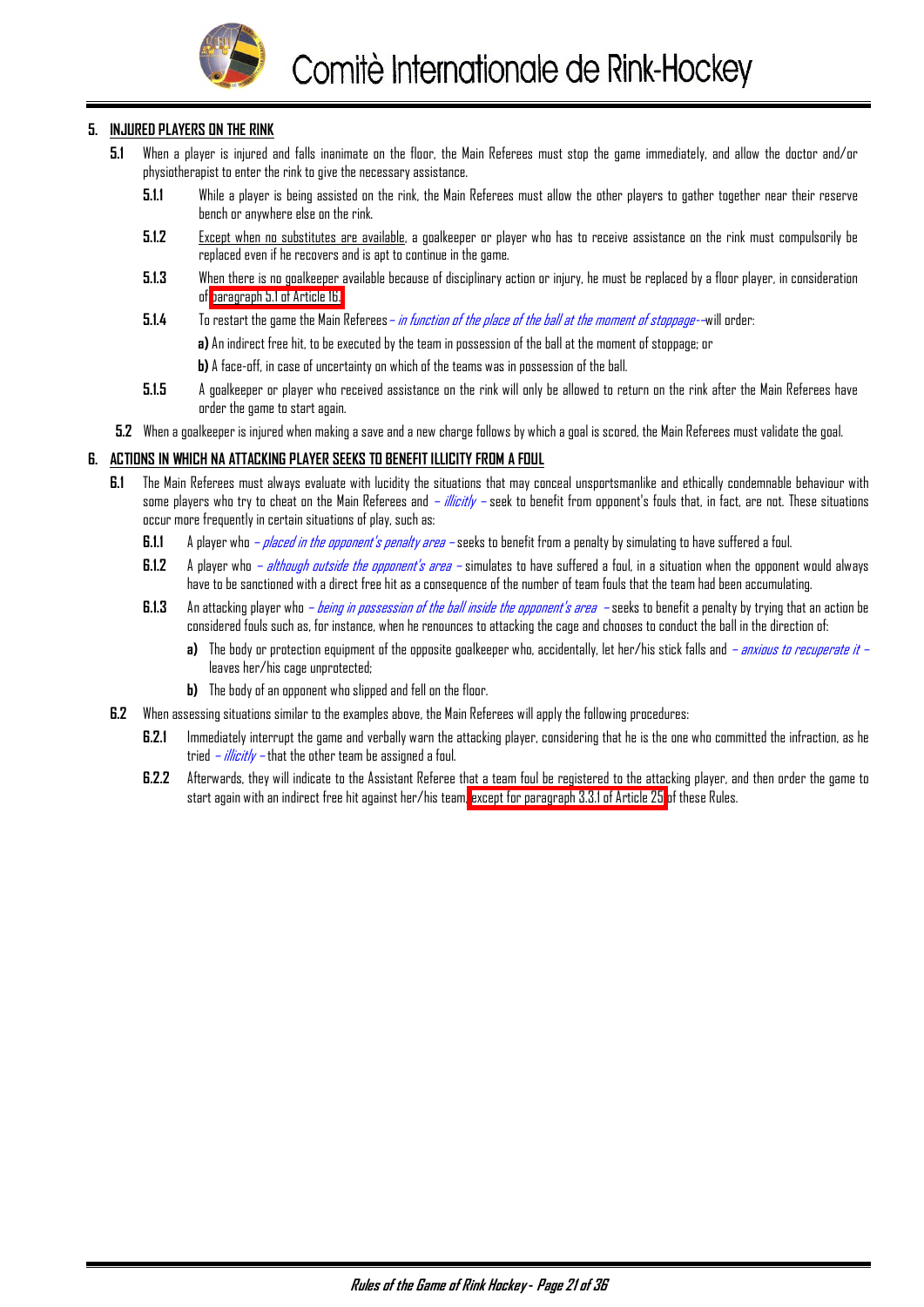## 5. INJURED PLAYERS ON THE RINK

**5.1** When a player is injured and falls inanimate on the floor, the Main Referees must stop the game immediately, and allow the doctor and/or physiotherapist to enter the rink to give the necessary assistance.

**5.1.1** While a player is being assisted on the rink, the Main Referees must allow the other players to gather together near their reserve bench or anywhere else on the rink.

**5.1.2** Except when no substitutes are available, a goalkeeper or player who has to receive assistance on the rink must compulsorily be replaced even if he recovers and is apt to continue in the game.

**5.1.3** When there is no goalkeeper available because of disciplinary action or injury, he must be replaced by a floor player, in consideration of paragraph 5.1 of Article 16.

**5.1.4** To restart the game the Main Referees – *in function of the place of the ball at the moment of stoppage* – will order:

**a)** An indirect free hit, to be executed by the team in possession of the ball at the moment of stoppage; or

**b)** A face-off, in case of uncertainty on which of the teams was in possession of the ball.

**5.1.5** A goalkeeper or player who received assistance on the rink will only be allowed to return on the rink after the Main Referees have order the game to start again.

**5.2** When a goalkeeper is injured when making a save and a new charge follows by which a goal is scored, the Main Referees must validate the goal.

## 6. ACTIONS IN WHICH NA ATTACKING PLAYER SEEKS TO BENEFIT ILLICITY FROM A FOUL

**6.1** The Main Referees must always evaluate with lucidity the situations that may conceal unsportsmanlike and ethically condemnable behaviour with some players who try to cheat on the Main Referees and – *illicitly* – seek to benefit from opponent's fouls that, in fact, are not. These situations occur more frequently in certain situations of play, such as:

**6.1.1** A player who – *placed in the opponent's penalty area* – seeks to benefit from a penalty by simulating to have suffered a foul.

**6.1.2** A player who – *although outside the opponent's area* – simulates to have suffered a foul, in a situation when the opponent would always have to be sanctioned with a direct free hit as a consequence of the number of team fouls that the team had been accumulating.

**6.1.3** An attacking player who – *being in possession of the ball inside the opponent's area* – seeks to benefit a penalty by trying that an action be considered fouls such as, for instance, when he renounces to attacking the cage and chooses to conduct the ball in the direction of:

**a)** The body or protection equipment of the opposite goalkeeper who, accidentally, let her/his stick falls and – *anxious to recuperate it* – leaves her/his cage unprotected;

**b)** The body of an opponent who slipped and fell on the floor.

**6.2** When assessing situations similar to the examples above, the Main Referees will apply the following procedures:

**6.2.1** Immediately interrupt the game and verbally warn the attacking player, considering that he is the one who committed the infraction, as he tried – *illicitly* – that the other team be assigned a foul.

**6.2.2** Afterwards, they will indicate to the Assistant Referee that a team foul be registered to the attacking player, and then order the game to start again with an indirect free hit against her/his team, except for paragraph 3.3.1 of Article 25 of these Rules.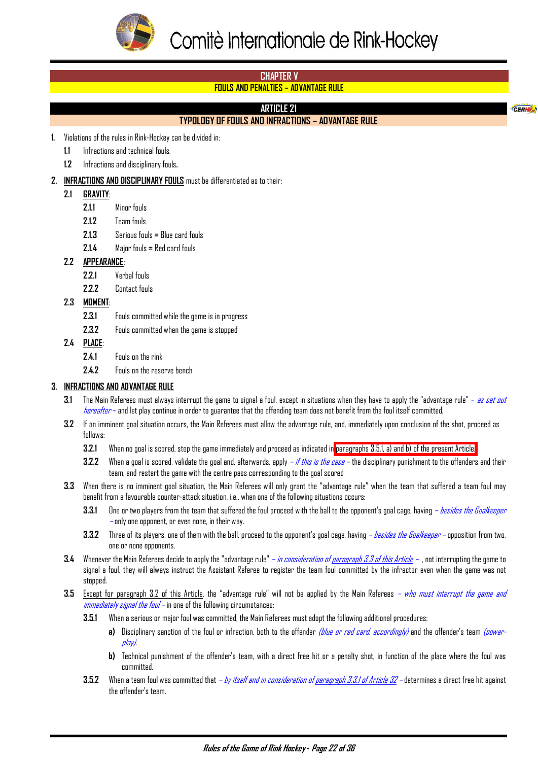## CHAPTER V

### FOULS AND PENALTIES – ADVANTAGE RULE

## ARTICLE 21

### TYPOLOGY OF FOULS AND INFRACTIONS – ADVANTAGE RULE

1. Violations of the rules in Rink-Hockey can be divided in:
   - **1.1** Infractions and technical fouls.
   - **1.2** Infractions and disciplinary fouls.
2. **INFRACTIONS AND DISCIPLINARY FOULS** must be differentiated as to their:
   - **2.1** **GRAVITY**:
     - **2.1.1** Minor fouls
     - **2.1.2** Team fouls
     - **2.1.3** Serious fouls = Blue card fouls
     - **2.1.4** Major fouls = Red card fouls
   - **2.2** **APPEARANCE**:
     - **2.2.1** Verbal fouls
     - **2.2.2** Contact fouls
   - **2.3** **MOMENT**:
     - **2.3.1** Fouls committed while the game is in progress
     - **2.3.2** Fouls committed when the game is stopped
   - **2.4** **PLACE**:
     - **2.4.1** Fouls on the rink
     - **2.4.2** Fouls on the reserve bench
3. **INFRACTIONS AND ADVANTAGE RULE**
   - **3.1** The Main Referees must always interrupt the game to signal a foul, except in situations when they have to apply the "advantage rule" *– as set out hereafter –* and let play continue in order to guarantee that the offending team does not benefit from the foul itself committed.
   - **3.2** If an imminent goal situation occurs, the Main Referees must allow the advantage rule, and, immediately upon conclusion of the shot, proceed as follows:
     - **3.2.1** When no goal is scored, stop the game immediately and proceed as indicated in paragraphs 3.5.1, a) and b) of the present Article.
     - **3.2.2** When a goal is scored, validate the goal and, afterwards, apply *– if this is the case –* the disciplinary punishment to the offenders and their team, and restart the game with the centre pass corresponding to the goal scored
   - **3.3** When there is no imminent goal situation, the Main Referees will only grant the "advantage rule" when the team that suffered a team foul may benefit from a favourable counter-attack situation, i.e., when one of the following situations occurs:
     - **3.3.1** One or two players from the team that suffered the foul proceed with the ball to the opponent's goal cage, having *– besides the Goalkeeper –* only one opponent, or even none, in their way.
     - **3.3.2** Three of its players, one of them with the ball, proceed to the opponent's goal cage, having *– besides the Goalkeeper –* opposition from two, one or none opponents.
   - **3.4** Whenever the Main Referees decide to apply the "advantage rule" *– in consideration of paragraph 3.3 of this Article –* , not interrupting the game to signal a foul, they will always instruct the Assistant Referee to register the team foul committed by the infractor even when the game was not stopped.
   - **3.5** Except for paragraph 3.2 of this Article, the "advantage rule" will not be applied by the Main Referees *– who must interrupt the game and immediately signal the foul –* in one of the following circumstances:
     - **3.5.1** When a serious or major foul was committed, the Main Referees must adopt the following additional procedures:
       - **a)** Disciplinary sanction of the foul or infraction, both to the offender *(blue or red card, accordingly)* and the offender's team *(power-play)*.
       - **b)** Technical punishment of the offender's team, with a direct free hit or a penalty shot, in function of the place where the foul was committed.
     - **3.5.2** When a team foul was committed that *– by itself and in consideration of paragraph 3.3.1 of Article 32 –* determines a direct free hit against the offender's team.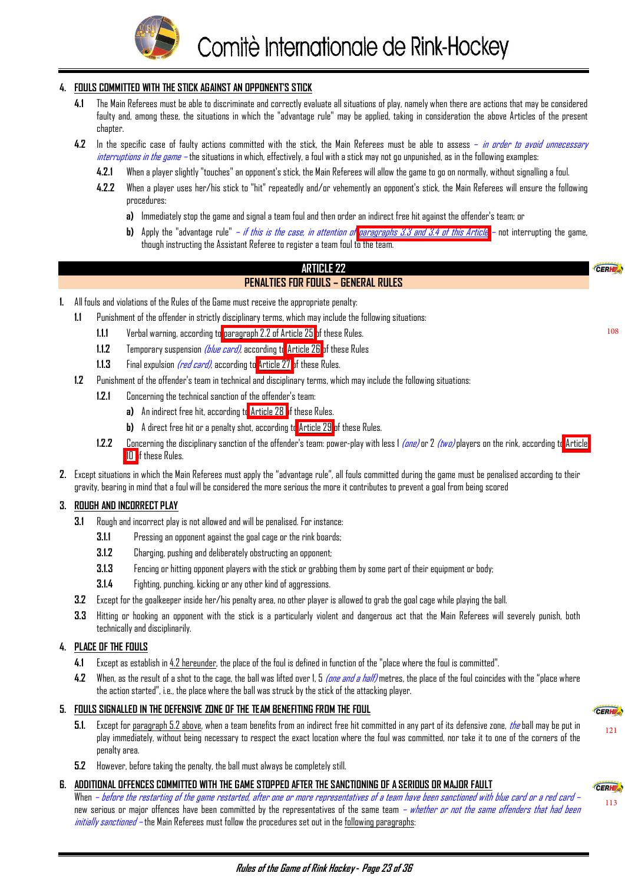## 4. FOULS COMMITTED WITH THE STICK AGAINST AN OPPONENT'S STICK

**4.1** The Main Referees must be able to discriminate and correctly evaluate all situations of play, namely when there are actions that may be considered faulty and, among these, the situations in which the "advantage rule" may be applied, taking in consideration the above Articles of the present chapter.

**4.2** In the specific case of faulty actions committed with the stick, the Main Referees must be able to assess *– in order to avoid unnecessary interruptions in the game –* the situations in which, effectively, a foul with a stick may not go unpunished, as in the following examples:

**4.2.1** When a player slightly "touches" an opponent's stick, the Main Referees will allow the game to go on normally, without signalling a foul.

**4.2.2** When a player uses her/his stick to "hit" repeatedly and/or vehemently an opponent's stick, the Main Referees will ensure the following procedures:

**a)** Immediately stop the game and signal a team foul and then order an indirect free hit against the offender's team; or

**b)** Apply the "advantage rule" *– if this is the case, in attention of paragraphs 3.3 and 3.4 of this Article –* not interrupting the game, though instructing the Assistant Referee to register a team foul to the team.

# ARTICLE 22
## PENALTIES FOR FOULS – GENERAL RULES

**1.** All fouls and violations of the Rules of the Game must receive the appropriate penalty:

**1.1** Punishment of the offender in strictly disciplinary terms, which may include the following situations:

**1.1.1** Verbal warning, according to paragraph 2.2 of Article 25 of these Rules.

**1.1.2** Temporary suspension *(blue card)*, according to Article 26 of these Rules

**1.1.3** Final expulsion *(red card)*, according to Article 27 of these Rules.

**1.2** Punishment of the offender's team in technical and disciplinary terms, which may include the following situations:

**1.2.1** Concerning the technical sanction of the offender's team:

**a)** An indirect free hit, according to Article 28 of these Rules.

**b)** A direct free hit or a penalty shot, according to Article 29 of these Rules.

**1.2.2** Concerning the disciplinary sanction of the offender's team: power-play with less 1 *(one)* or 2 *(two)* players on the rink, according to Article 10 of these Rules.

**2.** Except situations in which the Main Referees must apply the "advantage rule", all fouls committed during the game must be penalised according to their gravity, bearing in mind that a foul will be considered the more serious the more it contributes to prevent a goal from being scored

## 3. ROUGH AND INCORRECT PLAY

**3.1** Rough and incorrect play is not allowed and will be penalised. For instance:

**3.1.1** Pressing an opponent against the goal cage or the rink boards;

**3.1.2** Charging, pushing and deliberately obstructing an opponent;

**3.1.3** Fencing or hitting opponent players with the stick or grabbing them by some part of their equipment or body;

**3.1.4** Fighting, punching, kicking or any other kind of aggressions.

**3.2** Except for the goalkeeper inside her/his penalty area, no other player is allowed to grab the goal cage while playing the ball.

**3.3** Hitting or hooking an opponent with the stick is a particularly violent and dangerous act that the Main Referees will severely punish, both technically and disciplinarily.

## 4. PLACE OF THE FOULS

**4.1** Except as establish in 4.2 hereunder, the place of the foul is defined in function of the "place where the foul is committed".

**4.2** When, as the result of a shot to the cage, the ball was lifted over 1, 5 *(one and a half)* metres, the place of the foul coincides with the "place where the action started", i.e., the place where the ball was struck by the stick of the attacking player.

## 5. FOULS SIGNALLED IN THE DEFENSIVE ZONE OF THE TEAM BENEFITING FROM THE FOUL

**5.1.** Except for paragraph 5.2 above, when a team benefits from an indirect free hit committed in any part of its defensive zone, *the* ball may be put in play immediately, without being necessary to respect the exact location where the foul was committed, nor take it to one of the corners of the penalty area.

**5.2** However, before taking the penalty, the ball must always be completely still.

## 6. ADDITIONAL OFFENCES COMMITTED WITH THE GAME STOPPED AFTER THE SANCTIONING OF A SERIOUS OR MAJOR FAULT

When *– before the restarting of the game restarted, after one or more representatives of a team have been sanctioned with blue card or a red card –* new serious or major offences have been committed by the representatives of the same team *– whether or not the same offenders that had been initially sanctioned –* the Main Referees must follow the procedures set out in the following paragraphs: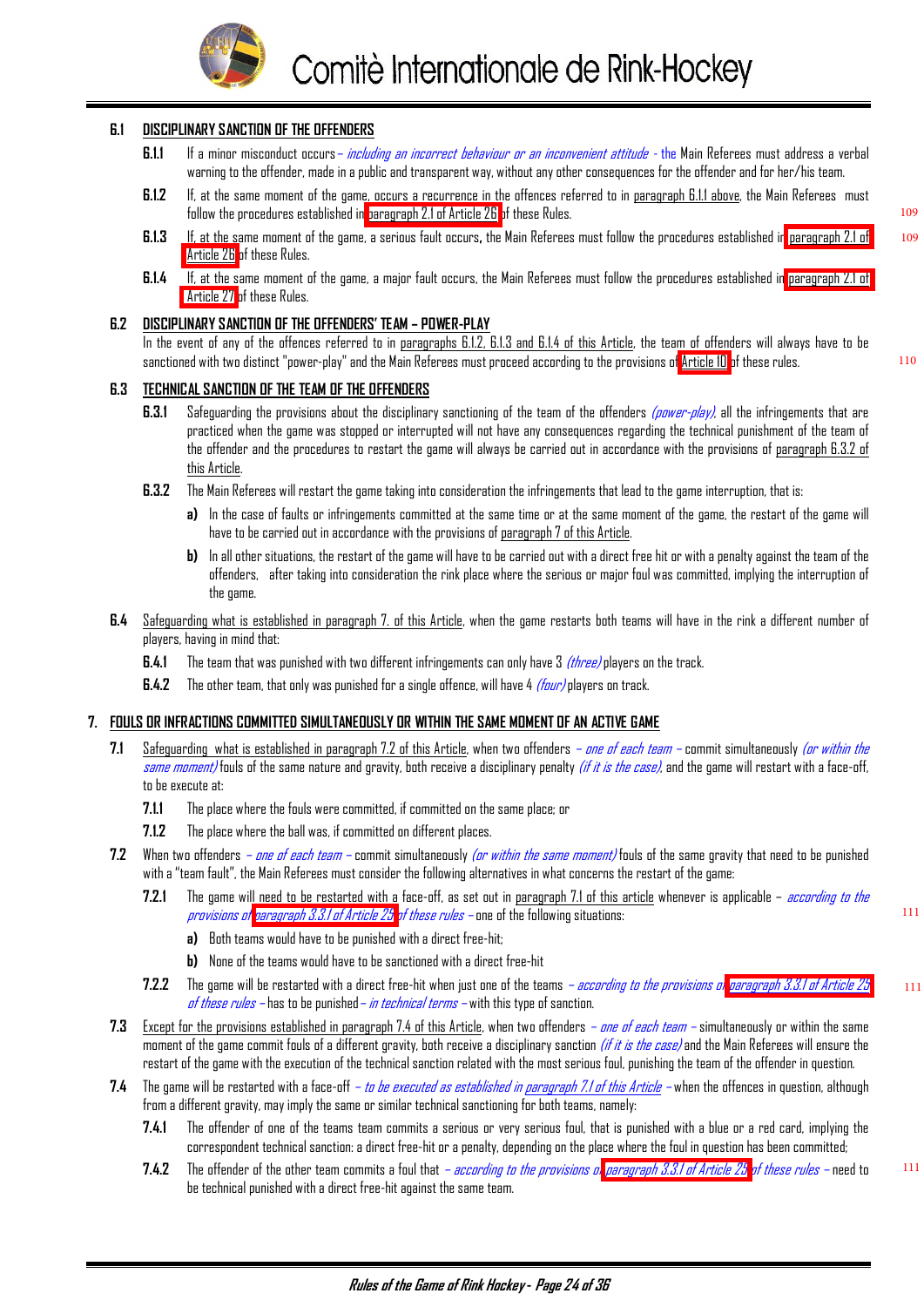### 6.1 DISCIPLINARY SANCTION OF THE OFFENDERS

**6.1.1** If a minor misconduct occurs – *including an incorrect behaviour or an inconvenient attitude* - the Main Referees must address a verbal warning to the offender, made in a public and transparent way, without any other consequences for the offender and for her/his team.

**6.1.2** If, at the same moment of the game, occurs a recurrence in the offences referred to in paragraph 6.1.1 above, the Main Referees must follow the procedures established in paragraph 2.1 of Article 26 of these Rules. 109

**6.1.3** If, at the same moment of the game, a serious fault occurs, the Main Referees must follow the procedures established in paragraph 2.1 of Article 26 of these Rules. 109

**6.1.4** If, at the same moment of the game, a major fault occurs, the Main Referees must follow the procedures established in paragraph 2.1 of Article 27 of these Rules.

### 6.2 DISCIPLINARY SANCTION OF THE OFFENDERS' TEAM – POWER-PLAY

In the event of any of the offences referred to in paragraphs 6.1.2, 6.1.3 and 6.1.4 of this Article, the team of offenders will always have to be sanctioned with two distinct "power-play" and the Main Referees must proceed according to the provisions of Article 10 of these rules. 110

### 6.3 TECHNICAL SANCTION OF THE TEAM OF THE OFFENDERS

**6.3.1** Safeguarding the provisions about the disciplinary sanctioning of the team of the offenders *(power-play)*, all the infringements that are practiced when the game was stopped or interrupted will not have any consequences regarding the technical punishment of the team of the offender and the procedures to restart the game will always be carried out in accordance with the provisions of paragraph 6.3.2 of this Article.

**6.3.2** The Main Referees will restart the game taking into consideration the infringements that lead to the game interruption, that is:

**a)** In the case of faults or infringements committed at the same time or at the same moment of the game, the restart of the game will have to be carried out in accordance with the provisions of paragraph 7 of this Article.

**b)** In all other situations, the restart of the game will have to be carried out with a direct free hit or with a penalty against the team of the offenders, after taking into consideration the rink place where the serious or major foul was committed, implying the interruption of the game.

**6.4** Safeguarding what is established in paragraph 7. of this Article, when the game restarts both teams will have in the rink a different number of players, having in mind that:

**6.4.1** The team that was punished with two different infringements can only have 3 *(three)* players on the track.

**6.4.2** The other team, that only was punished for a single offence, will have 4 *(four)* players on track.

## 7. FOULS OR INFRACTIONS COMMITTED SIMULTANEOUSLY OR WITHIN THE SAME MOMENT OF AN ACTIVE GAME

**7.1** Safeguarding what is established in paragraph 7.2 of this Article, when two offenders – *one of each team* – commit simultaneously *(or within the same moment)* fouls of the same nature and gravity, both receive a disciplinary penalty *(if it is the case)*, and the game will restart with a face-off, to be execute at:

**7.1.1** The place where the fouls were committed, if committed on the same place; or

**7.1.2** The place where the ball was, if committed on different places.

**7.2** When two offenders – *one of each team* – commit simultaneously *(or within the same moment)* fouls of the same gravity that need to be punished with a "team fault", the Main Referees must consider the following alternatives in what concerns the restart of the game:

**7.2.1** The game will need to be restarted with a face-off, as set out in paragraph 7.1 of this article whenever is applicable – *according to the provisions of paragraph 3.3.1 of Article 25 of these rules* – one of the following situations: 111

**a)** Both teams would have to be punished with a direct free-hit;

**b)** None of the teams would have to be sanctioned with a direct free-hit

**7.2.2** The game will be restarted with a direct free-hit when just one of the teams – *according to the provisions of paragraph 3.3.1 of Article 25 of these rules* – has to be punished – *in technical terms* – with this type of sanction. 111

**7.3** Except for the provisions established in paragraph 7.4 of this Article, when two offenders – *one of each team* – simultaneously or within the same moment of the game commit fouls of a different gravity, both receive a disciplinary sanction *(if it is the case)* and the Main Referees will ensure the restart of the game with the execution of the technical sanction related with the most serious foul, punishing the team of the offender in question.

**7.4** The game will be restarted with a face-off – *to be executed as established in paragraph 7.1 of this Article* – when the offences in question, although from a different gravity, may imply the same or similar technical sanctioning for both teams, namely:

**7.4.1** The offender of one of the teams commits a serious or very serious foul, that is punished with a blue or a red card, implying the correspondent technical sanction: a direct free-hit or a penalty, depending on the place where the foul in question has been committed;

**7.4.2** The offender of the other team commits a foul that – *according to the provisions of paragraph 3.3.1 of Article 25 of these rules* – need to be technical punished with a direct free-hit against the same team. 111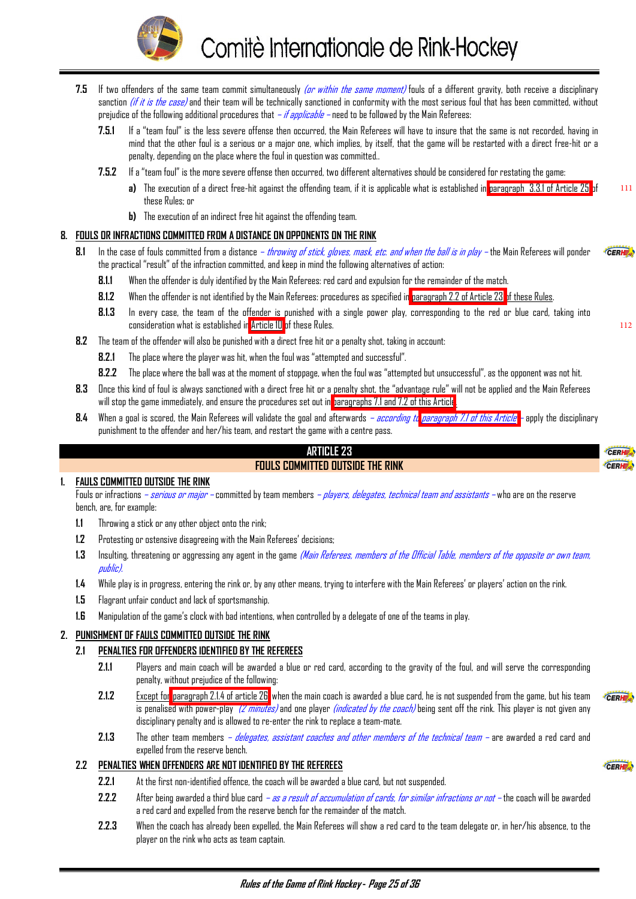**7.5** If two offenders of the same team commit simultaneously *(or within the same moment)* fouls of a different gravity, both receive a disciplinary sanction *(if it is the case)* and their team will be technically sanctioned in conformity with the most serious foul that has been committed, without prejudice of the following additional procedures that *– if applicable –* need to be followed by the Main Referees:

**7.5.1** If a "team foul" is the less severe offense then occurred, the Main Referees will have to insure that the same is not recorded, having in mind that the other foul is a serious or a major one, which implies, by itself, that the game will be restarted with a direct free-hit or a penalty, depending on the place where the foul in question was committed..

**7.5.2** If a "team foul" is the more severe offense then occurred, two different alternatives should be considered for restating the game:

**a)** The execution of a direct free-hit against the offending team, if it is applicable what is established in paragraph 3.3.1 of Article 25 of these Rules; or

**b)** The execution of an indirect free hit against the offending team.

## 8. FOULS OR INFRACTIONS COMMITTED FROM A DISTANCE ON OPPONENTS ON THE RINK

**8.1** In the case of fouls committed from a distance *– throwing of stick, gloves, mask, etc. and when the ball is in play –* the Main Referees will ponder the practical "result" of the infraction committed, and keep in mind the following alternatives of action:

**8.1.1** When the offender is duly identified by the Main Referees: red card and expulsion for the remainder of the match.

**8.1.2** When the offender is not identified by the Main Referees: procedures as specified in paragraph 2.2 of Article 23 of these Rules.

**8.1.3** In every case, the team of the offender is punished with a single power play, corresponding to the red or blue card, taking into consideration what is established in Article 10 of these Rules.

**8.2** The team of the offender will also be punished with a direct free hit or a penalty shot, taking in account:

**8.2.1** The place where the player was hit, when the foul was "attempted and successful".

**8.2.2** The place where the ball was at the moment of stoppage, when the foul was "attempted but unsuccessful", as the opponent was not hit.

**8.3** Once this kind of foul is always sanctioned with a direct free hit or a penalty shot, the "advantage rule" will not be applied and the Main Referees will stop the game immediately, and ensure the procedures set out in paragraphs 7.1 and 7.2 of this Article.

**8.4** When a goal is scored, the Main Referees will validate the goal and afterwards *– according to paragraph 7.1 of this Article –* apply the disciplinary punishment to the offender and her/his team, and restart the game with a centre pass.

# ARTICLE 23
## FOULS COMMITTED OUTSIDE THE RINK

## 1. FAULS COMMITTED OUTSIDE THE RINK

Fouls or infractions *– serious or major –* committed by team members *– players, delegates, technical team and assistants –* who are on the reserve bench, are, for example:

**1.1** Throwing a stick or any other object onto the rink;

**1.2** Protesting or ostensive disagreeing with the Main Referees' decisions;

**1.3** Insulting, threatening or aggressing any agent in the game *(Main Referees, members of the Official Table, members of the opposite or own team, public).*

**1.4** While play is in progress, entering the rink or, by any other means, trying to interfere with the Main Referees' or players' action on the rink.

**1.5** Flagrant unfair conduct and lack of sportsmanship.

**1.6** Manipulation of the game's clock with bad intentions, when controlled by a delegate of one of the teams in play.

## 2. PUNISHMENT OF FAULS COMMITTED OUTSIDE THE RINK

### 2.1 PENALTIES FOR OFFENDERS IDENTIFIED BY THE REFEREES

**2.1.1** Players and main coach will be awarded a blue or red card, according to the gravity of the foul, and will serve the corresponding penalty, without prejudice of the following:

**2.1.2** Except for paragraph 2.1.4 of article 26 when the main coach is awarded a blue card, he is not suspended from the game, but his team is penalised with power-play *(2 minutes)* and one player *(indicated by the coach)* being sent off the rink. This player is not given any disciplinary penalty and is allowed to re-enter the rink to replace a team-mate.

**2.1.3** The other team members *– delegates, assistant coaches and other members of the technical team –* are awarded a red card and expelled from the reserve bench.

### 2.2 PENALTIES WHEN OFFENDERS ARE NOT IDENTIFIED BY THE REFEREES

**2.2.1** At the first non-identified offence, the coach will be awarded a blue card, but not suspended.

**2.2.2** After being awarded a third blue card *– as a result of accumulation of cards, for similar infractions or not –* the coach will be awarded a red card and expelled from the reserve bench for the remainder of the match.

**2.2.3** When the coach has already been expelled, the Main Referees will show a red card to the team delegate or, in her/his absence, to the player on the rink who acts as team captain.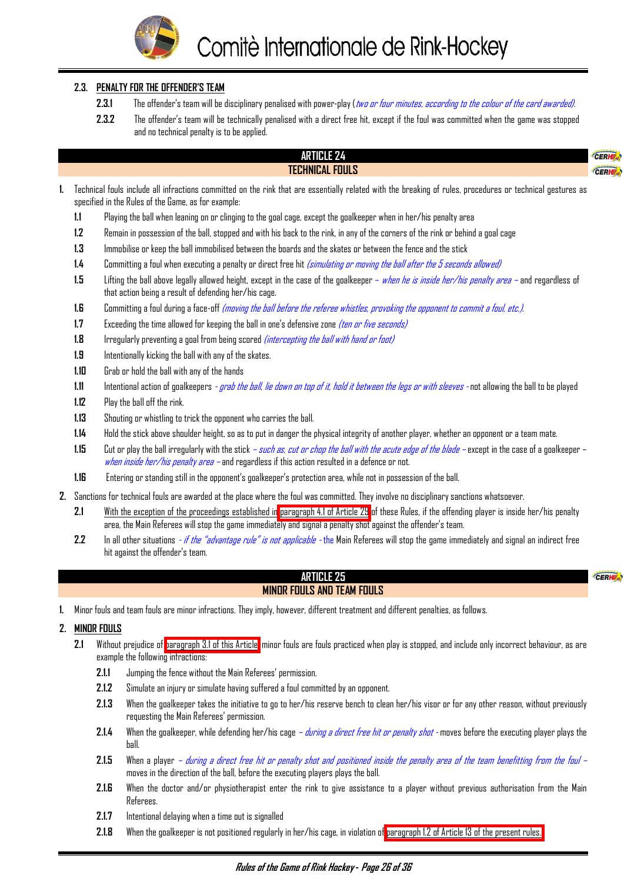### 2.3. PENALTY FOR THE OFFENDER'S TEAM

**2.3.1** The offender's team will be disciplinary penalised with power-play (*two or four minutes, according to the colour of the card awarded).*

**2.3.2** The offender's team will be technically penalised with a direct free hit, except if the foul was committed when the game was stopped and no technical penalty is to be applied.

## ARTICLE 24
## TECHNICAL FOULS

1. Technical fouls include all infractions committed on the rink that are essentially related with the breaking of rules, procedures or technical gestures as specified in the Rules of the Game, as for example:

   **1.1** Playing the ball when leaning on or clinging to the goal cage, except the goalkeeper when in her/his penalty area

   **1.2** Remain in possession of the ball, stopped and with his back to the rink, in any of the corners of the rink or behind a goal cage

   **1.3** Immobilise or keep the ball immobilised between the boards and the skates or between the fence and the stick

   **1.4** Committing a foul when executing a penalty or direct free hit *(simulating or moving the ball after the 5 seconds allowed)*

   **1.5** Lifting the ball above legally allowed height, except in the case of the goalkeeper – *when he is inside her/his penalty area* – and regardless of that action being a result of defending her/his cage.

   **1.6** Committing a foul during a face-off *(moving the ball before the referee whistles, provoking the opponent to commit a foul, etc.).*

   **1.7** Exceeding the time allowed for keeping the ball in one's defensive zone *(ten or five seconds)*

   **1.8** Irregularly preventing a goal from being scored *(intercepting the ball with hand or foot)*

   **1.9** Intentionally kicking the ball with any of the skates.

   **1.10** Grab or hold the ball with any of the hands

   **1.11** Intentional action of goalkeepers - *grab the ball, lie down on top of it, hold it between the legs or with sleeves* - not allowing the ball to be played

   **1.12** Play the ball off the rink.

   **1.13** Shouting or whistling to trick the opponent who carries the ball.

   **1.14** Hold the stick above shoulder height, so as to put in danger the physical integrity of another player, whether an opponent or a team mate.

   **1.15** Cut or play the ball irregularly with the stick – *such as, cut or chop the ball with the acute edge of the blade* – except in the case of a goalkeeper – *when inside her/his penalty area* – and regardless if this action resulted in a defence or not.

   **1.16** Entering or standing still in the opponent's goalkeeper's protection area, while not in possession of the ball.

2. Sanctions for technical fouls are awarded at the place where the foul was committed. They involve no disciplinary sanctions whatsoever.

   **2.1** With the exception of the proceedings established in paragraph 4.1 of Article 29 of these Rules, if the offending player is inside her/his penalty area, the Main Referees will stop the game immediately and signal a penalty shot against the offender's team.

   **2.2** In all other situations - *if the "advantage rule" is not applicable* - the Main Referees will stop the game immediately and signal an indirect free hit against the offender's team.

## ARTICLE 25
## MINOR FOULS AND TEAM FOULS

1. Minor fouls and team fouls are minor infractions. They imply, however, different treatment and different penalties, as follows.

2. MINOR FOULS

   **2.1** Without prejudice of paragraph 3.1 of this Article minor fouls are fouls practiced when play is stopped, and include only incorrect behaviour, as are example the following infractions:

   **2.1.1** Jumping the fence without the Main Referees' permission.

   **2.1.2** Simulate an injury or simulate having suffered a foul committed by an opponent.

   **2.1.3** When the goalkeeper takes the initiative to go to her/his reserve bench to clean her/his visor or for any other reason, without previously requesting the Main Referees' permission.

   **2.1.4** When the goalkeeper, while defending her/his cage – *during a direct free hit or penalty shot* - moves before the executing player plays the ball.

   **2.1.5** When a player – *during a direct free hit or penalty shot and positioned inside the penalty area of the team benefitting from the foul* – moves in the direction of the ball, before the executing players plays the ball.

   **2.1.6** When the doctor and/or physiotherapist enter the rink to give assistance to a player without previous authorisation from the Main Referees.

   **2.1.7** Intentional delaying when a time out is signalled

   **2.1.8** When the goalkeeper is not positioned regularly in her/his cage, in violation of paragraph 1.2 of Article 13 of the present rules.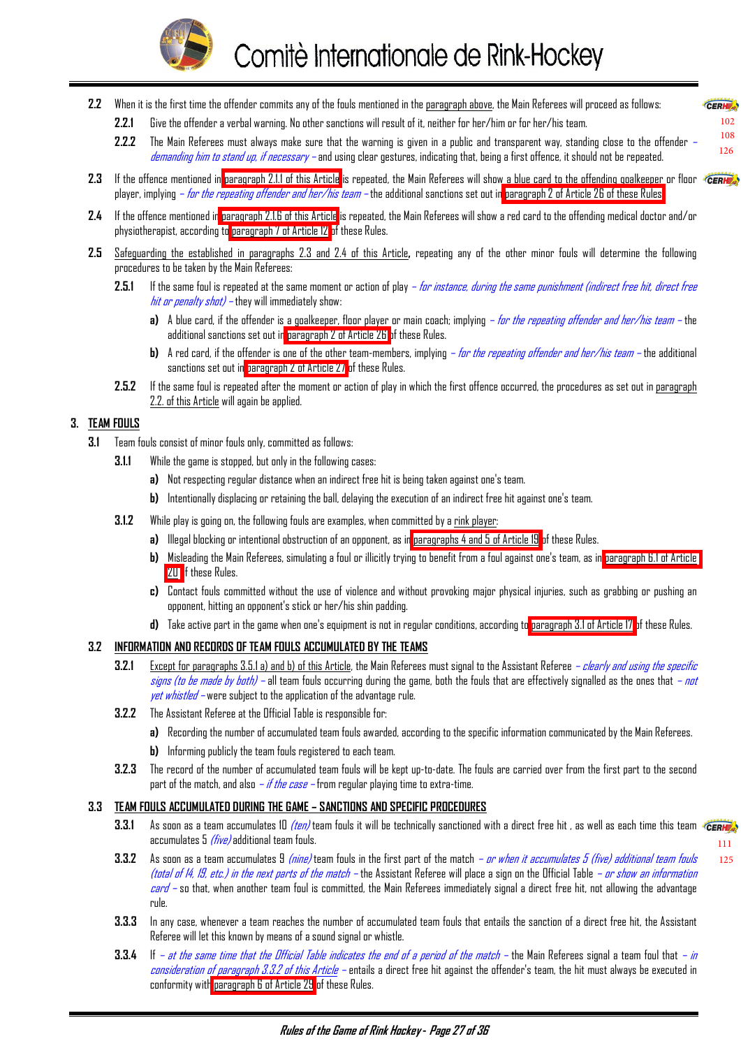**2.2** When it is the first time the offender commits any of the fouls mentioned in the paragraph above, the Main Referees will proceed as follows:

**2.2.1** Give the offender a verbal warning. No other sanctions will result of it, neither for her/him or for her/his team.

**2.2.2** The Main Referees must always make sure that the warning is given in a public and transparent way, standing close to the offender – *demanding him to stand up, if necessary* – and using clear gestures, indicating that, being a first offence, it should not be repeated.

**2.3** If the offence mentioned in paragraph 2.1.1 of this Article is repeated, the Main Referees will show a blue card to the offending goalkeeper or floor player, implying – *for the repeating offender and her/his team* – the additional sanctions set out in paragraph 2 of Article 26 of these Rules.

**2.4** If the offence mentioned in paragraph 2.1.6 of this Article is repeated, the Main Referees will show a red card to the offending medical doctor and/or physiotherapist, according to paragraph 7 of Article 12 of these Rules.

**2.5** Safeguarding the established in paragraphs 2.3 and 2.4 of this Article, repeating any of the other minor fouls will determine the following procedures to be taken by the Main Referees:

**2.5.1** If the same foul is repeated at the same moment or action of play – *for instance, during the same punishment (indirect free hit, direct free hit or penalty shot)* – they will immediately show:

**a)** A blue card, if the offender is a goalkeeper, floor player or main coach; implying – *for the repeating offender and her/his team* – the additional sanctions set out in paragraph 2 of Article 26 of these Rules.

**b)** A red card, if the offender is one of the other team-members, implying – *for the repeating offender and her/his team* – the additional sanctions set out in paragraph 2 of Article 27 of these Rules.

**2.5.2** If the same foul is repeated after the moment or action of play in which the first offence occurred, the procedures as set out in paragraph 2.2. of this Article will again be applied.

## 3. TEAM FOULS

**3.1** Team fouls consist of minor fouls only, committed as follows:

**3.1.1** While the game is stopped, but only in the following cases:

**a)** Not respecting regular distance when an indirect free hit is being taken against one's team.

**b)** Intentionally displacing or retaining the ball, delaying the execution of an indirect free hit against one's team.

**3.1.2** While play is going on, the following fouls are examples, when committed by a rink player:

**a)** Illegal blocking or intentional obstruction of an opponent, as in paragraphs 4 and 5 of Article 19 of these Rules.

**b)** Misleading the Main Referees, simulating a foul or illicitly trying to benefit from a foul against one's team, as in paragraph 6.1 of Article 20 of these Rules.

**c)** Contact fouls committed without the use of violence and without provoking major physical injuries, such as grabbing or pushing an opponent, hitting an opponent's stick or her/his shin padding.

**d)** Take active part in the game when one's equipment is not in regular conditions, according to paragraph 3.1 of Article 17 of these Rules.

### 3.2 INFORMATION AND RECORDS OF TEAM FOULS ACCUMULATED BY THE TEAMS

**3.2.1** Except for paragraphs 3.5.1 a) and b) of this Article, the Main Referees must signal to the Assistant Referee – *clearly and using the specific signs (to be made by both)* – all team fouls occurring during the game, both the fouls that are effectively signalled as the ones that – *not yet whistled* – were subject to the application of the advantage rule.

**3.2.2** The Assistant Referee at the Official Table is responsible for:

**a)** Recording the number of accumulated team fouls awarded, according to the specific information communicated by the Main Referees.

**b)** Informing publicly the team fouls registered to each team.

**3.2.3** The record of the number of accumulated team fouls will be kept up-to-date. The fouls are carried over from the first part to the second part of the match, and also – *if the case* – from regular playing time to extra-time.

### 3.3 TEAM FOULS ACCUMULATED DURING THE GAME – SANCTIONS AND SPECIFIC PROCEDURES

**3.3.1** As soon as a team accumulates 10 *(ten)* team fouls it will be technically sanctioned with a direct free hit , as well as each time this team accumulates 5 *(five)* additional team fouls.

**3.3.2** As soon as a team accumulates 9 *(nine)* team fouls in the first part of the match – *or when it accumulates 5 (five) additional team fouls (total of 14, 19, etc.) in the next parts of the match* – the Assistant Referee will place a sign on the Official Table – *or show an information card* – so that, when another team foul is committed, the Main Referees immediately signal a direct free hit, not allowing the advantage rule.

**3.3.3** In any case, whenever a team reaches the number of accumulated team fouls that entails the sanction of a direct free hit, the Assistant Referee will let this known by means of a sound signal or whistle.

**3.3.4** If – *at the same time that the Official Table indicates the end of a period of the match* – the Main Referees signal a team foul that – *in consideration of paragraph 3.3.2 of this Article* – entails a direct free hit against the offender's team, the hit must always be executed in conformity with paragraph 6 of Article 29 of these Rules.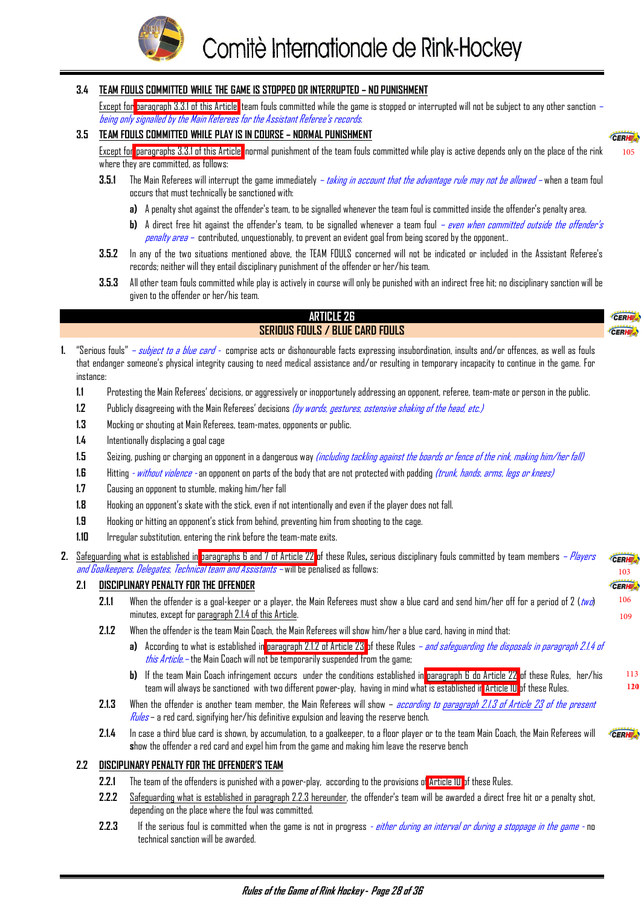### 3.4 TEAM FOULS COMMITTED WHILE THE GAME IS STOPPED OR INTERRUPTED – NO PUNISHMENT

Except for paragraph 3.3.1 of this Article team fouls committed while the game is stopped or interrupted will not be subject to any other sanction – *being only signalled by the Main Referees for the Assistant Referee's records.*

### 3.5 TEAM FOULS COMMITTED WHILE PLAY IS IN COURSE – NORMAL PUNISHMENT

Except for paragraphs 3.3.1 of this Article normal punishment of the team fouls committed while play is active depends only on the place of the rink where they are committed, as follows:

**3.5.1** The Main Referees will interrupt the game immediately – *taking in account that the advantage rule may not be allowed* – when a team foul occurs that must technically be sanctioned with:

**a)** A penalty shot against the offender's team, to be signalled whenever the team foul is committed inside the offender's penalty area.

**b)** A direct free hit against the offender's team, to be signalled whenever a team foul – *even when committed outside the offender's penalty area* – contributed, unquestionably, to prevent an evident goal from being scored by the opponent..

**3.5.2** In any of the two situations mentioned above, the TEAM FOULS concerned will not be indicated or included in the Assistant Referee's records; neither will they entail disciplinary punishment of the offender or her/his team.

**3.5.3** All other team fouls committed while play is actively in course will only be punished with an indirect free hit; no disciplinary sanction will be given to the offender or her/his team.

## ARTICLE 26
## SERIOUS FOULS / BLUE CARD FOULS

**1.** "Serious fouls" – *subject to a blue card* - comprise acts or dishonourable facts expressing insubordination, insults and/or offences, as well as fouls that endanger someone's physical integrity causing to need medical assistance and/or resulting in temporary incapacity to continue in the game. For instance:

**1.1** Protesting the Main Referees' decisions, or aggressively or inopportunely addressing an opponent, referee, team-mate or person in the public.

**1.2** Publicly disagreeing with the Main Referees' decisions *(by words, gestures, ostensive shaking of the head, etc.)*

**1.3** Mocking or shouting at Main Referees, team-mates, opponents or public.

**1.4** Intentionally displacing a goal cage

**1.5** Seizing, pushing or charging an opponent in a dangerous way *(including tackling against the boards or fence of the rink, making him/her fall)*

**1.6** Hitting - *without violence* - an opponent on parts of the body that are not protected with padding *(trunk, hands, arms, legs or knees)*

**1.7** Causing an opponent to stumble, making him/her fall

**1.8** Hooking an opponent's skate with the stick, even if not intentionally and even if the player does not fall.

**1.9** Hooking or hitting an opponent's stick from behind, preventing him from shooting to the cage.

**1.10** Irregular substitution, entering the rink before the team-mate exits.

**2.** Safeguarding what is established in paragraphs 6 and 7 of Article 22 of these Rules**,** serious disciplinary fouls committed by team members – *Players and Goalkeepers, Delegates, Technical team and Assistants* – will be penalised as follows:

### 2.1 DISCIPLINARY PENALTY FOR THE OFFENDER

**2.1.1** When the offender is a goal-keeper or a player, the Main Referees must show a blue card and send him/her off for a period of 2 (*two*) minutes, except for paragraph 2.1.4 of this Article.

**2.1.2** When the offender is the team Main Coach, the Main Referees will show him/her a blue card, having in mind that:

**a)** According to what is established in paragraph 2.1.2 of Article 23 of these Rules – *and safeguarding the disposals in paragraph 2.1.4 of this Article.* – the Main Coach will not be temporarily suspended from the game;

**b)** If the team Main Coach infringement occurs under the conditions established in paragraph 6 do Article 22 of these Rules, her/his team will always be sanctioned with two different power-play, having in mind what is established in Article 10 of these Rules.

**2.1.3** When the offender is another team member, the Main Referees will show – *according to paragraph 2.1.3 of Article 23 of the present Rules* – a red card, signifying her/his definitive expulsion and leaving the reserve bench.

**2.1.4** In case a third blue card is shown, by accumulation, to a goalkeeper, to a floor player or to the team Main Coach, the Main Referees will show the offender a red card and expel him from the game and making him leave the reserve bench

### 2.2 DISCIPLINARY PENALTY FOR THE OFFENDER'S TEAM

**2.2.1** The team of the offenders is punished with a power-play, according to the provisions of Article 10 of these Rules.

**2.2.2** Safeguarding what is established in paragraph 2.2.3 hereunder, the offender's team will be awarded a direct free hit or a penalty shot, depending on the place where the foul was committed.

**2.2.3** If the serious foul is committed when the game is not in progress - *either during an interval or during a stoppage in the game* - no technical sanction will be awarded.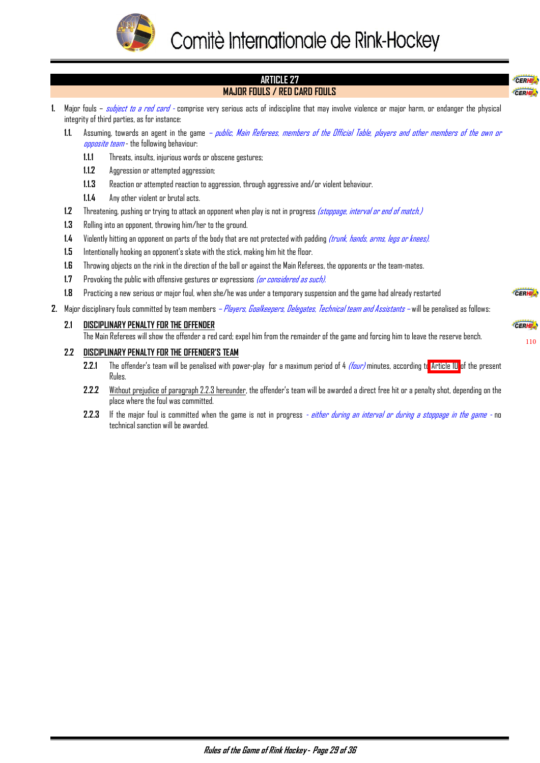## ARTICLE 27
## MAJOR FOULS / RED CARD FOULS

**1.** Major fouls – *subject to a red card* - comprise very serious acts of indiscipline that may involve violence or major harm, or endanger the physical integrity of third parties, as for instance:

**1.1.** Assuming, towards an agent in the game *– public, Main Referees, members of the Official Table, players and other members of the own or opposite team* - the following behaviour:

**1.1.1** Threats, insults, injurious words or obscene gestures;

**1.1.2** Aggression or attempted aggression;

**1.1.3** Reaction or attempted reaction to aggression, through aggressive and/or violent behaviour.

**1.1.4** Any other violent or brutal acts.

**1.2** Threatening, pushing or trying to attack an opponent when play is not in progress *(stoppage, interval or end of match.)*

**1.3** Rolling into an opponent, throwing him/her to the ground.

**1.4** Violently hitting an opponent on parts of the body that are not protected with padding *(trunk, hands, arms, legs or knees).*

**1.5** Intentionally hooking an opponent's skate with the stick, making him hit the floor.

**1.6** Throwing objects on the rink in the direction of the ball or against the Main Referees, the opponents or the team-mates.

**1.7** Provoking the public with offensive gestures or expressions *(or considered as such).*

**1.8** Practicing a new serious or major foul, when she/he was under a temporary suspension and the game had already restarted

**2.** Major disciplinary fouls committed by team members *– Players, Goalkeepers, Delegates, Technical team and Assistants –* will be penalised as follows:

**2.1** <u>**DISCIPLINARY PENALTY FOR THE OFFENDER**</u>

The Main Referees will show the offender a red card; expel him from the remainder of the game and forcing him to leave the reserve bench.

**2.2** <u>**DISCIPLINARY PENALTY FOR THE OFFENDER'S TEAM**</u>

**2.2.1** The offender's team will be penalised with power-play for a maximum period of 4 *(four)* minutes, according to Article 10 of the present Rules.

**2.2.2** <u>Without prejudice of paragraph 2.2.3 hereunder</u>, the offender's team will be awarded a direct free hit or a penalty shot, depending on the place where the foul was committed.

**2.2.3** If the major foul is committed when the game is not in progress *- either during an interval or during a stoppage in the game* - no technical sanction will be awarded.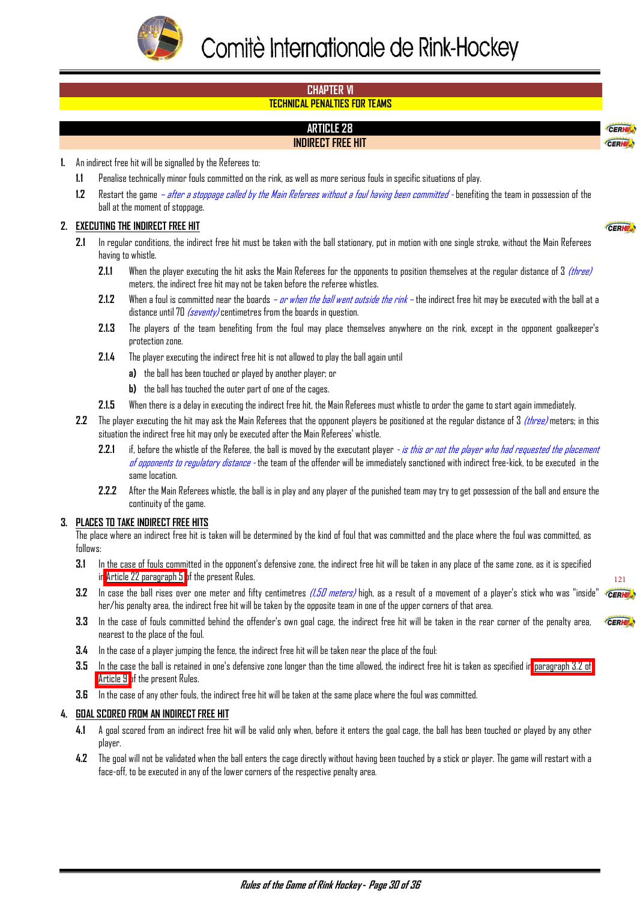# Comitè Internationale de Rink-Hockey

## CHAPTER VI
### TECHNICAL PENALTIES FOR TEAMS

## ARTICLE 28
### INDIRECT FREE HIT

1. An indirect free hit will be signalled by the Referees to:
   - **1.1** Penalise technically minor fouls committed on the rink, as well as more serious fouls in specific situations of play.
   - **1.2** Restart the game *– after a stoppage called by the Main Referees without a foul having been committed -* benefiting the team in possession of the ball at the moment of stoppage.

2. **EXECUTING THE INDIRECT FREE HIT**
   - **2.1** In regular conditions, the indirect free hit must be taken with the ball stationary, put in motion with one single stroke, without the Main Referees having to whistle.
     - **2.1.1** When the player executing the hit asks the Main Referees for the opponents to position themselves at the regular distance of 3 *(three)* meters, the indirect free hit may not be taken before the referee whistles.
     - **2.1.2** When a foul is committed near the boards *– or when the ball went outside the rink –* the indirect free hit may be executed with the ball at a distance until 70 *(seventy)* centimetres from the boards in question.
     - **2.1.3** The players of the team benefiting from the foul may place themselves anywhere on the rink, except in the opponent goalkeeper's protection zone.
     - **2.1.4** The player executing the indirect free hit is not allowed to play the ball again until
       - **a)** the ball has been touched or played by another player; or
       - **b)** the ball has touched the outer part of one of the cages.
     - **2.1.5** When there is a delay in executing the indirect free hit, the Main Referees must whistle to order the game to start again immediately.
   - **2.2** The player executing the hit may ask the Main Referees that the opponent players be positioned at the regular distance of 3 *(three)* meters; in this situation the indirect free hit may only be executed after the Main Referees' whistle.
     - **2.2.1** if, before the whistle of the Referee, the ball is moved by the executant player *- is this or not the player who had requested the placement of opponents to regulatory distance -* the team of the offender will be immediately sanctioned with indirect free-kick, to be executed in the same location.
     - **2.2.2** After the Main Referees whistle, the ball is in play and any player of the punished team may try to get possession of the ball and ensure the continuity of the game.

3. **PLACES TO TAKE INDIRECT FREE HITS**

   The place where an indirect free hit is taken will be determined by the kind of foul that was committed and the place where the foul was committed, as follows:
   - **3.1** In the case of fouls committed in the opponent's defensive zone, the indirect free hit will be taken in any place of the same zone, as it is specified in Article 22 paragraph 5 of the present Rules.
   - **3.2** In case the ball rises over one meter and fifty centimetres *(1,50 meters)* high, as a result of a movement of a player's stick who was "inside" her/his penalty area, the indirect free hit will be taken by the opposite team in one of the upper corners of that area.
   - **3.3** In the case of fouls committed behind the offender's own goal cage, the indirect free hit will be taken in the rear corner of the penalty area, nearest to the place of the foul.
   - **3.4** In the case of a player jumping the fence, the indirect free hit will be taken near the place of the foul:
   - **3.5** In the case the ball is retained in one's defensive zone longer than the time allowed, the indirect free hit is taken as specified in paragraph 3.2 of Article 9 of the present Rules.
   - **3.6** In the case of any other fouls, the indirect free hit will be taken at the same place where the foul was committed.

4. **GOAL SCORED FROM AN INDIRECT FREE HIT**
   - **4.1** A goal scored from an indirect free hit will be valid only when, before it enters the goal cage, the ball has been touched or played by any other player.
   - **4.2** The goal will not be validated when the ball enters the cage directly without having been touched by a stick or player. The game will restart with a face-off, to be executed in any of the lower corners of the respective penalty area.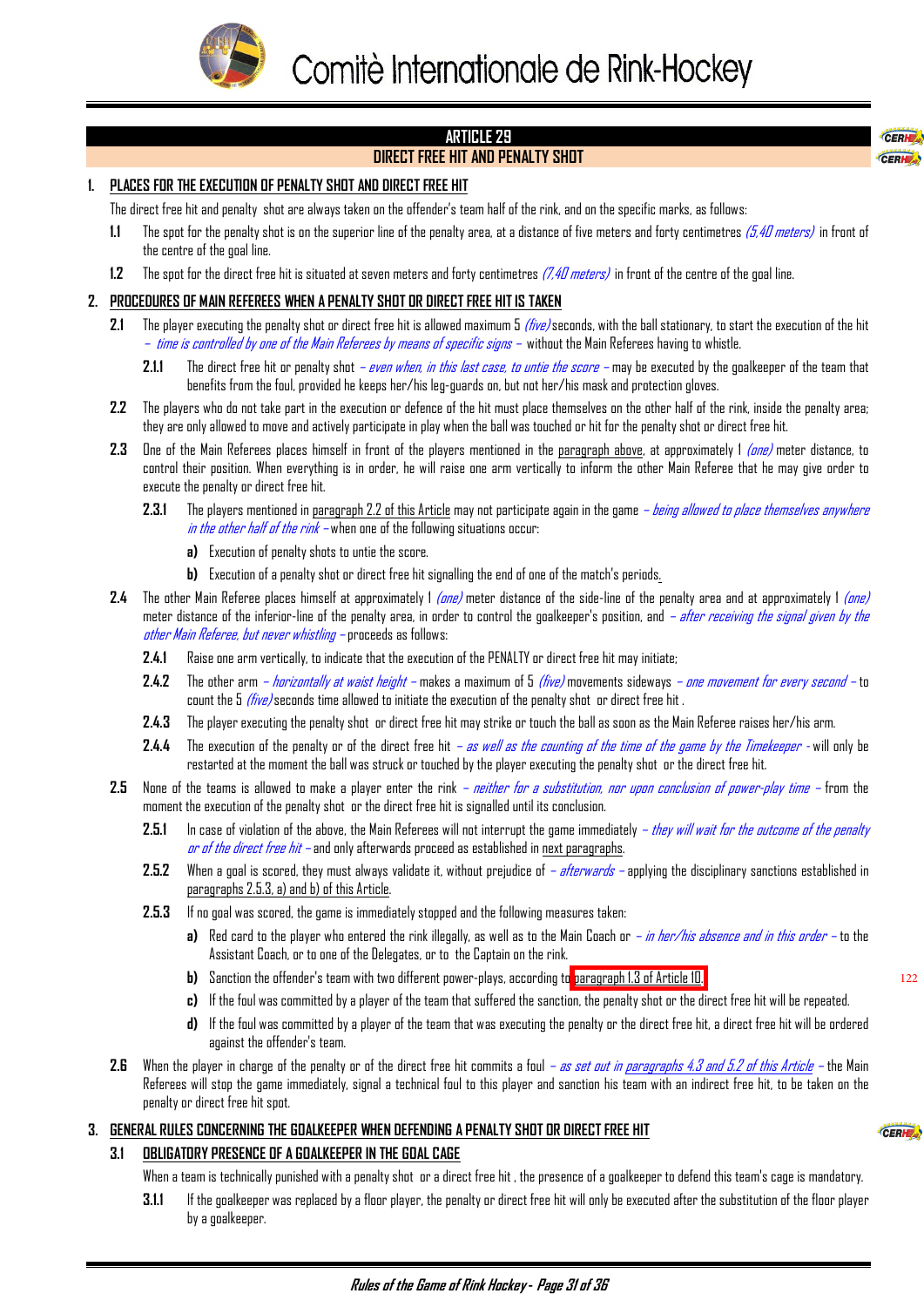Comitè Internationale de Rink-Hockey

# ARTICLE 29
## DIRECT FREE HIT AND PENALTY SHOT

**1. PLACES FOR THE EXECUTION OF PENALTY SHOT AND DIRECT FREE HIT**

The direct free hit and penalty shot are always taken on the offender's team half of the rink, and on the specific marks, as follows:

**1.1** The spot for the penalty shot is on the superior line of the penalty area, at a distance of five meters and forty centimetres *(5,40 meters)* in front of the centre of the goal line.

**1.2** The spot for the direct free hit is situated at seven meters and forty centimetres *(7,40 meters)* in front of the centre of the goal line.

**2. PROCEDURES OF MAIN REFEREES WHEN A PENALTY SHOT OR DIRECT FREE HIT IS TAKEN**

**2.1** The player executing the penalty shot or direct free hit is allowed maximum 5 *(five)* seconds, with the ball stationary, to start the execution of the hit – *time is controlled by one of the Main Referees by means of specific signs* – without the Main Referees having to whistle.

**2.1.1** The direct free hit or penalty shot – *even when, in this last case, to untie the score* – may be executed by the goalkeeper of the team that benefits from the foul, provided he keeps her/his leg-guards on, but not her/his mask and protection gloves.

**2.2** The players who do not take part in the execution or defence of the hit must place themselves on the other half of the rink, inside the penalty area; they are only allowed to move and actively participate in play when the ball was touched or hit for the penalty shot or direct free hit.

**2.3** One of the Main Referees places himself in front of the players mentioned in the paragraph above, at approximately 1 *(one)* meter distance, to control their position. When everything is in order, he will raise one arm vertically to inform the other Main Referee that he may give order to execute the penalty or direct free hit.

**2.3.1** The players mentioned in paragraph 2.2 of this Article may not participate again in the game – *being allowed to place themselves anywhere in the other half of the rink* – when one of the following situations occur:

**a)** Execution of penalty shots to untie the score.

**b)** Execution of a penalty shot or direct free hit signalling the end of one of the match's periods.

**2.4** The other Main Referee places himself at approximately 1 *(one)* meter distance of the side-line of the penalty area and at approximately 1 *(one)* meter distance of the inferior-line of the penalty area, in order to control the goalkeeper's position, and – *after receiving the signal given by the other Main Referee, but never whistling* – proceeds as follows:

**2.4.1** Raise one arm vertically, to indicate that the execution of the PENALTY or direct free hit may initiate;

**2.4.2** The other arm – *horizontally at waist height* – makes a maximum of 5 *(five)* movements sideways – *one movement for every second* – to count the 5 *(five)* seconds time allowed to initiate the execution of the penalty shot or direct free hit .

**2.4.3** The player executing the penalty shot or direct free hit may strike or touch the ball as soon as the Main Referee raises her/his arm.

**2.4.4** The execution of the penalty or of the direct free hit – *as well as the counting of the time of the game by the Timekeeper* - will only be restarted at the moment the ball was struck or touched by the player executing the penalty shot or the direct free hit.

**2.5** None of the teams is allowed to make a player enter the rink – *neither for a substitution, nor upon conclusion of power-play time* – from the moment the execution of the penalty shot or the direct free hit is signalled until its conclusion.

**2.5.1** In case of violation of the above, the Main Referees will not interrupt the game immediately – *they will wait for the outcome of the penalty or of the direct free hit* – and only afterwards proceed as established in next paragraphs.

**2.5.2** When a goal is scored, they must always validate it, without prejudice of – *afterwards* – applying the disciplinary sanctions established in paragraphs 2.5.3, a) and b) of this Article.

**2.5.3** If no goal was scored, the game is immediately stopped and the following measures taken:

**a)** Red card to the player who entered the rink illegally, as well as to the Main Coach or – *in her/his absence and in this order* – to the Assistant Coach, or to one of the Delegates, or to the Captain on the rink.

**b)** Sanction the offender's team with two different power-plays, according to paragraph 1.3 of Article 10.

**c)** If the foul was committed by a player of the team that suffered the sanction, the penalty shot or the direct free hit will be repeated.

**d)** If the foul was committed by a player of the team that was executing the penalty or the direct free hit, a direct free hit will be ordered against the offender's team.

**2.6** When the player in charge of the penalty or of the direct free hit commits a foul – *as set out in paragraphs 4.3 and 5.2 of this Article* – the Main Referees will stop the game immediately, signal a technical foul to this player and sanction his team with an indirect free hit, to be taken on the penalty or direct free hit spot.

**3. GENERAL RULES CONCERNING THE GOALKEEPER WHEN DEFENDING A PENALTY SHOT OR DIRECT FREE HIT**

**3.1 OBLIGATORY PRESENCE OF A GOALKEEPER IN THE GOAL CAGE**

When a team is technically punished with a penalty shot or a direct free hit , the presence of a goalkeeper to defend this team's cage is mandatory.

**3.1.1** If the goalkeeper was replaced by a floor player, the penalty or direct free hit will only be executed after the substitution of the floor player by a goalkeeper.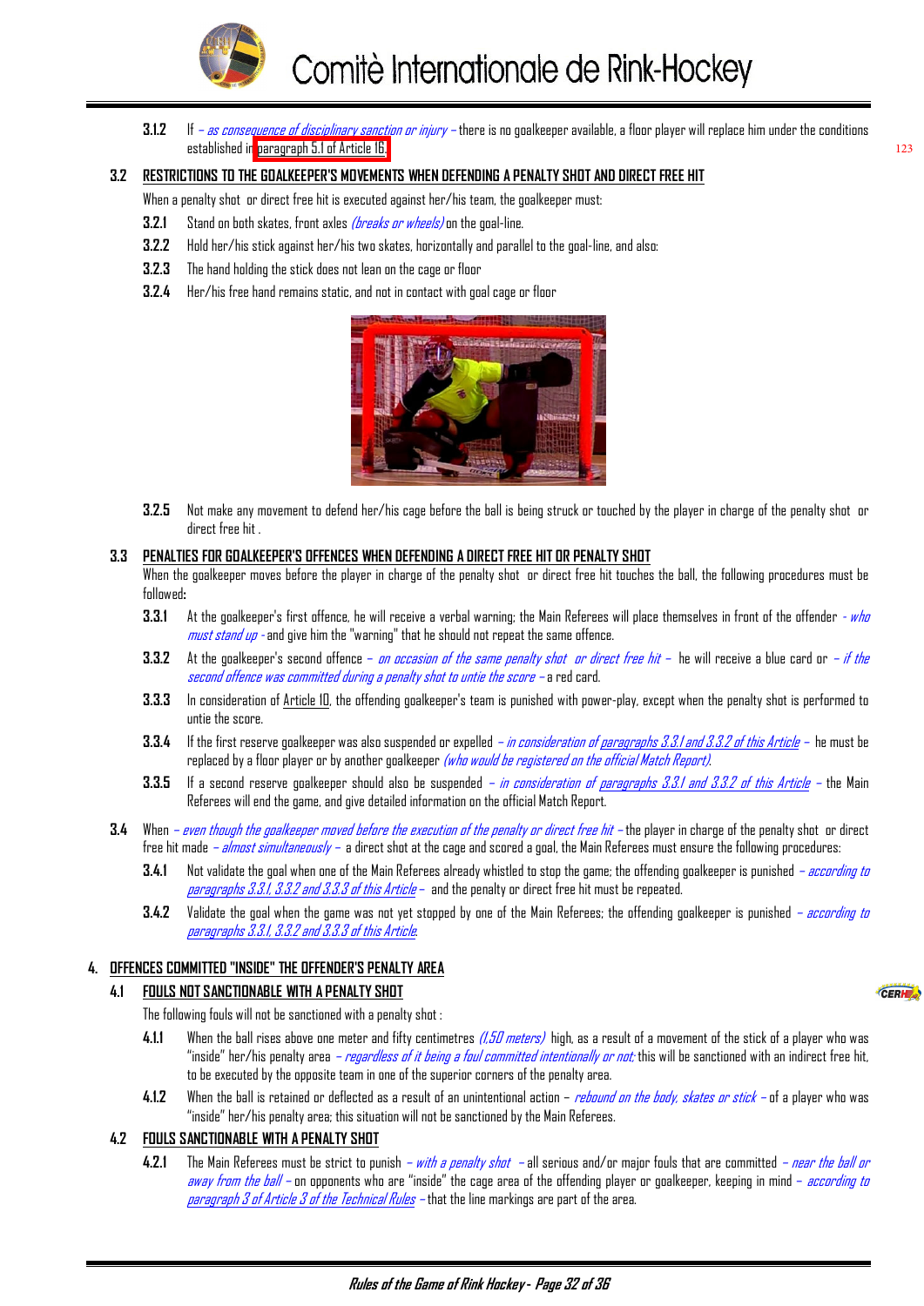**3.1.2** If *– as consequence of disciplinary sanction or injury –* there is no goalkeeper available, a floor player will replace him under the conditions established in paragraph 5.1 of Article 16.

## 3.2 RESTRICTIONS TO THE GOALKEEPER'S MOVEMENTS WHEN DEFENDING A PENALTY SHOT AND DIRECT FREE HIT

When a penalty shot or direct free hit is executed against her/his team, the goalkeeper must:

**3.2.1** Stand on both skates, front axles *(breaks or wheels)* on the goal-line.

**3.2.2** Hold her/his stick against her/his two skates, horizontally and parallel to the goal-line, and also:

**3.2.3** The hand holding the stick does not lean on the cage or floor

**3.2.4** Her/his free hand remains static, and not in contact with goal cage or floor

**3.2.5** Not make any movement to defend her/his cage before the ball is being struck or touched by the player in charge of the penalty shot or direct free hit .

## 3.3 PENALTIES FOR GOALKEEPER'S OFFENCES WHEN DEFENDING A DIRECT FREE HIT OR PENALTY SHOT

When the goalkeeper moves before the player in charge of the penalty shot or direct free hit touches the ball, the following procedures must be followed**:**

**3.3.1** At the goalkeeper's first offence, he will receive a verbal warning; the Main Referees will place themselves in front of the offender *- who must stand up -* and give him the "warning" that he should not repeat the same offence.

**3.3.2** At the goalkeeper's second offence *– on occasion of the same penalty shot or direct free hit –* he will receive a blue card or *– if the second offence was committed during a penalty shot to untie the score –* a red card.

**3.3.3** In consideration of Article 10, the offending goalkeeper's team is punished with power-play, except when the penalty shot is performed to untie the score.

**3.3.4** If the first reserve goalkeeper was also suspended or expelled *– in consideration of paragraphs 3.3.1 and 3.3.2 of this Article –* he must be replaced by a floor player or by another goalkeeper *(who would be registered on the official Match Report).*

**3.3.5** If a second reserve goalkeeper should also be suspended *– in consideration of paragraphs 3.3.1 and 3.3.2 of this Article –* the Main Referees will end the game, and give detailed information on the official Match Report.

## 3.4

When *– even though the goalkeeper moved before the execution of the penalty or direct free hit –* the player in charge of the penalty shot or direct free hit made *– almost simultaneously –* a direct shot at the cage and scored a goal, the Main Referees must ensure the following procedures:

**3.4.1** Not validate the goal when one of the Main Referees already whistled to stop the game; the offending goalkeeper is punished *– according to paragraphs 3.3.1, 3.3.2 and 3.3.3 of this Article –* and the penalty or direct free hit must be repeated.

**3.4.2** Validate the goal when the game was not yet stopped by one of the Main Referees; the offending goalkeeper is punished *– according to paragraphs 3.3.1, 3.3.2 and 3.3.3 of this Article.*

# 4. OFFENCES COMMITTED "INSIDE" THE OFFENDER'S PENALTY AREA

## 4.1 FOULS NOT SANCTIONABLE WITH A PENALTY SHOT

The following fouls will not be sanctioned with a penalty shot :

**4.1.1** When the ball rises above one meter and fifty centimetres *(1,50 meters)* high, as a result of a movement of the stick of a player who was "inside" her/his penalty area *– regardless of it being a foul committed intentionally or not;* this will be sanctioned with an indirect free hit, to be executed by the opposite team in one of the superior corners of the penalty area.

**4.1.2** When the ball is retained or deflected as a result of an unintentional action – *rebound on the body, skates or stick –* of a player who was "inside" her/his penalty area; this situation will not be sanctioned by the Main Referees.

## 4.2 FOULS SANCTIONABLE WITH A PENALTY SHOT

**4.2.1** The Main Referees must be strict to punish *– with a penalty shot –* all serious and/or major fouls that are committed *– near the ball or away from the ball –* on opponents who are "inside" the cage area of the offending player or goalkeeper, keeping in mind *– according to paragraph 3 of Article 3 of the Technical Rules –* that the line markings are part of the area.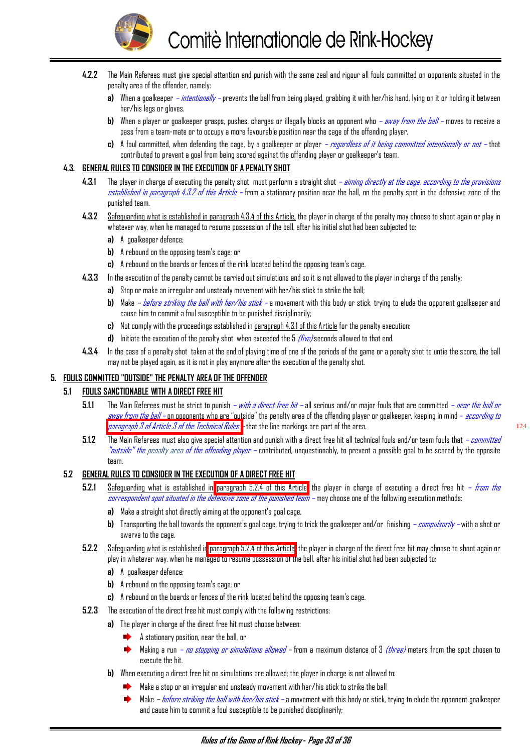**4.2.2** The Main Referees must give special attention and punish with the same zeal and rigour all fouls committed on opponents situated in the penalty area of the offender, namely:

- **a)** When a goalkeeper – *intentionally* – prevents the ball from being played, grabbing it with her/his hand, lying on it or holding it between her/his legs or gloves.
- **b)** When a player or goalkeeper grasps, pushes, charges or illegally blocks an opponent who – *away from the ball* – moves to receive a pass from a team-mate or to occupy a more favourable position near the cage of the offending player.
- **c)** A foul committed, when defending the cage, by a goalkeeper or player – *regardless of it being committed intentionally or not* – that contributed to prevent a goal from being scored against the offending player or goalkeeper's team.

## 4.3. GENERAL RULES TO CONSIDER IN THE EXECUTION OF A PENALTY SHOT

**4.3.1** The player in charge of executing the penalty shot must perform a straight shot – *aiming directly at the cage, according to the provisions established in paragraph 4.3.2 of this Article* – from a stationary position near the ball, on the penalty spot in the defensive zone of the punished team.

**4.3.2** Safeguarding what is established in paragraph 4.3.4 of this Article, the player in charge of the penalty may choose to shoot again or play in whatever way, when he managed to resume possession of the ball, after his initial shot had been subjected to:

- **a)** A goalkeeper defence;
- **b)** A rebound on the opposing team's cage; or
- **c)** A rebound on the boards or fences of the rink located behind the opposing team's cage.

**4.3.3** In the execution of the penalty cannot be carried out simulations and so it is not allowed to the player in charge of the penalty:

- **a)** Stop or make an irregular and unsteady movement with her/his stick to strike the ball;
- **b)** Make – *before striking the ball with her/his stick* – a movement with this body or stick, trying to elude the opponent goalkeeper and cause him to commit a foul susceptible to be punished disciplinarily;
- **c)** Not comply with the proceedings established in paragraph 4.3.1 of this Article for the penalty execution;
- **d)** Initiate the execution of the penalty shot when exceeded the 5 *(five)* seconds allowed to that end.

**4.3.4** In the case of a penalty shot taken at the end of playing time of one of the periods of the game or a penalty shot to untie the score, the ball may not be played again, as it is not in play anymore after the execution of the penalty shot.

# 5. FOULS COMMITTED "OUTSIDE" THE PENALTY AREA OF THE OFFENDER

## 5.1 FOULS SANCTIONABLE WITH A DIRECT FREE HIT

**5.1.1** The Main Referees must be strict to punish – *with a direct free hit* – all serious and/or major fouls that are committed – *near the ball or away from the ball* – on opponents who are "outside" the penalty area of the offending player or goalkeeper, keeping in mind – *according to paragraph 3 of Article 3 of the Technical Rules* – that the line markings are part of the area.

**5.1.2** The Main Referees must also give special attention and punish with a direct free hit all technical fouls and/or team fouls that – *committed "outside" the penalty area of the offending player* – contributed, unquestionably, to prevent a possible goal to be scored by the opposite team.

## 5.2 GENERAL RULES TO CONSIDER IN THE EXECUTION OF A DIRECT FREE HIT

**5.2.1** Safeguarding what is established in paragraph 5.2.4 of this Article the player in charge of executing a direct free hit – *from the correspondent spot situated in the defensive zone of the punished team* – may choose one of the following execution methods:

- **a)** Make a straight shot directly aiming at the opponent's goal cage.
- **b)** Transporting the ball towards the opponent's goal cage, trying to trick the goalkeeper and/or finishing – *compulsorily* – with a shot or swerve to the cage.

**5.2.2** Safeguarding what is established in paragraph 5.2.4 of this Article the player in charge of the direct free hit may choose to shoot again or play in whatever way, when he managed to resume possession of the ball, after his initial shot had been subjected to:

- **a)** A goalkeeper defence;
- **b)** A rebound on the opposing team's cage; or
- **c)** A rebound on the boards or fences of the rink located behind the opposing team's cage.

**5.2.3** The execution of the direct free hit must comply with the following restrictions:

- **a)** The player in charge of the direct free hit must choose between:
  - A stationary position, near the ball, or
  - Making a run – *no stopping or simulations allowed* – from a maximum distance of 3 *(three)* meters from the spot chosen to execute the hit.
- **b)** When executing a direct free hit no simulations are allowed; the player in charge is not allowed to:
  - Make a stop or an irregular and unsteady movement with her/his stick to strike the ball
  - Make – *before striking the ball with her/his stick* – a movement with this body or stick, trying to elude the opponent goalkeeper and cause him to commit a foul susceptible to be punished disciplinarily;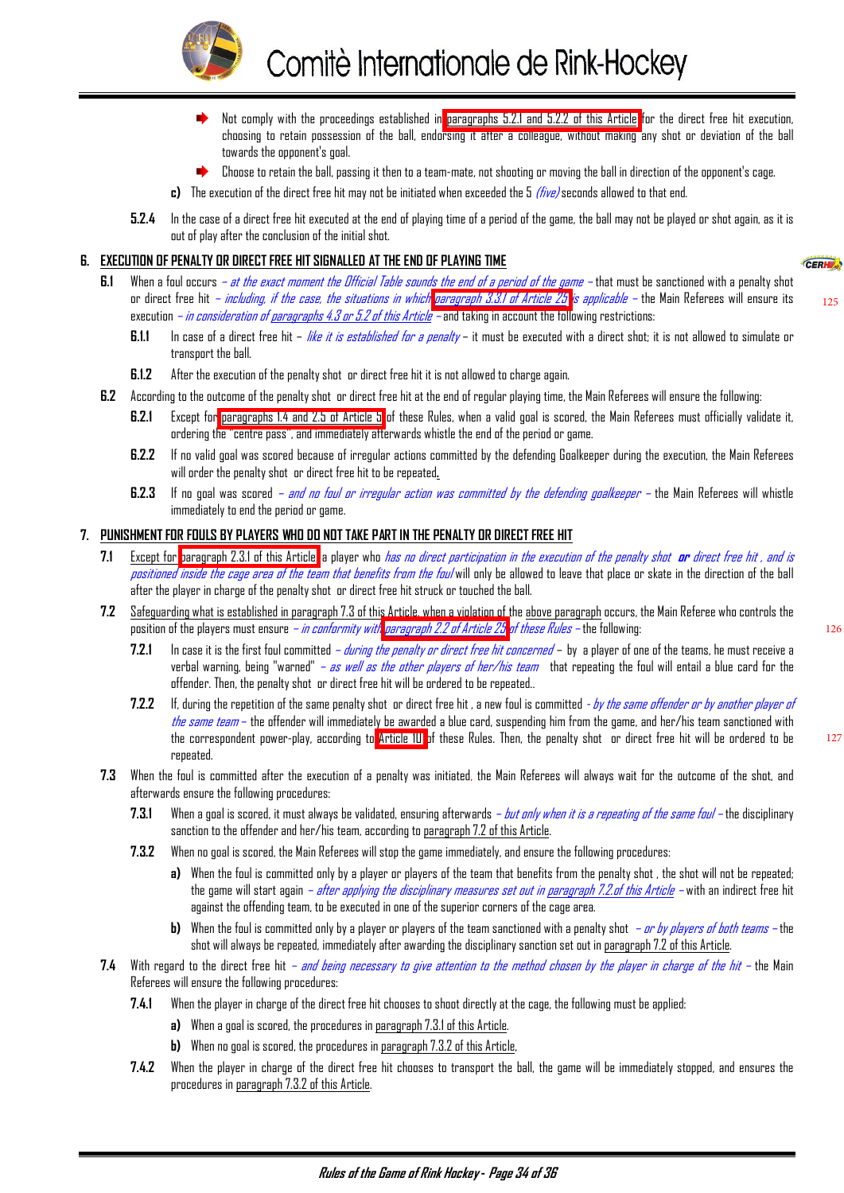- Not comply with the proceedings established in paragraphs 5.2.1 and 5.2.2 of this Article for the direct free hit execution, choosing to retain possession of the ball, endorsing it after a colleague, without making any shot or deviation of the ball towards the opponent's goal.
- Choose to retain the ball, passing it then to a team-mate, not shooting or moving the ball in direction of the opponent's cage.

**c)** The execution of the direct free hit may not be initiated when exceeded the 5 *(five)* seconds allowed to that end.

**5.2.4** In the case of a direct free hit executed at the end of playing time of a period of the game, the ball may not be played or shot again, as it is out of play after the conclusion of the initial shot.

## 6. EXECUTION OF PENALTY OR DIRECT FREE HIT SIGNALLED AT THE END OF PLAYING TIME

**6.1** When a foul occurs *– at the exact moment the Official Table sounds the end of a period of the game –* that must be sanctioned with a penalty shot or direct free hit *– including, if the case, the situations in which paragraph 3.3.1 of Article 25 is applicable –* the Main Referees will ensure its execution *– in consideration of paragraphs 4.3 or 5.2 of this Article –* and taking in account the following restrictions:

**6.1.1** In case of a direct free hit *– like it is established for a penalty –* it must be executed with a direct shot; it is not allowed to simulate or transport the ball.

**6.1.2** After the execution of the penalty shot or direct free hit it is not allowed to charge again.

**6.2** According to the outcome of the penalty shot or direct free hit at the end of regular playing time, the Main Referees will ensure the following:

**6.2.1** Except for paragraphs 1.4 and 2.5 of Article 5 of these Rules, when a valid goal is scored, the Main Referees must officially validate it, ordering the "centre pass", and immediately afterwards whistle the end of the period or game.

**6.2.2** If no valid goal was scored because of irregular actions committed by the defending Goalkeeper during the execution, the Main Referees will order the penalty shot or direct free hit to be repeated.

**6.2.3** If no goal was scored *– and no foul or irregular action was committed by the defending goalkeeper –* the Main Referees will whistle immediately to end the period or game.

## 7. PUNISHMENT FOR FOULS BY PLAYERS WHO DO NOT TAKE PART IN THE PENALTY OR DIRECT FREE HIT

**7.1** Except for paragraph 2.3.1 of this Article a player who *has no direct participation in the execution of the penalty shot* ***or*** *direct free hit , and is positioned inside the cage area of the team that benefits from the foul* will only be allowed to leave that place or skate in the direction of the ball after the player in charge of the penalty shot or direct free hit struck or touched the ball.

**7.2** Safeguarding what is established in paragraph 7.3 of this Article, when a violation of the above paragraph occurs, the Main Referee who controls the position of the players must ensure *– in conformity with paragraph 2.2 of Article 25 of these Rules –* the following:

**7.2.1** In case it is the first foul committed *– during the penalty or direct free hit concerned –* by a player of one of the teams, he must receive a verbal warning, being "warned" *– as well as the other players of her/his team* that repeating the foul will entail a blue card for the offender. Then, the penalty shot or direct free hit will be ordered to be repeated..

**7.2.2** If, during the repetition of the same penalty shot or direct free hit , a new foul is committed *- by the same offender or by another player of the same team –* the offender will immediately be awarded a blue card, suspending him from the game, and her/his team sanctioned with the correspondent power-play, according to Article 10 of these Rules. Then, the penalty shot or direct free hit will be ordered to be repeated.

**7.3** When the foul is committed after the execution of a penalty was initiated, the Main Referees will always wait for the outcome of the shot, and afterwards ensure the following procedures:

**7.3.1** When a goal is scored, it must always be validated, ensuring afterwards *– but only when it is a repeating of the same foul –* the disciplinary sanction to the offender and her/his team, according to paragraph 7.2 of this Article.

**7.3.2** When no goal is scored, the Main Referees will stop the game immediately, and ensure the following procedures:

**a)** When the foul is committed only by a player or players of the team that benefits from the penalty shot , the shot will not be repeated; the game will start again *– after applying the disciplinary measures set out in paragraph 7.2.of this Article –* with an indirect free hit against the offending team, to be executed in one of the superior corners of the cage area.

**b)** When the foul is committed only by a player or players of the team sanctioned with a penalty shot *– or by players of both teams –* the shot will always be repeated, immediately after awarding the disciplinary sanction set out in paragraph 7.2 of this Article.

**7.4** With regard to the direct free hit *– and being necessary to give attention to the method chosen by the player in charge of the hit –* the Main Referees will ensure the following procedures:

**7.4.1** When the player in charge of the direct free hit chooses to shoot directly at the cage, the following must be applied:

**a)** When a goal is scored, the procedures in paragraph 7.3.1 of this Article.

**b)** When no goal is scored, the procedures in paragraph 7.3.2 of this Article.

**7.4.2** When the player in charge of the direct free hit chooses to transport the ball, the game will be immediately stopped, and ensures the procedures in paragraph 7.3.2 of this Article.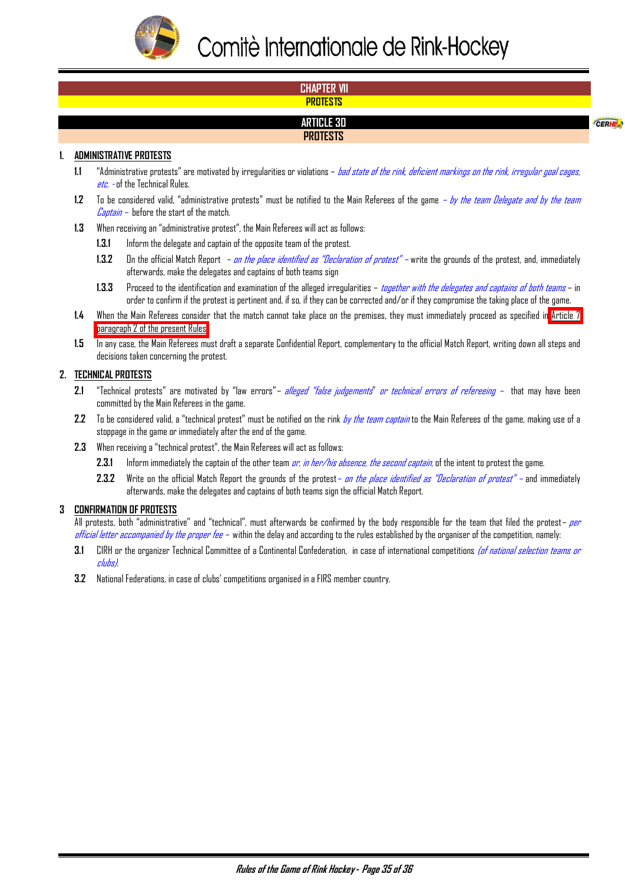# CHAPTER VII

## PROTESTS

## ARTICLE 30

## PROTESTS

### 1. ADMINISTRATIVE PROTESTS

**1.1** "Administrative protests" are motivated by irregularities or violations – *bad state of the rink, deficient markings on the rink, irregular goal cages, etc.* - of the Technical Rules.

**1.2** To be considered valid, "administrative protests" must be notified to the Main Referees of the game – *by the team Delegate and by the team Captain* – before the start of the match.

**1.3** When receiving an "administrative protest", the Main Referees will act as follows:

**1.3.1** Inform the delegate and captain of the opposite team of the protest.

**1.3.2** On the official Match Report – *on the place identified as "Declaration of protest"* – write the grounds of the protest, and, immediately afterwards, make the delegates and captains of both teams sign

**1.3.3** Proceed to the identification and examination of the alleged irregularities – *together with the delegates and captains of both teams* – in order to confirm if the protest is pertinent and, if so, if they can be corrected and/or if they compromise the taking place of the game.

**1.4** When the Main Referees consider that the match cannot take place on the premises, they must immediately proceed as specified in Article 7 paragraph 2 of the present Rules

**1.5** In any case, the Main Referees must draft a separate Confidential Report, complementary to the official Match Report, writing down all steps and decisions taken concerning the protest.

### 2. TECHNICAL PROTESTS

**2.1** "Technical protests" are motivated by "law errors" – *alleged "false judgements" or technical errors of refereeing* – that may have been committed by the Main Referees in the game.

**2.2** To be considered valid, a "technical protest" must be notified on the rink *by the team captain* to the Main Referees of the game, making use of a stoppage in the game or immediately after the end of the game.

**2.3** When receiving a "technical protest", the Main Referees will act as follows:

**2.3.1** Inform immediately the captain of the other team *or, in her/his absence, the second captain*, of the intent to protest the game.

**2.3.2** Write on the official Match Report the grounds of the protest – *on the place identified as "Declaration of protest"* – and immediately afterwards, make the delegates and captains of both teams sign the official Match Report.

### 3 CONFIRMATION OF PROTESTS

All protests, both "administrative" and "technical", must afterwards be confirmed by the body responsible for the team that filed the protest – *per official letter accompanied by the proper fee* – within the delay and according to the rules established by the organiser of the competition, namely:

**3.1** CIRH or the organizer Technical Committee of a Continental Confederation, in case of international competitions *(of national selection teams or clubs).*

**3.2** National Federations, in case of clubs' competitions organised in a FIRS member country.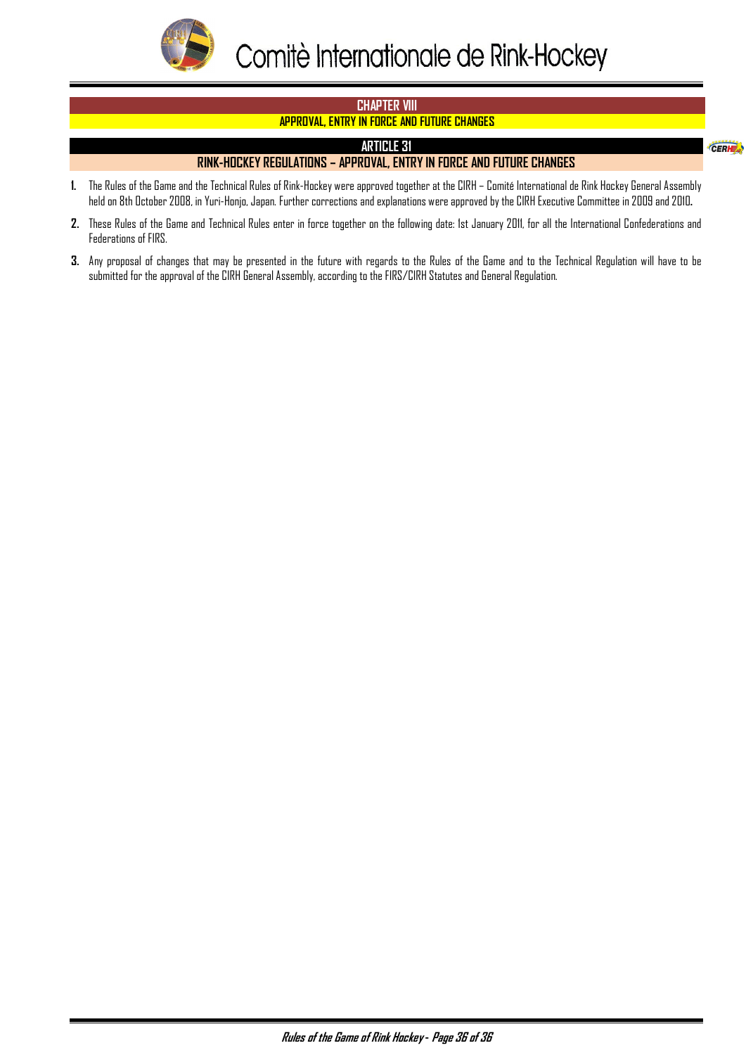## CHAPTER VIII

### APPROVAL, ENTRY IN FORCE AND FUTURE CHANGES

## ARTICLE 31

### RINK-HOCKEY REGULATIONS – APPROVAL, ENTRY IN FORCE AND FUTURE CHANGES

1. The Rules of the Game and the Technical Rules of Rink-Hockey were approved together at the CIRH – Comité International de Rink Hockey General Assembly held on 8th October 2008, in Yuri-Honjo, Japan. Further corrections and explanations were approved by the CIRH Executive Committee in 2009 and 2010.

2. These Rules of the Game and Technical Rules enter in force together on the following date: 1st January 2011, for all the International Confederations and Federations of FIRS.

3. Any proposal of changes that may be presented in the future with regards to the Rules of the Game and to the Technical Regulation will have to be submitted for the approval of the CIRH General Assembly, according to the FIRS/CIRH Statutes and General Regulation.